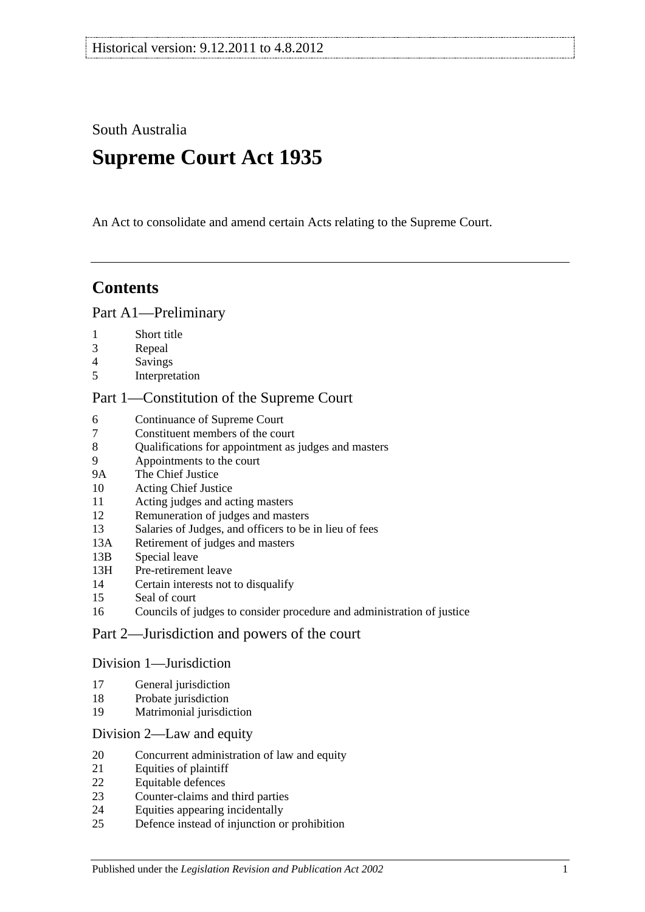Historical version: 9.12.2011 to 4.8.2012

South Australia

# Supreme Court Act 1935

An Act to consolidate and amend certain Acts relating to the Supreme Court.

## Contents

### Part A1—Preliminary

1 Short title
3 Repeal
4 Savings
5 Interpretation

### Part 1—Constitution of the Supreme Court

6 Continuance of Supreme Court
7 Constituent members of the court
8 Qualifications for appointment as judges and masters
9 Appointments to the court
9A The Chief Justice
10 Acting Chief Justice
11 Acting judges and acting masters
12 Remuneration of judges and masters
13 Salaries of Judges, and officers to be in lieu of fees
13A Retirement of judges and masters
13B Special leave
13H Pre-retirement leave
14 Certain interests not to disqualify
15 Seal of court
16 Councils of judges to consider procedure and administration of justice

### Part 2—Jurisdiction and powers of the court

#### Division 1—Jurisdiction

17 General jurisdiction
18 Probate jurisdiction
19 Matrimonial jurisdiction

#### Division 2—Law and equity

20 Concurrent administration of law and equity
21 Equities of plaintiff
22 Equitable defences
23 Counter-claims and third parties
24 Equities appearing incidentally
25 Defence instead of injunction or prohibition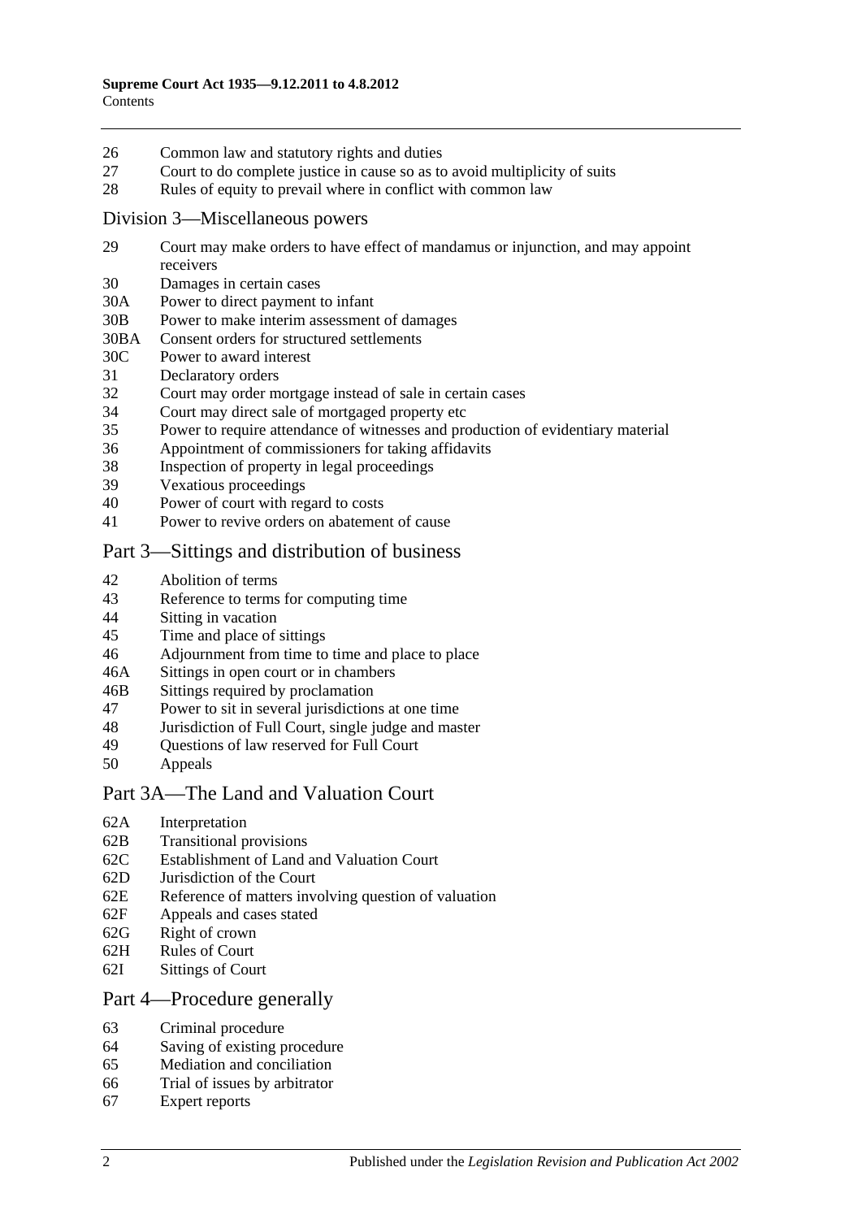26 Common law and statutory rights and duties
27 Court to do complete justice in cause so as to avoid multiplicity of suits
28 Rules of equity to prevail where in conflict with common law

## Division 3—Miscellaneous powers

29 Court may make orders to have effect of mandamus or injunction, and may appoint receivers
30 Damages in certain cases
30A Power to direct payment to infant
30B Power to make interim assessment of damages
30BA Consent orders for structured settlements
30C Power to award interest
31 Declaratory orders
32 Court may order mortgage instead of sale in certain cases
34 Court may direct sale of mortgaged property etc
35 Power to require attendance of witnesses and production of evidentiary material
36 Appointment of commissioners for taking affidavits
38 Inspection of property in legal proceedings
39 Vexatious proceedings
40 Power of court with regard to costs
41 Power to revive orders on abatement of cause

## Part 3—Sittings and distribution of business

42 Abolition of terms
43 Reference to terms for computing time
44 Sitting in vacation
45 Time and place of sittings
46 Adjournment from time to time and place to place
46A Sittings in open court or in chambers
46B Sittings required by proclamation
47 Power to sit in several jurisdictions at one time
48 Jurisdiction of Full Court, single judge and master
49 Questions of law reserved for Full Court
50 Appeals

## Part 3A—The Land and Valuation Court

62A Interpretation
62B Transitional provisions
62C Establishment of Land and Valuation Court
62D Jurisdiction of the Court
62E Reference of matters involving question of valuation
62F Appeals and cases stated
62G Right of crown
62H Rules of Court
62I Sittings of Court

## Part 4—Procedure generally

63 Criminal procedure
64 Saving of existing procedure
65 Mediation and conciliation
66 Trial of issues by arbitrator
67 Expert reports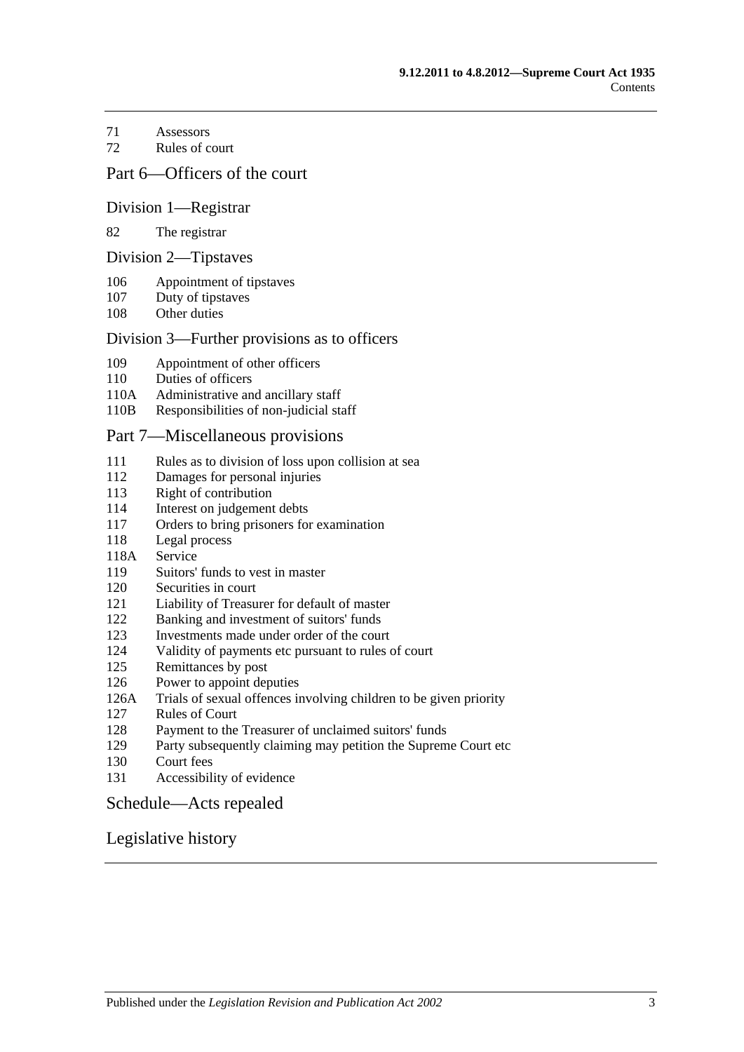71 Assessors
72 Rules of court

## Part 6—Officers of the court

### Division 1—Registrar

82 The registrar

### Division 2—Tipstaves

106 Appointment of tipstaves
107 Duty of tipstaves
108 Other duties

### Division 3—Further provisions as to officers

109 Appointment of other officers
110 Duties of officers
110A Administrative and ancillary staff
110B Responsibilities of non-judicial staff

## Part 7—Miscellaneous provisions

111 Rules as to division of loss upon collision at sea
112 Damages for personal injuries
113 Right of contribution
114 Interest on judgement debts
117 Orders to bring prisoners for examination
118 Legal process
118A Service
119 Suitors' funds to vest in master
120 Securities in court
121 Liability of Treasurer for default of master
122 Banking and investment of suitors' funds
123 Investments made under order of the court
124 Validity of payments etc pursuant to rules of court
125 Remittances by post
126 Power to appoint deputies
126A Trials of sexual offences involving children to be given priority
127 Rules of Court
128 Payment to the Treasurer of unclaimed suitors' funds
129 Party subsequently claiming may petition the Supreme Court etc
130 Court fees
131 Accessibility of evidence

## Schedule—Acts repealed

## Legislative history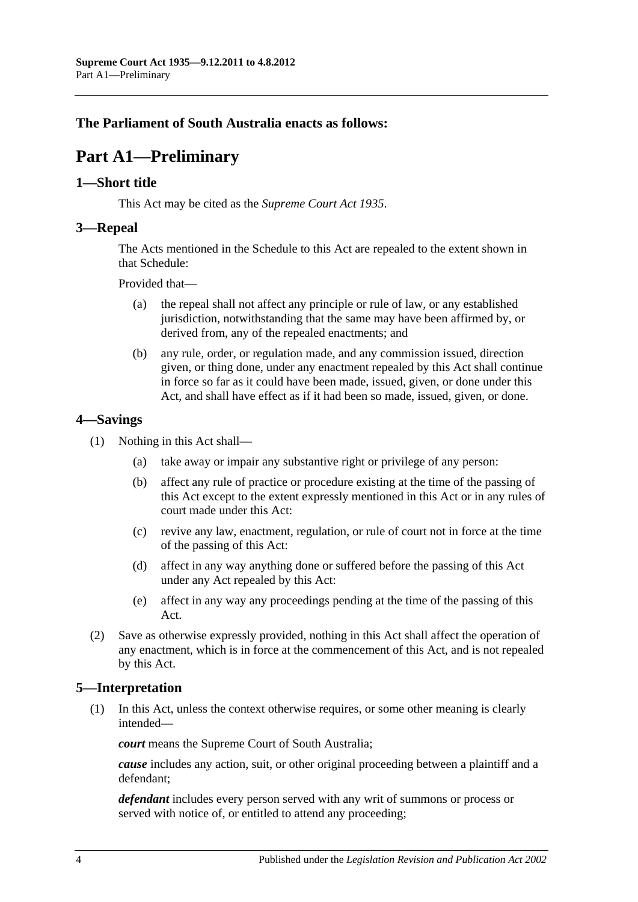**The Parliament of South Australia enacts as follows:**

# Part A1—Preliminary

## 1—Short title

This Act may be cited as the *Supreme Court Act 1935*.

## 3—Repeal

The Acts mentioned in the Schedule to this Act are repealed to the extent shown in that Schedule:

Provided that—

- (a) the repeal shall not affect any principle or rule of law, or any established jurisdiction, notwithstanding that the same may have been affirmed by, or derived from, any of the repealed enactments; and
- (b) any rule, order, or regulation made, and any commission issued, direction given, or thing done, under any enactment repealed by this Act shall continue in force so far as it could have been made, issued, given, or done under this Act, and shall have effect as if it had been so made, issued, given, or done.

## 4—Savings

(1) Nothing in this Act shall—

- (a) take away or impair any substantive right or privilege of any person:
- (b) affect any rule of practice or procedure existing at the time of the passing of this Act except to the extent expressly mentioned in this Act or in any rules of court made under this Act:
- (c) revive any law, enactment, regulation, or rule of court not in force at the time of the passing of this Act:
- (d) affect in any way anything done or suffered before the passing of this Act under any Act repealed by this Act:
- (e) affect in any way any proceedings pending at the time of the passing of this Act.

(2) Save as otherwise expressly provided, nothing in this Act shall affect the operation of any enactment, which is in force at the commencement of this Act, and is not repealed by this Act.

## 5—Interpretation

(1) In this Act, unless the context otherwise requires, or some other meaning is clearly intended—

***court*** means the Supreme Court of South Australia;

***cause*** includes any action, suit, or other original proceeding between a plaintiff and a defendant;

***defendant*** includes every person served with any writ of summons or process or served with notice of, or entitled to attend any proceeding;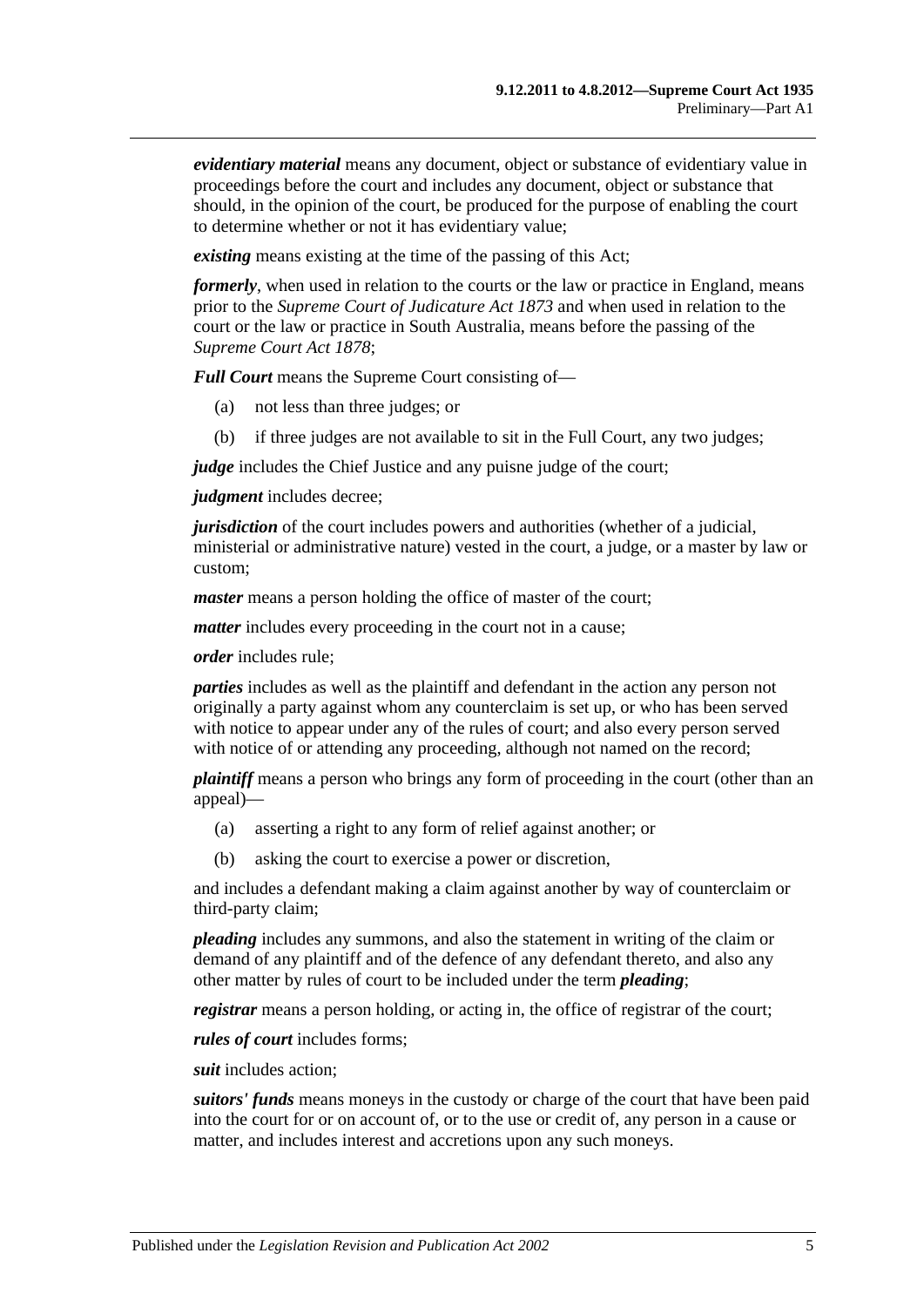***evidentiary material*** means any document, object or substance of evidentiary value in proceedings before the court and includes any document, object or substance that should, in the opinion of the court, be produced for the purpose of enabling the court to determine whether or not it has evidentiary value;

***existing*** means existing at the time of the passing of this Act;

***formerly***, when used in relation to the courts or the law or practice in England, means prior to the *Supreme Court of Judicature Act 1873* and when used in relation to the court or the law or practice in South Australia, means before the passing of the *Supreme Court Act 1878*;

***Full Court*** means the Supreme Court consisting of—

(a) not less than three judges; or

(b) if three judges are not available to sit in the Full Court, any two judges;

***judge*** includes the Chief Justice and any puisne judge of the court;

***judgment*** includes decree;

***jurisdiction*** of the court includes powers and authorities (whether of a judicial, ministerial or administrative nature) vested in the court, a judge, or a master by law or custom;

***master*** means a person holding the office of master of the court;

***matter*** includes every proceeding in the court not in a cause;

***order*** includes rule;

***parties*** includes as well as the plaintiff and defendant in the action any person not originally a party against whom any counterclaim is set up, or who has been served with notice to appear under any of the rules of court; and also every person served with notice of or attending any proceeding, although not named on the record;

***plaintiff*** means a person who brings any form of proceeding in the court (other than an appeal)—

(a) asserting a right to any form of relief against another; or

(b) asking the court to exercise a power or discretion,

and includes a defendant making a claim against another by way of counterclaim or third-party claim;

***pleading*** includes any summons, and also the statement in writing of the claim or demand of any plaintiff and of the defence of any defendant thereto, and also any other matter by rules of court to be included under the term ***pleading***;

***registrar*** means a person holding, or acting in, the office of registrar of the court;

***rules of court*** includes forms;

***suit*** includes action;

***suitors' funds*** means moneys in the custody or charge of the court that have been paid into the court for or on account of, or to the use or credit of, any person in a cause or matter, and includes interest and accretions upon any such moneys.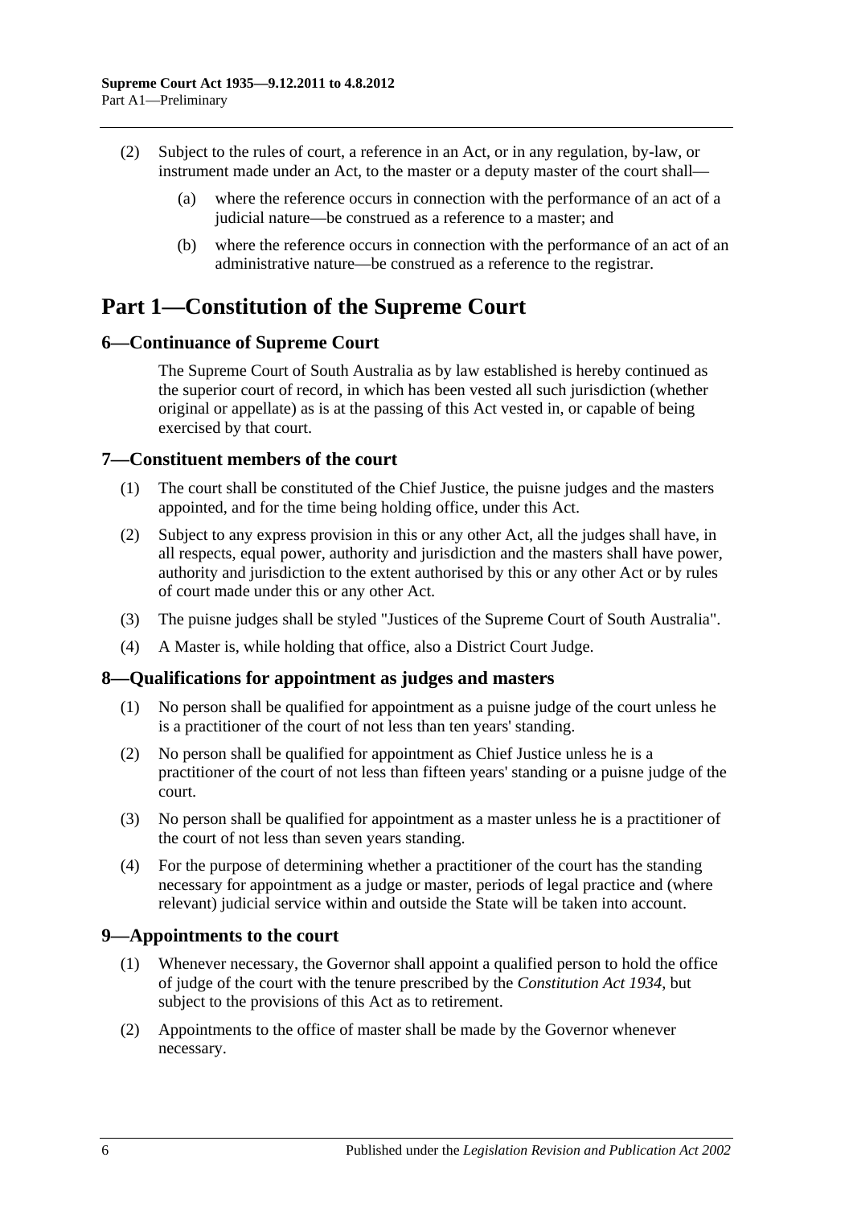(2) Subject to the rules of court, a reference in an Act, or in any regulation, by-law, or instrument made under an Act, to the master or a deputy master of the court shall—

(a) where the reference occurs in connection with the performance of an act of a judicial nature—be construed as a reference to a master; and

(b) where the reference occurs in connection with the performance of an act of an administrative nature—be construed as a reference to the registrar.

# Part 1—Constitution of the Supreme Court

## 6—Continuance of Supreme Court

The Supreme Court of South Australia as by law established is hereby continued as the superior court of record, in which has been vested all such jurisdiction (whether original or appellate) as is at the passing of this Act vested in, or capable of being exercised by that court.

## 7—Constituent members of the court

(1) The court shall be constituted of the Chief Justice, the puisne judges and the masters appointed, and for the time being holding office, under this Act.

(2) Subject to any express provision in this or any other Act, all the judges shall have, in all respects, equal power, authority and jurisdiction and the masters shall have power, authority and jurisdiction to the extent authorised by this or any other Act or by rules of court made under this or any other Act.

(3) The puisne judges shall be styled "Justices of the Supreme Court of South Australia".

(4) A Master is, while holding that office, also a District Court Judge.

## 8—Qualifications for appointment as judges and masters

(1) No person shall be qualified for appointment as a puisne judge of the court unless he is a practitioner of the court of not less than ten years' standing.

(2) No person shall be qualified for appointment as Chief Justice unless he is a practitioner of the court of not less than fifteen years' standing or a puisne judge of the court.

(3) No person shall be qualified for appointment as a master unless he is a practitioner of the court of not less than seven years standing.

(4) For the purpose of determining whether a practitioner of the court has the standing necessary for appointment as a judge or master, periods of legal practice and (where relevant) judicial service within and outside the State will be taken into account.

## 9—Appointments to the court

(1) Whenever necessary, the Governor shall appoint a qualified person to hold the office of judge of the court with the tenure prescribed by the *Constitution Act 1934*, but subject to the provisions of this Act as to retirement.

(2) Appointments to the office of master shall be made by the Governor whenever necessary.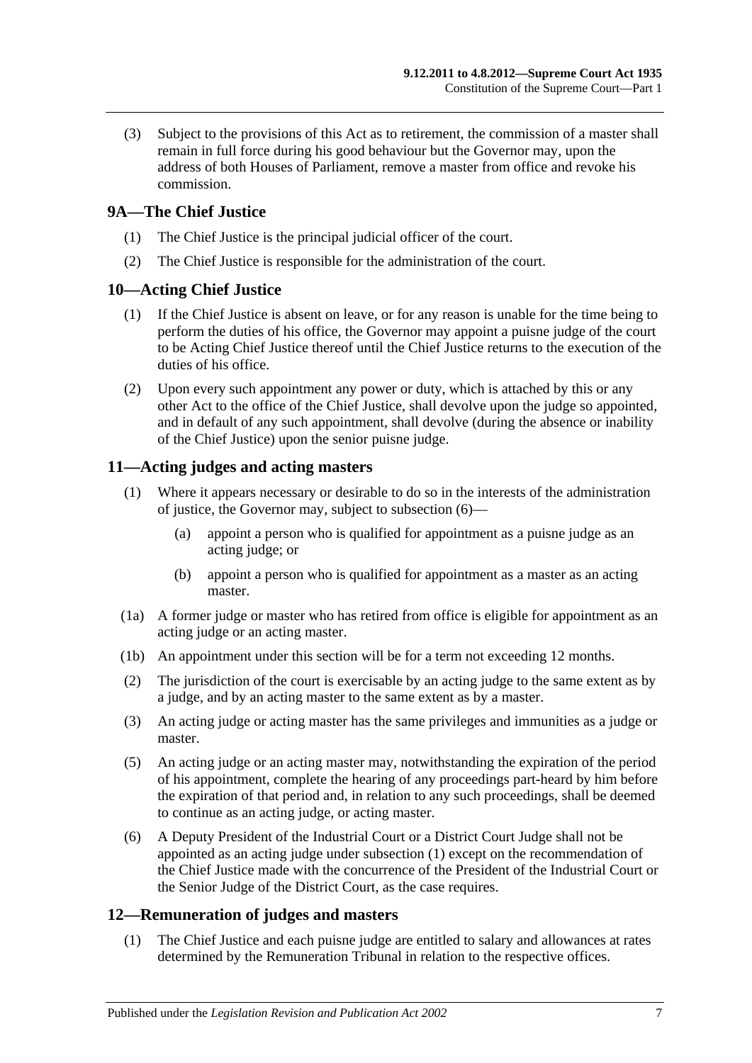(3) Subject to the provisions of this Act as to retirement, the commission of a master shall remain in full force during his good behaviour but the Governor may, upon the address of both Houses of Parliament, remove a master from office and revoke his commission.

## 9A—The Chief Justice

(1) The Chief Justice is the principal judicial officer of the court.

(2) The Chief Justice is responsible for the administration of the court.

## 10—Acting Chief Justice

(1) If the Chief Justice is absent on leave, or for any reason is unable for the time being to perform the duties of his office, the Governor may appoint a puisne judge of the court to be Acting Chief Justice thereof until the Chief Justice returns to the execution of the duties of his office.

(2) Upon every such appointment any power or duty, which is attached by this or any other Act to the office of the Chief Justice, shall devolve upon the judge so appointed, and in default of any such appointment, shall devolve (during the absence or inability of the Chief Justice) upon the senior puisne judge.

## 11—Acting judges and acting masters

(1) Where it appears necessary or desirable to do so in the interests of the administration of justice, the Governor may, subject to subsection (6)—

- (a) appoint a person who is qualified for appointment as a puisne judge as an acting judge; or
- (b) appoint a person who is qualified for appointment as a master as an acting master.

(1a) A former judge or master who has retired from office is eligible for appointment as an acting judge or an acting master.

(1b) An appointment under this section will be for a term not exceeding 12 months.

(2) The jurisdiction of the court is exercisable by an acting judge to the same extent as by a judge, and by an acting master to the same extent as by a master.

(3) An acting judge or acting master has the same privileges and immunities as a judge or master.

(5) An acting judge or an acting master may, notwithstanding the expiration of the period of his appointment, complete the hearing of any proceedings part-heard by him before the expiration of that period and, in relation to any such proceedings, shall be deemed to continue as an acting judge, or acting master.

(6) A Deputy President of the Industrial Court or a District Court Judge shall not be appointed as an acting judge under subsection (1) except on the recommendation of the Chief Justice made with the concurrence of the President of the Industrial Court or the Senior Judge of the District Court, as the case requires.

## 12—Remuneration of judges and masters

(1) The Chief Justice and each puisne judge are entitled to salary and allowances at rates determined by the Remuneration Tribunal in relation to the respective offices.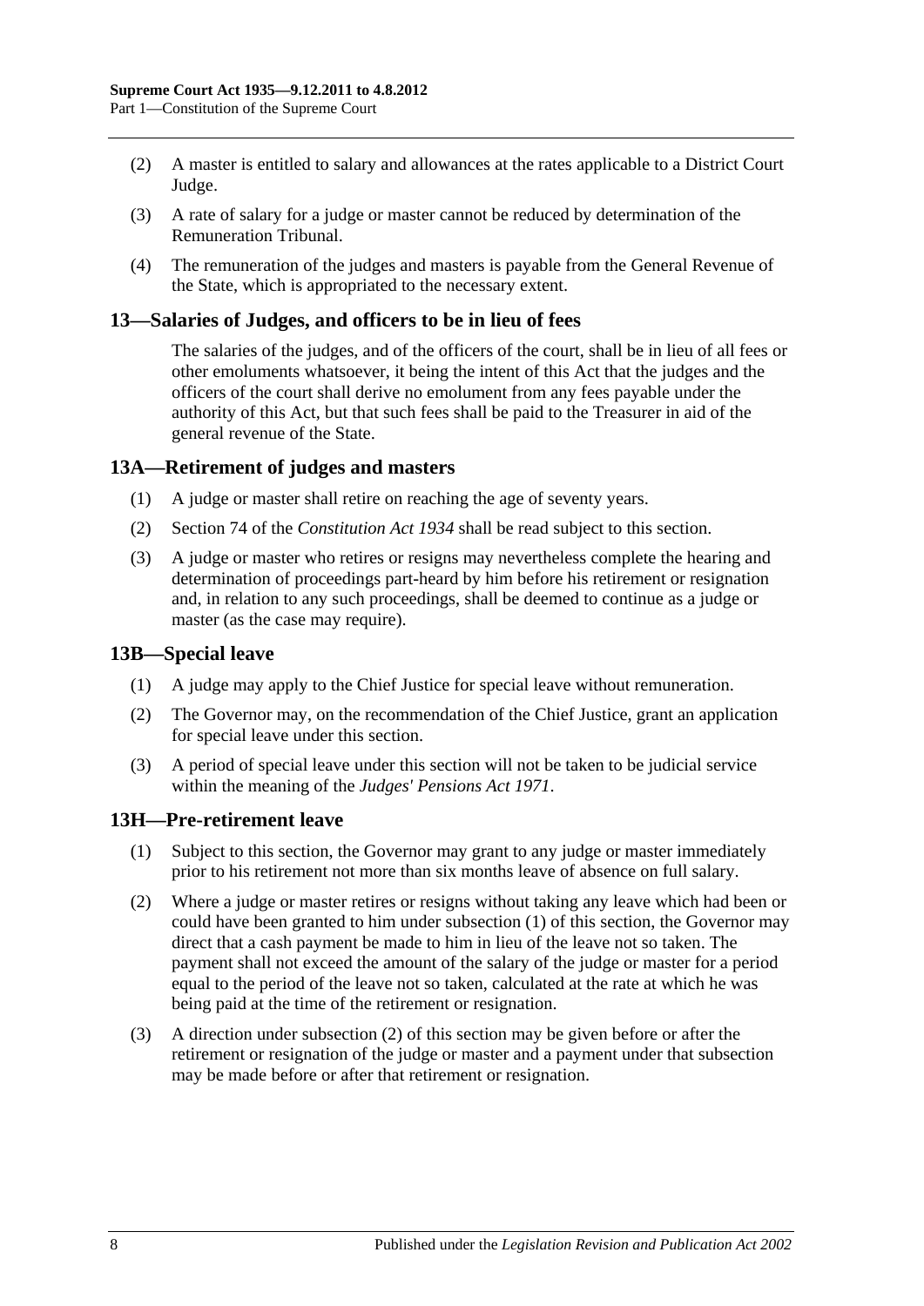(2) A master is entitled to salary and allowances at the rates applicable to a District Court Judge.

(3) A rate of salary for a judge or master cannot be reduced by determination of the Remuneration Tribunal.

(4) The remuneration of the judges and masters is payable from the General Revenue of the State, which is appropriated to the necessary extent.

## 13—Salaries of Judges, and officers to be in lieu of fees

The salaries of the judges, and of the officers of the court, shall be in lieu of all fees or other emoluments whatsoever, it being the intent of this Act that the judges and the officers of the court shall derive no emolument from any fees payable under the authority of this Act, but that such fees shall be paid to the Treasurer in aid of the general revenue of the State.

## 13A—Retirement of judges and masters

(1) A judge or master shall retire on reaching the age of seventy years.

(2) Section 74 of the *Constitution Act 1934* shall be read subject to this section.

(3) A judge or master who retires or resigns may nevertheless complete the hearing and determination of proceedings part-heard by him before his retirement or resignation and, in relation to any such proceedings, shall be deemed to continue as a judge or master (as the case may require).

## 13B—Special leave

(1) A judge may apply to the Chief Justice for special leave without remuneration.

(2) The Governor may, on the recommendation of the Chief Justice, grant an application for special leave under this section.

(3) A period of special leave under this section will not be taken to be judicial service within the meaning of the *Judges' Pensions Act 1971*.

## 13H—Pre-retirement leave

(1) Subject to this section, the Governor may grant to any judge or master immediately prior to his retirement not more than six months leave of absence on full salary.

(2) Where a judge or master retires or resigns without taking any leave which had been or could have been granted to him under subsection (1) of this section, the Governor may direct that a cash payment be made to him in lieu of the leave not so taken. The payment shall not exceed the amount of the salary of the judge or master for a period equal to the period of the leave not so taken, calculated at the rate at which he was being paid at the time of the retirement or resignation.

(3) A direction under subsection (2) of this section may be given before or after the retirement or resignation of the judge or master and a payment under that subsection may be made before or after that retirement or resignation.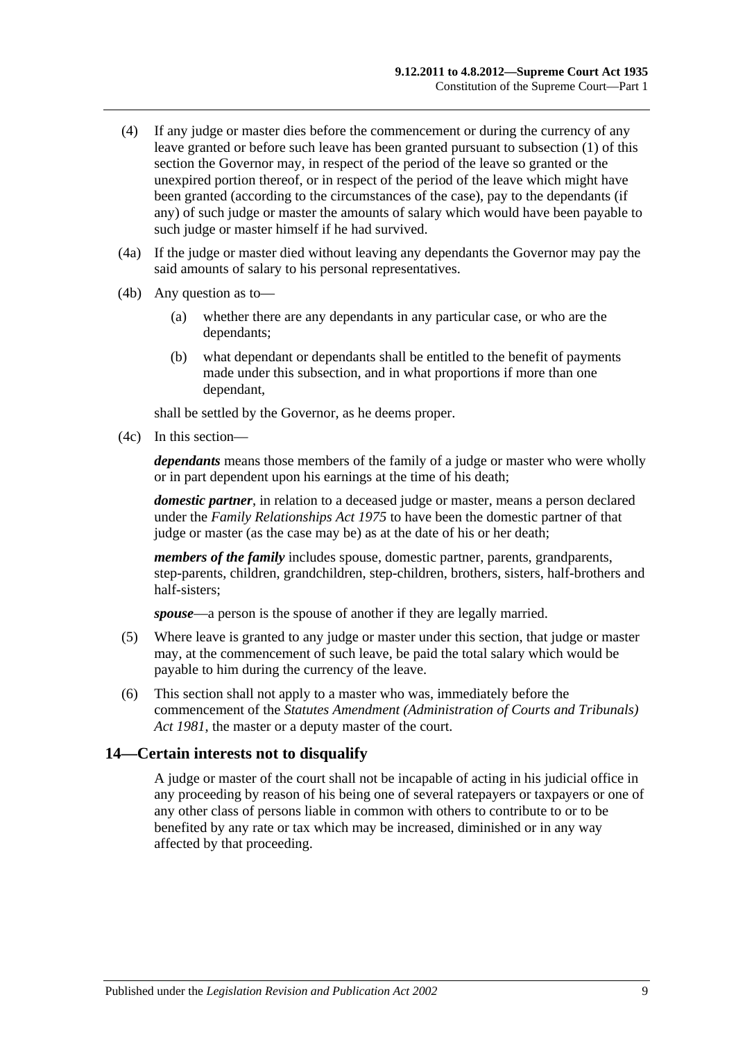(4) If any judge or master dies before the commencement or during the currency of any leave granted or before such leave has been granted pursuant to subsection (1) of this section the Governor may, in respect of the period of the leave so granted or the unexpired portion thereof, or in respect of the period of the leave which might have been granted (according to the circumstances of the case), pay to the dependants (if any) of such judge or master the amounts of salary which would have been payable to such judge or master himself if he had survived.

(4a) If the judge or master died without leaving any dependants the Governor may pay the said amounts of salary to his personal representatives.

(4b) Any question as to—

(a) whether there are any dependants in any particular case, or who are the dependants;

(b) what dependant or dependants shall be entitled to the benefit of payments made under this subsection, and in what proportions if more than one dependant,

shall be settled by the Governor, as he deems proper.

(4c) In this section—

***dependants*** means those members of the family of a judge or master who were wholly or in part dependent upon his earnings at the time of his death;

***domestic partner***, in relation to a deceased judge or master, means a person declared under the *Family Relationships Act 1975* to have been the domestic partner of that judge or master (as the case may be) as at the date of his or her death;

***members of the family*** includes spouse, domestic partner, parents, grandparents, step-parents, children, grandchildren, step-children, brothers, sisters, half-brothers and half-sisters;

***spouse***—a person is the spouse of another if they are legally married.

(5) Where leave is granted to any judge or master under this section, that judge or master may, at the commencement of such leave, be paid the total salary which would be payable to him during the currency of the leave.

(6) This section shall not apply to a master who was, immediately before the commencement of the *Statutes Amendment (Administration of Courts and Tribunals) Act 1981*, the master or a deputy master of the court.

## 14—Certain interests not to disqualify

A judge or master of the court shall not be incapable of acting in his judicial office in any proceeding by reason of his being one of several ratepayers or taxpayers or one of any other class of persons liable in common with others to contribute to or to be benefited by any rate or tax which may be increased, diminished or in any way affected by that proceeding.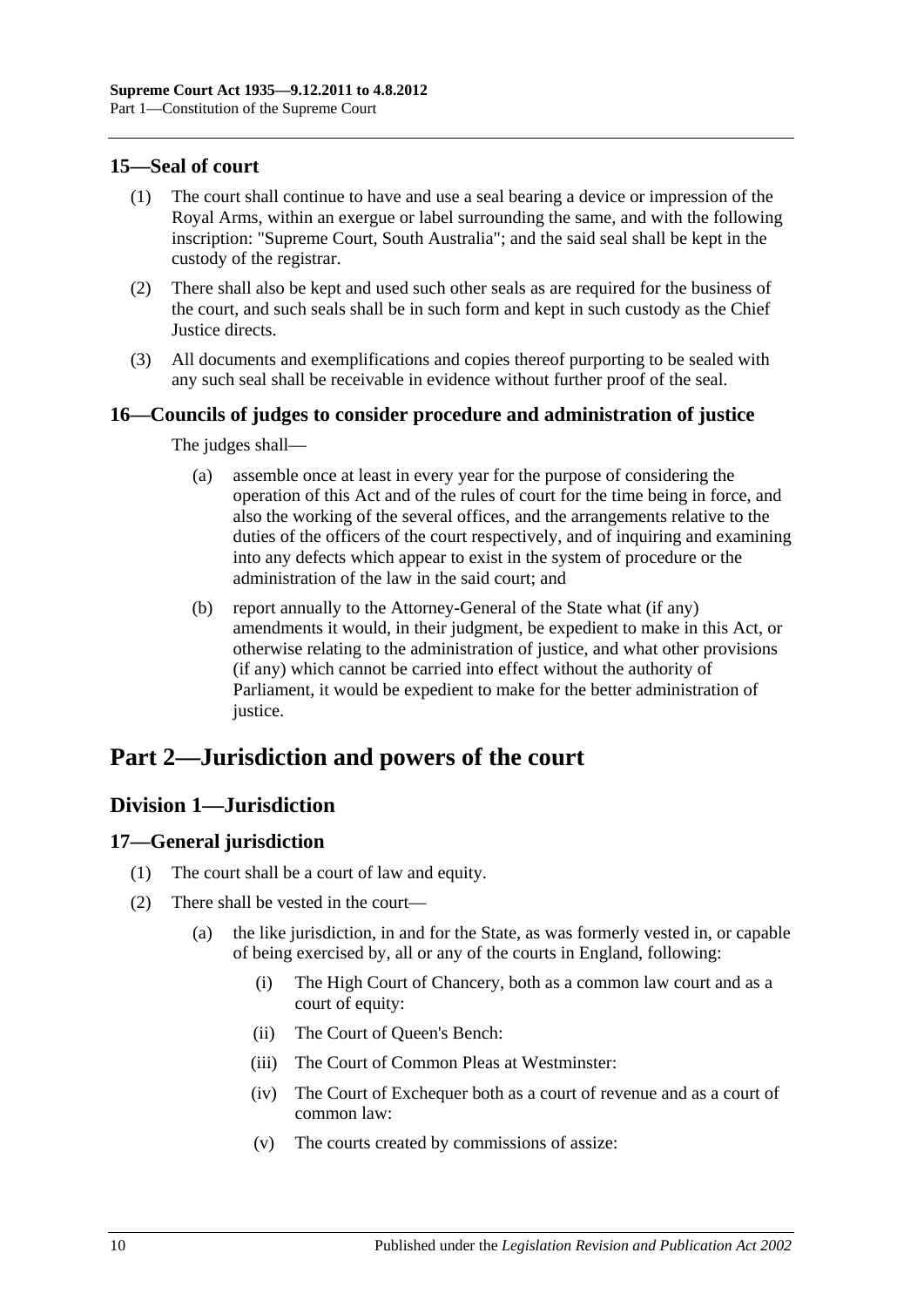### 15—Seal of court

(1) The court shall continue to have and use a seal bearing a device or impression of the Royal Arms, within an exergue or label surrounding the same, and with the following inscription: "Supreme Court, South Australia"; and the said seal shall be kept in the custody of the registrar.

(2) There shall also be kept and used such other seals as are required for the business of the court, and such seals shall be in such form and kept in such custody as the Chief Justice directs.

(3) All documents and exemplifications and copies thereof purporting to be sealed with any such seal shall be receivable in evidence without further proof of the seal.

### 16—Councils of judges to consider procedure and administration of justice

The judges shall—

(a) assemble once at least in every year for the purpose of considering the operation of this Act and of the rules of court for the time being in force, and also the working of the several offices, and the arrangements relative to the duties of the officers of the court respectively, and of inquiring and examining into any defects which appear to exist in the system of procedure or the administration of the law in the said court; and

(b) report annually to the Attorney-General of the State what (if any) amendments it would, in their judgment, be expedient to make in this Act, or otherwise relating to the administration of justice, and what other provisions (if any) which cannot be carried into effect without the authority of Parliament, it would be expedient to make for the better administration of justice.

# Part 2—Jurisdiction and powers of the court

## Division 1—Jurisdiction

### 17—General jurisdiction

(1) The court shall be a court of law and equity.

(2) There shall be vested in the court—

(a) the like jurisdiction, in and for the State, as was formerly vested in, or capable of being exercised by, all or any of the courts in England, following:

(i) The High Court of Chancery, both as a common law court and as a court of equity:

(ii) The Court of Queen's Bench:

(iii) The Court of Common Pleas at Westminster:

(iv) The Court of Exchequer both as a court of revenue and as a court of common law:

(v) The courts created by commissions of assize: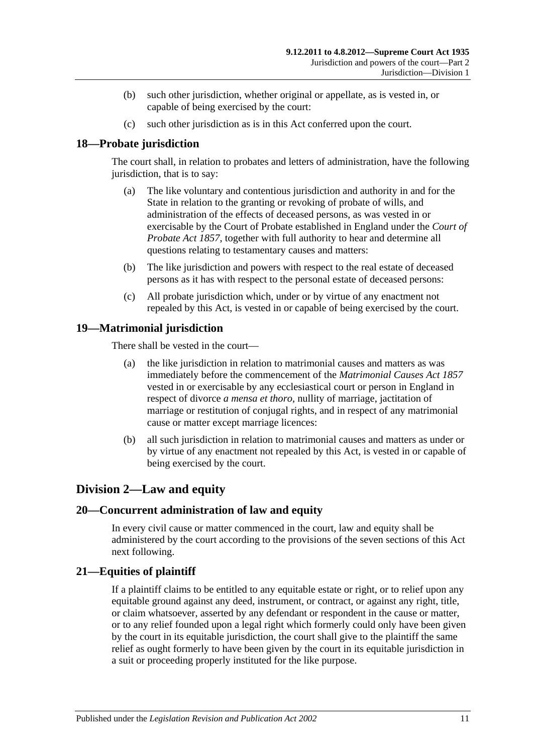(b) such other jurisdiction, whether original or appellate, as is vested in, or capable of being exercised by the court:

(c) such other jurisdiction as is in this Act conferred upon the court.

## 18—Probate jurisdiction

The court shall, in relation to probates and letters of administration, have the following jurisdiction, that is to say:

(a) The like voluntary and contentious jurisdiction and authority in and for the State in relation to the granting or revoking of probate of wills, and administration of the effects of deceased persons, as was vested in or exercisable by the Court of Probate established in England under the *Court of Probate Act 1857*, together with full authority to hear and determine all questions relating to testamentary causes and matters:

(b) The like jurisdiction and powers with respect to the real estate of deceased persons as it has with respect to the personal estate of deceased persons:

(c) All probate jurisdiction which, under or by virtue of any enactment not repealed by this Act, is vested in or capable of being exercised by the court.

## 19—Matrimonial jurisdiction

There shall be vested in the court—

(a) the like jurisdiction in relation to matrimonial causes and matters as was immediately before the commencement of the *Matrimonial Causes Act 1857* vested in or exercisable by any ecclesiastical court or person in England in respect of divorce *a mensa et thoro*, nullity of marriage, jactitation of marriage or restitution of conjugal rights, and in respect of any matrimonial cause or matter except marriage licences:

(b) all such jurisdiction in relation to matrimonial causes and matters as under or by virtue of any enactment not repealed by this Act, is vested in or capable of being exercised by the court.

# Division 2—Law and equity

## 20—Concurrent administration of law and equity

In every civil cause or matter commenced in the court, law and equity shall be administered by the court according to the provisions of the seven sections of this Act next following.

## 21—Equities of plaintiff

If a plaintiff claims to be entitled to any equitable estate or right, or to relief upon any equitable ground against any deed, instrument, or contract, or against any right, title, or claim whatsoever, asserted by any defendant or respondent in the cause or matter, or to any relief founded upon a legal right which formerly could only have been given by the court in its equitable jurisdiction, the court shall give to the plaintiff the same relief as ought formerly to have been given by the court in its equitable jurisdiction in a suit or proceeding properly instituted for the like purpose.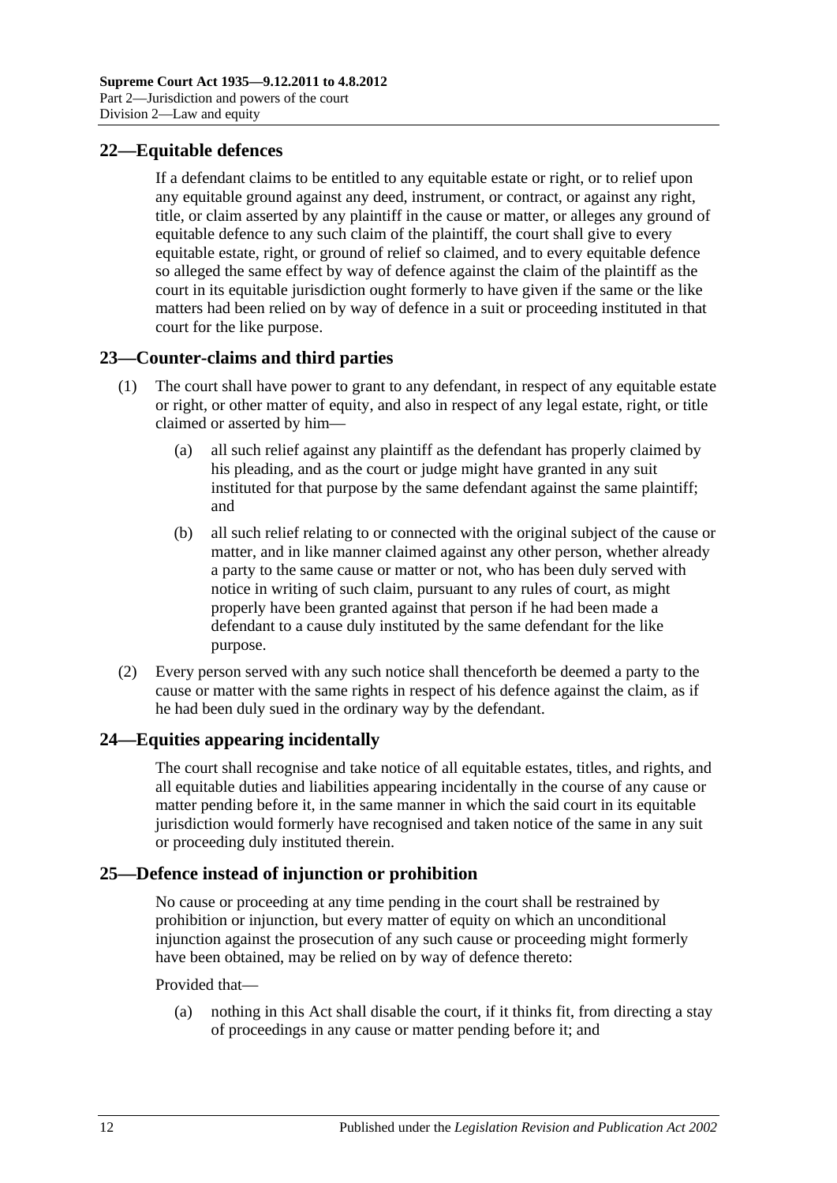## 22—Equitable defences

If a defendant claims to be entitled to any equitable estate or right, or to relief upon any equitable ground against any deed, instrument, or contract, or against any right, title, or claim asserted by any plaintiff in the cause or matter, or alleges any ground of equitable defence to any such claim of the plaintiff, the court shall give to every equitable estate, right, or ground of relief so claimed, and to every equitable defence so alleged the same effect by way of defence against the claim of the plaintiff as the court in its equitable jurisdiction ought formerly to have given if the same or the like matters had been relied on by way of defence in a suit or proceeding instituted in that court for the like purpose.

## 23—Counter-claims and third parties

(1) The court shall have power to grant to any defendant, in respect of any equitable estate or right, or other matter of equity, and also in respect of any legal estate, right, or title claimed or asserted by him—

(a) all such relief against any plaintiff as the defendant has properly claimed by his pleading, and as the court or judge might have granted in any suit instituted for that purpose by the same defendant against the same plaintiff; and

(b) all such relief relating to or connected with the original subject of the cause or matter, and in like manner claimed against any other person, whether already a party to the same cause or matter or not, who has been duly served with notice in writing of such claim, pursuant to any rules of court, as might properly have been granted against that person if he had been made a defendant to a cause duly instituted by the same defendant for the like purpose.

(2) Every person served with any such notice shall thenceforth be deemed a party to the cause or matter with the same rights in respect of his defence against the claim, as if he had been duly sued in the ordinary way by the defendant.

## 24—Equities appearing incidentally

The court shall recognise and take notice of all equitable estates, titles, and rights, and all equitable duties and liabilities appearing incidentally in the course of any cause or matter pending before it, in the same manner in which the said court in its equitable jurisdiction would formerly have recognised and taken notice of the same in any suit or proceeding duly instituted therein.

## 25—Defence instead of injunction or prohibition

No cause or proceeding at any time pending in the court shall be restrained by prohibition or injunction, but every matter of equity on which an unconditional injunction against the prosecution of any such cause or proceeding might formerly have been obtained, may be relied on by way of defence thereto:

Provided that—

(a) nothing in this Act shall disable the court, if it thinks fit, from directing a stay of proceedings in any cause or matter pending before it; and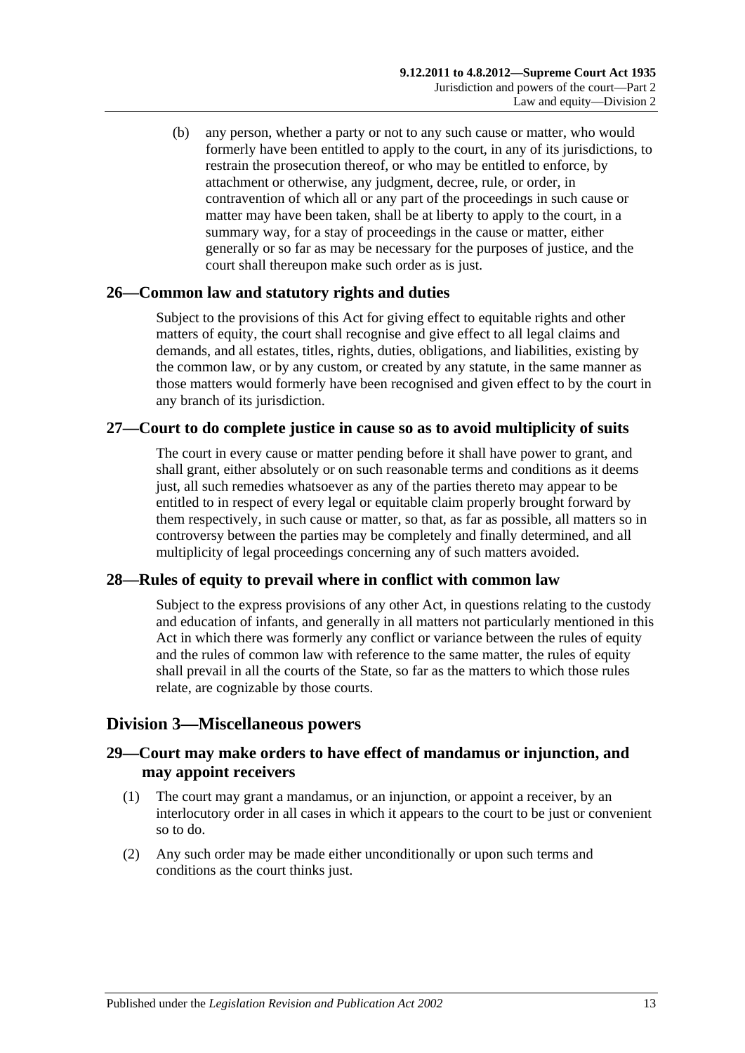(b) any person, whether a party or not to any such cause or matter, who would formerly have been entitled to apply to the court, in any of its jurisdictions, to restrain the prosecution thereof, or who may be entitled to enforce, by attachment or otherwise, any judgment, decree, rule, or order, in contravention of which all or any part of the proceedings in such cause or matter may have been taken, shall be at liberty to apply to the court, in a summary way, for a stay of proceedings in the cause or matter, either generally or so far as may be necessary for the purposes of justice, and the court shall thereupon make such order as is just.

## 26—Common law and statutory rights and duties

Subject to the provisions of this Act for giving effect to equitable rights and other matters of equity, the court shall recognise and give effect to all legal claims and demands, and all estates, titles, rights, duties, obligations, and liabilities, existing by the common law, or by any custom, or created by any statute, in the same manner as those matters would formerly have been recognised and given effect to by the court in any branch of its jurisdiction.

## 27—Court to do complete justice in cause so as to avoid multiplicity of suits

The court in every cause or matter pending before it shall have power to grant, and shall grant, either absolutely or on such reasonable terms and conditions as it deems just, all such remedies whatsoever as any of the parties thereto may appear to be entitled to in respect of every legal or equitable claim properly brought forward by them respectively, in such cause or matter, so that, as far as possible, all matters so in controversy between the parties may be completely and finally determined, and all multiplicity of legal proceedings concerning any of such matters avoided.

## 28—Rules of equity to prevail where in conflict with common law

Subject to the express provisions of any other Act, in questions relating to the custody and education of infants, and generally in all matters not particularly mentioned in this Act in which there was formerly any conflict or variance between the rules of equity and the rules of common law with reference to the same matter, the rules of equity shall prevail in all the courts of the State, so far as the matters to which those rules relate, are cognizable by those courts.

# Division 3—Miscellaneous powers

## 29—Court may make orders to have effect of mandamus or injunction, and may appoint receivers

(1) The court may grant a mandamus, or an injunction, or appoint a receiver, by an interlocutory order in all cases in which it appears to the court to be just or convenient so to do.

(2) Any such order may be made either unconditionally or upon such terms and conditions as the court thinks just.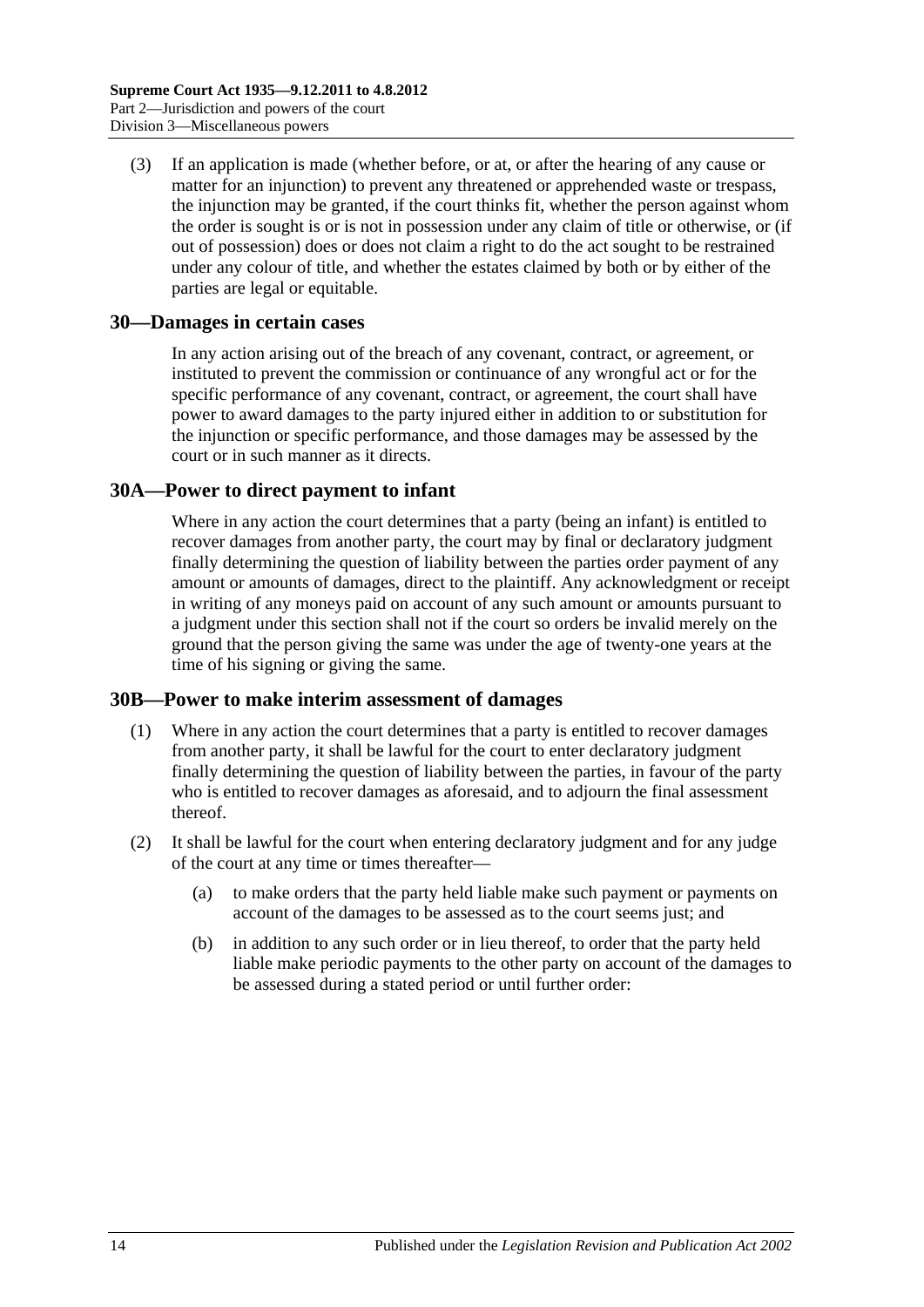(3) If an application is made (whether before, or at, or after the hearing of any cause or matter for an injunction) to prevent any threatened or apprehended waste or trespass, the injunction may be granted, if the court thinks fit, whether the person against whom the order is sought is or is not in possession under any claim of title or otherwise, or (if out of possession) does or does not claim a right to do the act sought to be restrained under any colour of title, and whether the estates claimed by both or by either of the parties are legal or equitable.

## 30—Damages in certain cases

In any action arising out of the breach of any covenant, contract, or agreement, or instituted to prevent the commission or continuance of any wrongful act or for the specific performance of any covenant, contract, or agreement, the court shall have power to award damages to the party injured either in addition to or substitution for the injunction or specific performance, and those damages may be assessed by the court or in such manner as it directs.

## 30A—Power to direct payment to infant

Where in any action the court determines that a party (being an infant) is entitled to recover damages from another party, the court may by final or declaratory judgment finally determining the question of liability between the parties order payment of any amount or amounts of damages, direct to the plaintiff. Any acknowledgment or receipt in writing of any moneys paid on account of any such amount or amounts pursuant to a judgment under this section shall not if the court so orders be invalid merely on the ground that the person giving the same was under the age of twenty-one years at the time of his signing or giving the same.

## 30B—Power to make interim assessment of damages

(1) Where in any action the court determines that a party is entitled to recover damages from another party, it shall be lawful for the court to enter declaratory judgment finally determining the question of liability between the parties, in favour of the party who is entitled to recover damages as aforesaid, and to adjourn the final assessment thereof.

(2) It shall be lawful for the court when entering declaratory judgment and for any judge of the court at any time or times thereafter—

(a) to make orders that the party held liable make such payment or payments on account of the damages to be assessed as to the court seems just; and

(b) in addition to any such order or in lieu thereof, to order that the party held liable make periodic payments to the other party on account of the damages to be assessed during a stated period or until further order: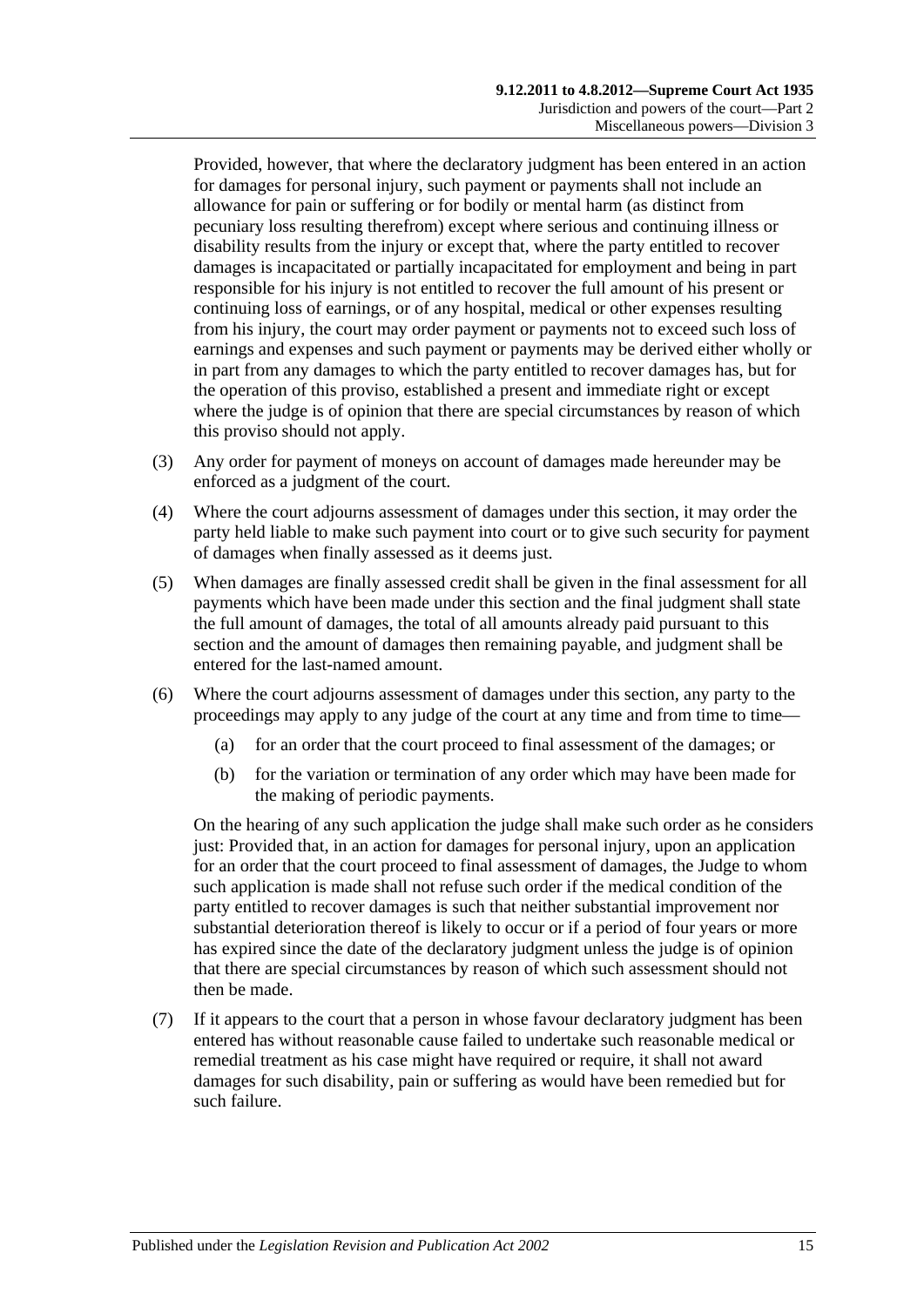Provided, however, that where the declaratory judgment has been entered in an action for damages for personal injury, such payment or payments shall not include an allowance for pain or suffering or for bodily or mental harm (as distinct from pecuniary loss resulting therefrom) except where serious and continuing illness or disability results from the injury or except that, where the party entitled to recover damages is incapacitated or partially incapacitated for employment and being in part responsible for his injury is not entitled to recover the full amount of his present or continuing loss of earnings, or of any hospital, medical or other expenses resulting from his injury, the court may order payment or payments not to exceed such loss of earnings and expenses and such payment or payments may be derived either wholly or in part from any damages to which the party entitled to recover damages has, but for the operation of this proviso, established a present and immediate right or except where the judge is of opinion that there are special circumstances by reason of which this proviso should not apply.

(3) Any order for payment of moneys on account of damages made hereunder may be enforced as a judgment of the court.

(4) Where the court adjourns assessment of damages under this section, it may order the party held liable to make such payment into court or to give such security for payment of damages when finally assessed as it deems just.

(5) When damages are finally assessed credit shall be given in the final assessment for all payments which have been made under this section and the final judgment shall state the full amount of damages, the total of all amounts already paid pursuant to this section and the amount of damages then remaining payable, and judgment shall be entered for the last-named amount.

(6) Where the court adjourns assessment of damages under this section, any party to the proceedings may apply to any judge of the court at any time and from time to time—

(a) for an order that the court proceed to final assessment of the damages; or

(b) for the variation or termination of any order which may have been made for the making of periodic payments.

On the hearing of any such application the judge shall make such order as he considers just: Provided that, in an action for damages for personal injury, upon an application for an order that the court proceed to final assessment of damages, the Judge to whom such application is made shall not refuse such order if the medical condition of the party entitled to recover damages is such that neither substantial improvement nor substantial deterioration thereof is likely to occur or if a period of four years or more has expired since the date of the declaratory judgment unless the judge is of opinion that there are special circumstances by reason of which such assessment should not then be made.

(7) If it appears to the court that a person in whose favour declaratory judgment has been entered has without reasonable cause failed to undertake such reasonable medical or remedial treatment as his case might have required or require, it shall not award damages for such disability, pain or suffering as would have been remedied but for such failure.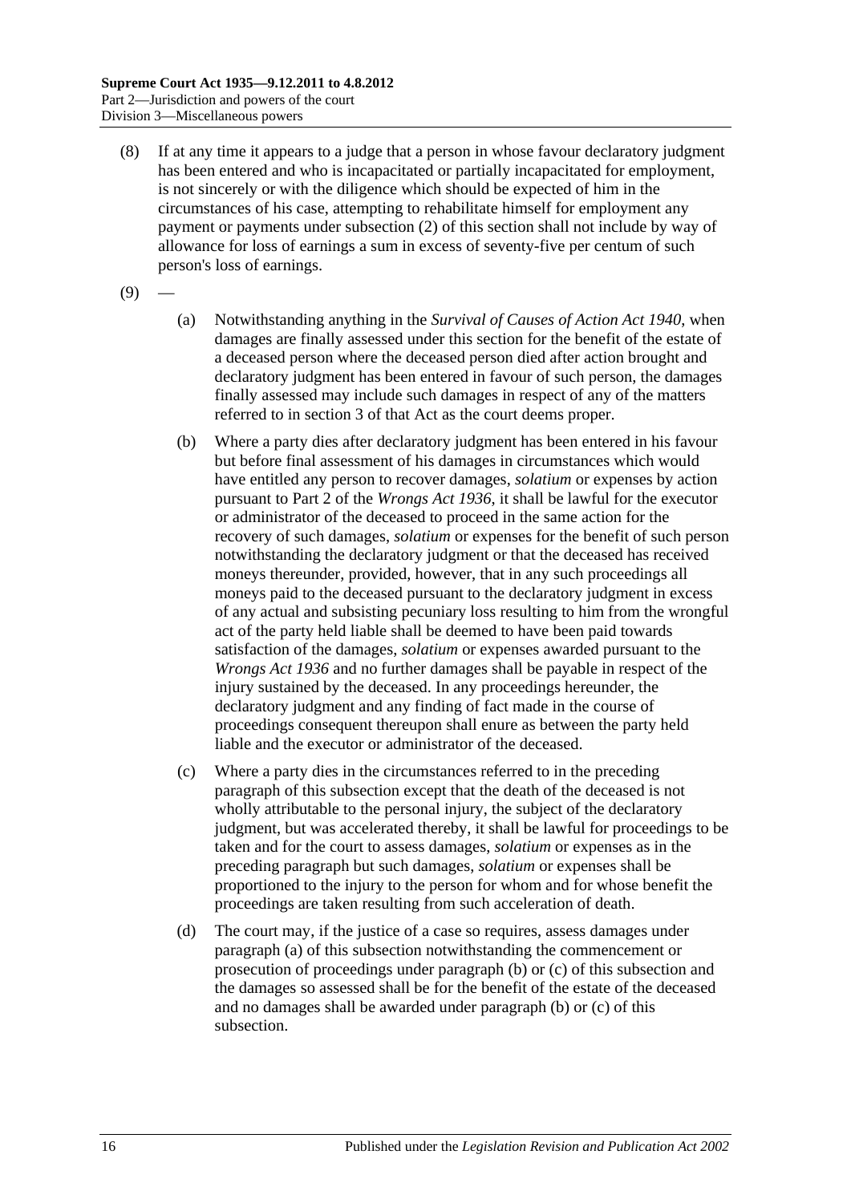(8) If at any time it appears to a judge that a person in whose favour declaratory judgment has been entered and who is incapacitated or partially incapacitated for employment, is not sincerely or with the diligence which should be expected of him in the circumstances of his case, attempting to rehabilitate himself for employment any payment or payments under subsection (2) of this section shall not include by way of allowance for loss of earnings a sum in excess of seventy-five per centum of such person's loss of earnings.

(9) —

(a) Notwithstanding anything in the *Survival of Causes of Action Act 1940*, when damages are finally assessed under this section for the benefit of the estate of a deceased person where the deceased person died after action brought and declaratory judgment has been entered in favour of such person, the damages finally assessed may include such damages in respect of any of the matters referred to in section 3 of that Act as the court deems proper.

(b) Where a party dies after declaratory judgment has been entered in his favour but before final assessment of his damages in circumstances which would have entitled any person to recover damages, *solatium* or expenses by action pursuant to Part 2 of the *Wrongs Act 1936*, it shall be lawful for the executor or administrator of the deceased to proceed in the same action for the recovery of such damages, *solatium* or expenses for the benefit of such person notwithstanding the declaratory judgment or that the deceased has received moneys thereunder, provided, however, that in any such proceedings all moneys paid to the deceased pursuant to the declaratory judgment in excess of any actual and subsisting pecuniary loss resulting to him from the wrongful act of the party held liable shall be deemed to have been paid towards satisfaction of the damages, *solatium* or expenses awarded pursuant to the *Wrongs Act 1936* and no further damages shall be payable in respect of the injury sustained by the deceased. In any proceedings hereunder, the declaratory judgment and any finding of fact made in the course of proceedings consequent thereupon shall enure as between the party held liable and the executor or administrator of the deceased.

(c) Where a party dies in the circumstances referred to in the preceding paragraph of this subsection except that the death of the deceased is not wholly attributable to the personal injury, the subject of the declaratory judgment, but was accelerated thereby, it shall be lawful for proceedings to be taken and for the court to assess damages, *solatium* or expenses as in the preceding paragraph but such damages, *solatium* or expenses shall be proportioned to the injury to the person for whom and for whose benefit the proceedings are taken resulting from such acceleration of death.

(d) The court may, if the justice of a case so requires, assess damages under paragraph (a) of this subsection notwithstanding the commencement or prosecution of proceedings under paragraph (b) or (c) of this subsection and the damages so assessed shall be for the benefit of the estate of the deceased and no damages shall be awarded under paragraph (b) or (c) of this subsection.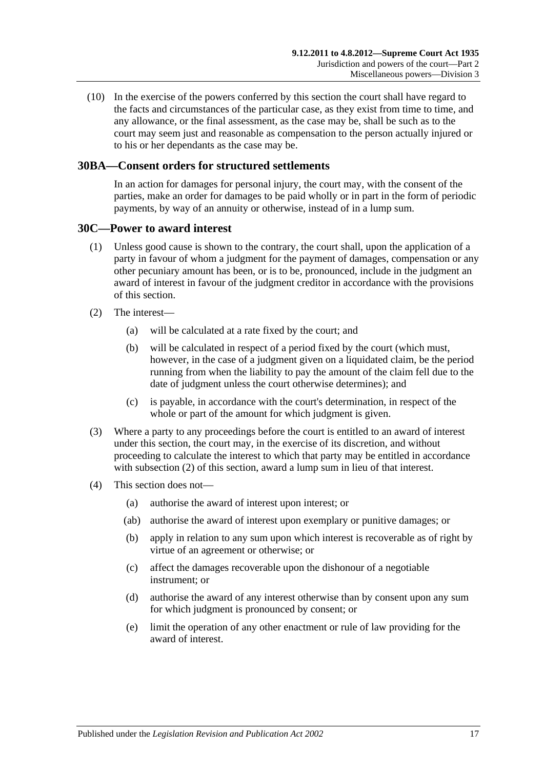(10) In the exercise of the powers conferred by this section the court shall have regard to the facts and circumstances of the particular case, as they exist from time to time, and any allowance, or the final assessment, as the case may be, shall be such as to the court may seem just and reasonable as compensation to the person actually injured or to his or her dependants as the case may be.

## 30BA—Consent orders for structured settlements

In an action for damages for personal injury, the court may, with the consent of the parties, make an order for damages to be paid wholly or in part in the form of periodic payments, by way of an annuity or otherwise, instead of in a lump sum.

## 30C—Power to award interest

(1) Unless good cause is shown to the contrary, the court shall, upon the application of a party in favour of whom a judgment for the payment of damages, compensation or any other pecuniary amount has been, or is to be, pronounced, include in the judgment an award of interest in favour of the judgment creditor in accordance with the provisions of this section.

(2) The interest—

(a) will be calculated at a rate fixed by the court; and

(b) will be calculated in respect of a period fixed by the court (which must, however, in the case of a judgment given on a liquidated claim, be the period running from when the liability to pay the amount of the claim fell due to the date of judgment unless the court otherwise determines); and

(c) is payable, in accordance with the court's determination, in respect of the whole or part of the amount for which judgment is given.

(3) Where a party to any proceedings before the court is entitled to an award of interest under this section, the court may, in the exercise of its discretion, and without proceeding to calculate the interest to which that party may be entitled in accordance with subsection (2) of this section, award a lump sum in lieu of that interest.

(4) This section does not—

(a) authorise the award of interest upon interest; or

(ab) authorise the award of interest upon exemplary or punitive damages; or

(b) apply in relation to any sum upon which interest is recoverable as of right by virtue of an agreement or otherwise; or

(c) affect the damages recoverable upon the dishonour of a negotiable instrument; or

(d) authorise the award of any interest otherwise than by consent upon any sum for which judgment is pronounced by consent; or

(e) limit the operation of any other enactment or rule of law providing for the award of interest.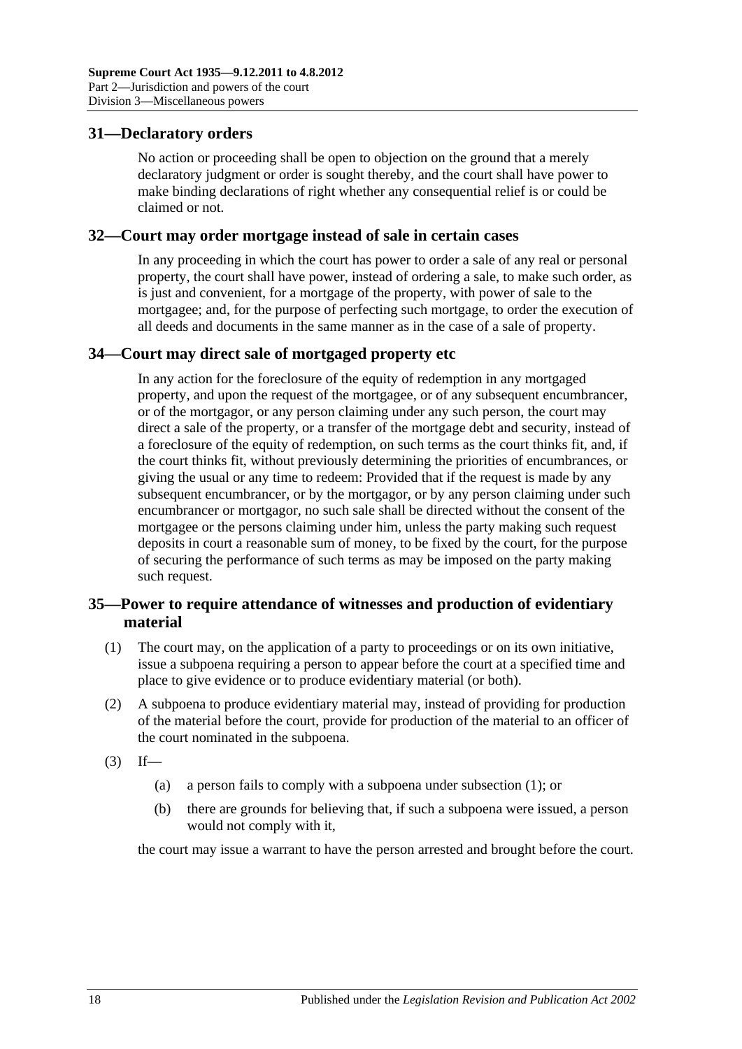## 31—Declaratory orders

No action or proceeding shall be open to objection on the ground that a merely declaratory judgment or order is sought thereby, and the court shall have power to make binding declarations of right whether any consequential relief is or could be claimed or not.

## 32—Court may order mortgage instead of sale in certain cases

In any proceeding in which the court has power to order a sale of any real or personal property, the court shall have power, instead of ordering a sale, to make such order, as is just and convenient, for a mortgage of the property, with power of sale to the mortgagee; and, for the purpose of perfecting such mortgage, to order the execution of all deeds and documents in the same manner as in the case of a sale of property.

## 34—Court may direct sale of mortgaged property etc

In any action for the foreclosure of the equity of redemption in any mortgaged property, and upon the request of the mortgagee, or of any subsequent encumbrancer, or of the mortgagor, or any person claiming under any such person, the court may direct a sale of the property, or a transfer of the mortgage debt and security, instead of a foreclosure of the equity of redemption, on such terms as the court thinks fit, and, if the court thinks fit, without previously determining the priorities of encumbrances, or giving the usual or any time to redeem: Provided that if the request is made by any subsequent encumbrancer, or by the mortgagor, or by any person claiming under such encumbrancer or mortgagor, no such sale shall be directed without the consent of the mortgagee or the persons claiming under him, unless the party making such request deposits in court a reasonable sum of money, to be fixed by the court, for the purpose of securing the performance of such terms as may be imposed on the party making such request.

## 35—Power to require attendance of witnesses and production of evidentiary material

(1) The court may, on the application of a party to proceedings or on its own initiative, issue a subpoena requiring a person to appear before the court at a specified time and place to give evidence or to produce evidentiary material (or both).

(2) A subpoena to produce evidentiary material may, instead of providing for production of the material before the court, provide for production of the material to an officer of the court nominated in the subpoena.

(3) If—

(a) a person fails to comply with a subpoena under subsection (1); or

(b) there are grounds for believing that, if such a subpoena were issued, a person would not comply with it,

the court may issue a warrant to have the person arrested and brought before the court.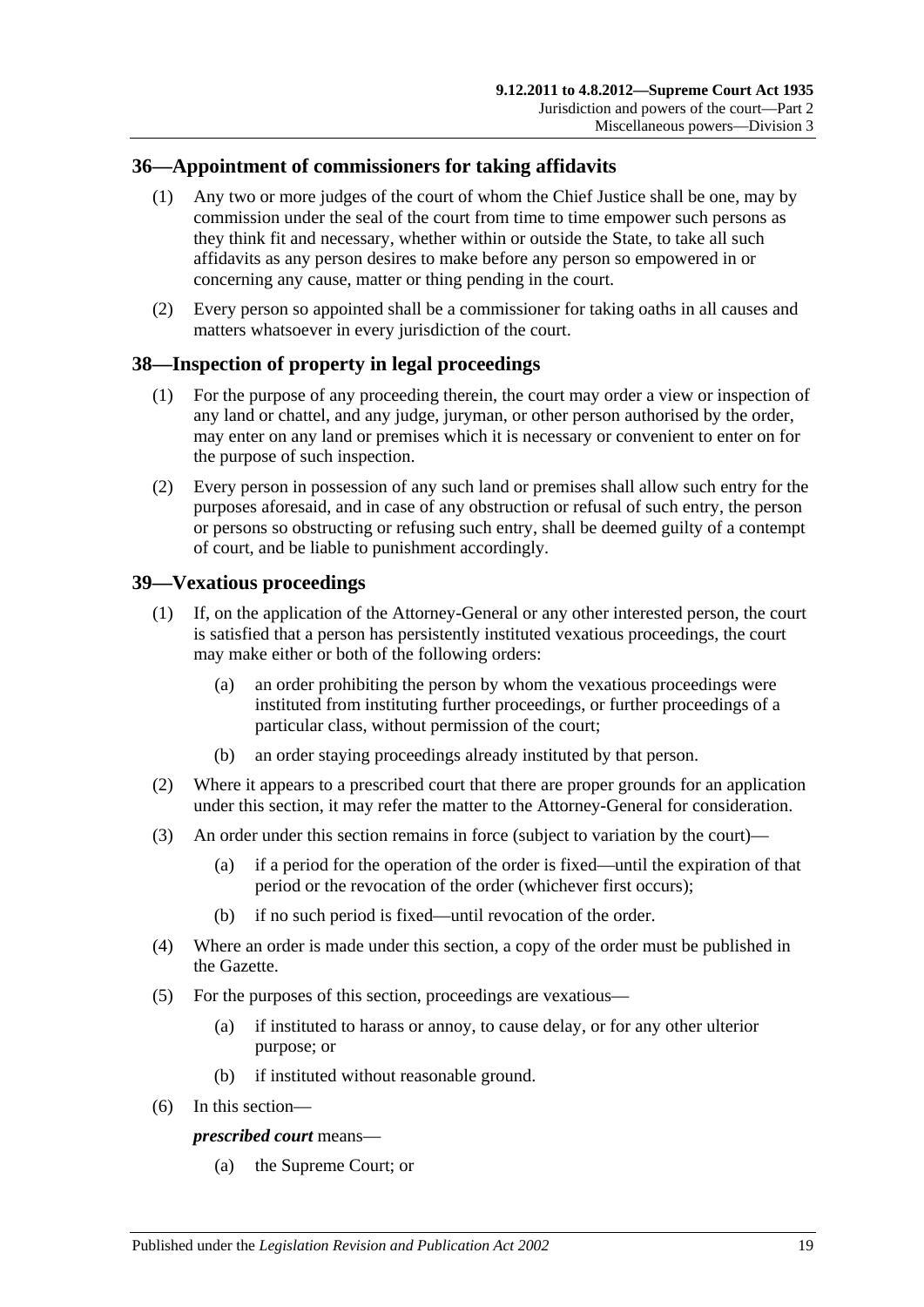## 36—Appointment of commissioners for taking affidavits

(1) Any two or more judges of the court of whom the Chief Justice shall be one, may by commission under the seal of the court from time to time empower such persons as they think fit and necessary, whether within or outside the State, to take all such affidavits as any person desires to make before any person so empowered in or concerning any cause, matter or thing pending in the court.

(2) Every person so appointed shall be a commissioner for taking oaths in all causes and matters whatsoever in every jurisdiction of the court.

## 38—Inspection of property in legal proceedings

(1) For the purpose of any proceeding therein, the court may order a view or inspection of any land or chattel, and any judge, juryman, or other person authorised by the order, may enter on any land or premises which it is necessary or convenient to enter on for the purpose of such inspection.

(2) Every person in possession of any such land or premises shall allow such entry for the purposes aforesaid, and in case of any obstruction or refusal of such entry, the person or persons so obstructing or refusing such entry, shall be deemed guilty of a contempt of court, and be liable to punishment accordingly.

## 39—Vexatious proceedings

(1) If, on the application of the Attorney-General or any other interested person, the court is satisfied that a person has persistently instituted vexatious proceedings, the court may make either or both of the following orders:

- (a) an order prohibiting the person by whom the vexatious proceedings were instituted from instituting further proceedings, or further proceedings of a particular class, without permission of the court;
- (b) an order staying proceedings already instituted by that person.

(2) Where it appears to a prescribed court that there are proper grounds for an application under this section, it may refer the matter to the Attorney-General for consideration.

(3) An order under this section remains in force (subject to variation by the court)—

- (a) if a period for the operation of the order is fixed—until the expiration of that period or the revocation of the order (whichever first occurs);
- (b) if no such period is fixed—until revocation of the order.

(4) Where an order is made under this section, a copy of the order must be published in the Gazette.

(5) For the purposes of this section, proceedings are vexatious—

- (a) if instituted to harass or annoy, to cause delay, or for any other ulterior purpose; or
- (b) if instituted without reasonable ground.

(6) In this section—

***prescribed court*** means—

- (a) the Supreme Court; or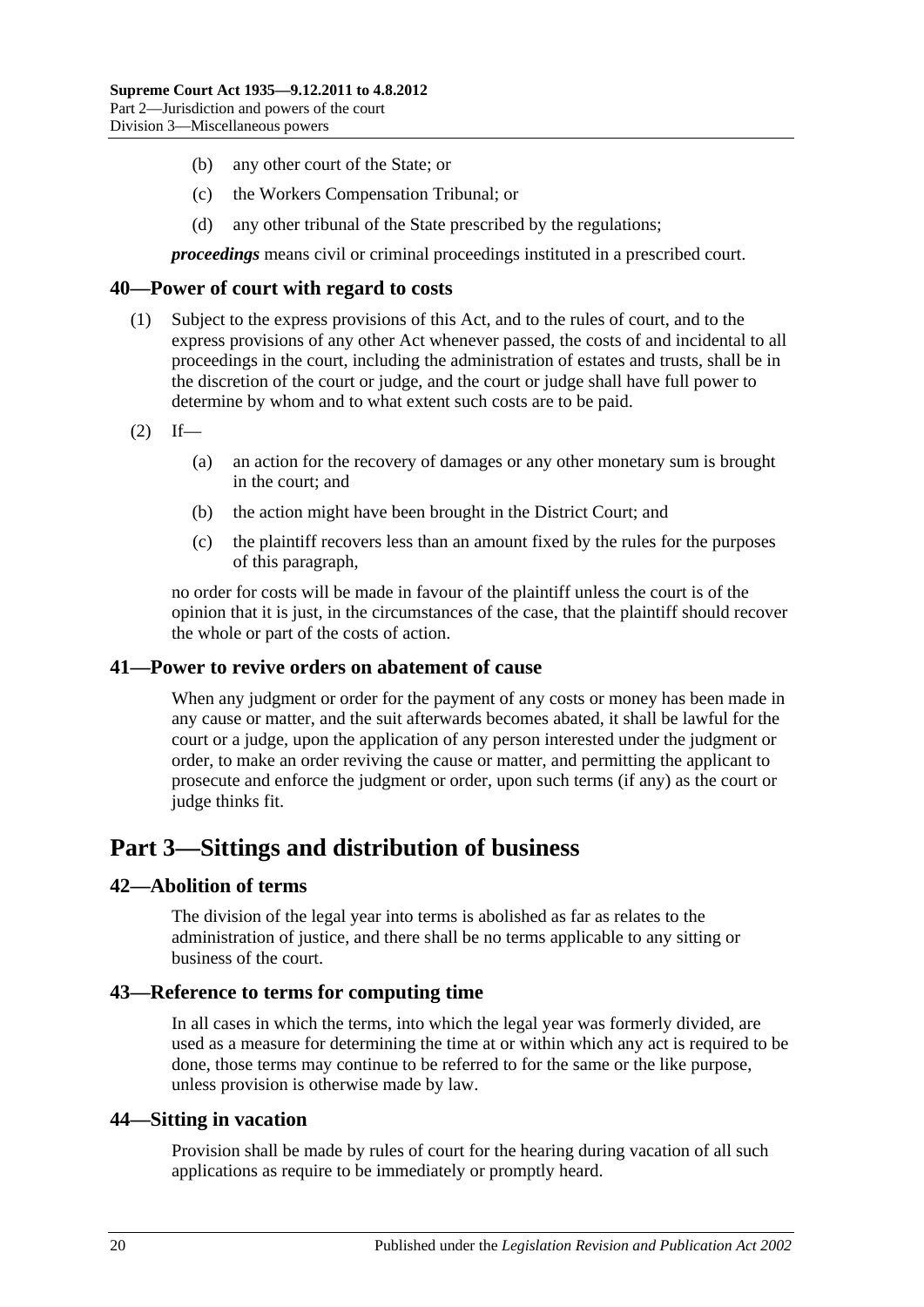(b) any other court of the State; or

(c) the Workers Compensation Tribunal; or

(d) any other tribunal of the State prescribed by the regulations;

***proceedings*** means civil or criminal proceedings instituted in a prescribed court.

### 40—Power of court with regard to costs

(1) Subject to the express provisions of this Act, and to the rules of court, and to the express provisions of any other Act whenever passed, the costs of and incidental to all proceedings in the court, including the administration of estates and trusts, shall be in the discretion of the court or judge, and the court or judge shall have full power to determine by whom and to what extent such costs are to be paid.

(2) If—

(a) an action for the recovery of damages or any other monetary sum is brought in the court; and

(b) the action might have been brought in the District Court; and

(c) the plaintiff recovers less than an amount fixed by the rules for the purposes of this paragraph,

no order for costs will be made in favour of the plaintiff unless the court is of the opinion that it is just, in the circumstances of the case, that the plaintiff should recover the whole or part of the costs of action.

### 41—Power to revive orders on abatement of cause

When any judgment or order for the payment of any costs or money has been made in any cause or matter, and the suit afterwards becomes abated, it shall be lawful for the court or a judge, upon the application of any person interested under the judgment or order, to make an order reviving the cause or matter, and permitting the applicant to prosecute and enforce the judgment or order, upon such terms (if any) as the court or judge thinks fit.

## Part 3—Sittings and distribution of business

### 42—Abolition of terms

The division of the legal year into terms is abolished as far as relates to the administration of justice, and there shall be no terms applicable to any sitting or business of the court.

### 43—Reference to terms for computing time

In all cases in which the terms, into which the legal year was formerly divided, are used as a measure for determining the time at or within which any act is required to be done, those terms may continue to be referred to for the same or the like purpose, unless provision is otherwise made by law.

### 44—Sitting in vacation

Provision shall be made by rules of court for the hearing during vacation of all such applications as require to be immediately or promptly heard.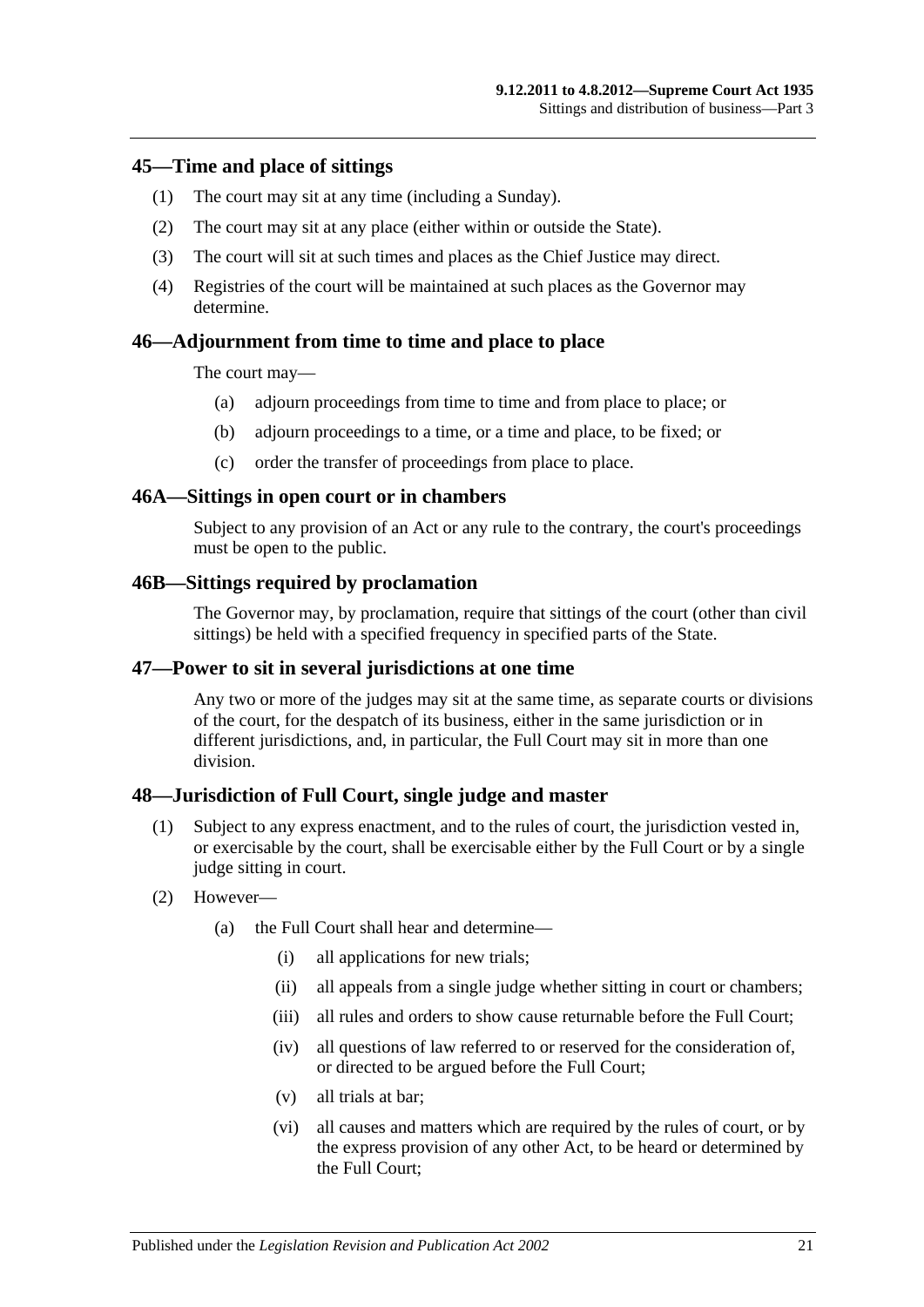## 45—Time and place of sittings

(1) The court may sit at any time (including a Sunday).

(2) The court may sit at any place (either within or outside the State).

(3) The court will sit at such times and places as the Chief Justice may direct.

(4) Registries of the court will be maintained at such places as the Governor may determine.

## 46—Adjournment from time to time and place to place

The court may—

(a) adjourn proceedings from time to time and from place to place; or

(b) adjourn proceedings to a time, or a time and place, to be fixed; or

(c) order the transfer of proceedings from place to place.

## 46A—Sittings in open court or in chambers

Subject to any provision of an Act or any rule to the contrary, the court's proceedings must be open to the public.

## 46B—Sittings required by proclamation

The Governor may, by proclamation, require that sittings of the court (other than civil sittings) be held with a specified frequency in specified parts of the State.

## 47—Power to sit in several jurisdictions at one time

Any two or more of the judges may sit at the same time, as separate courts or divisions of the court, for the despatch of its business, either in the same jurisdiction or in different jurisdictions, and, in particular, the Full Court may sit in more than one division.

## 48—Jurisdiction of Full Court, single judge and master

(1) Subject to any express enactment, and to the rules of court, the jurisdiction vested in, or exercisable by the court, shall be exercisable either by the Full Court or by a single judge sitting in court.

(2) However—

(a) the Full Court shall hear and determine—

(i) all applications for new trials;

(ii) all appeals from a single judge whether sitting in court or chambers;

(iii) all rules and orders to show cause returnable before the Full Court;

(iv) all questions of law referred to or reserved for the consideration of, or directed to be argued before the Full Court;

(v) all trials at bar;

(vi) all causes and matters which are required by the rules of court, or by the express provision of any other Act, to be heard or determined by the Full Court;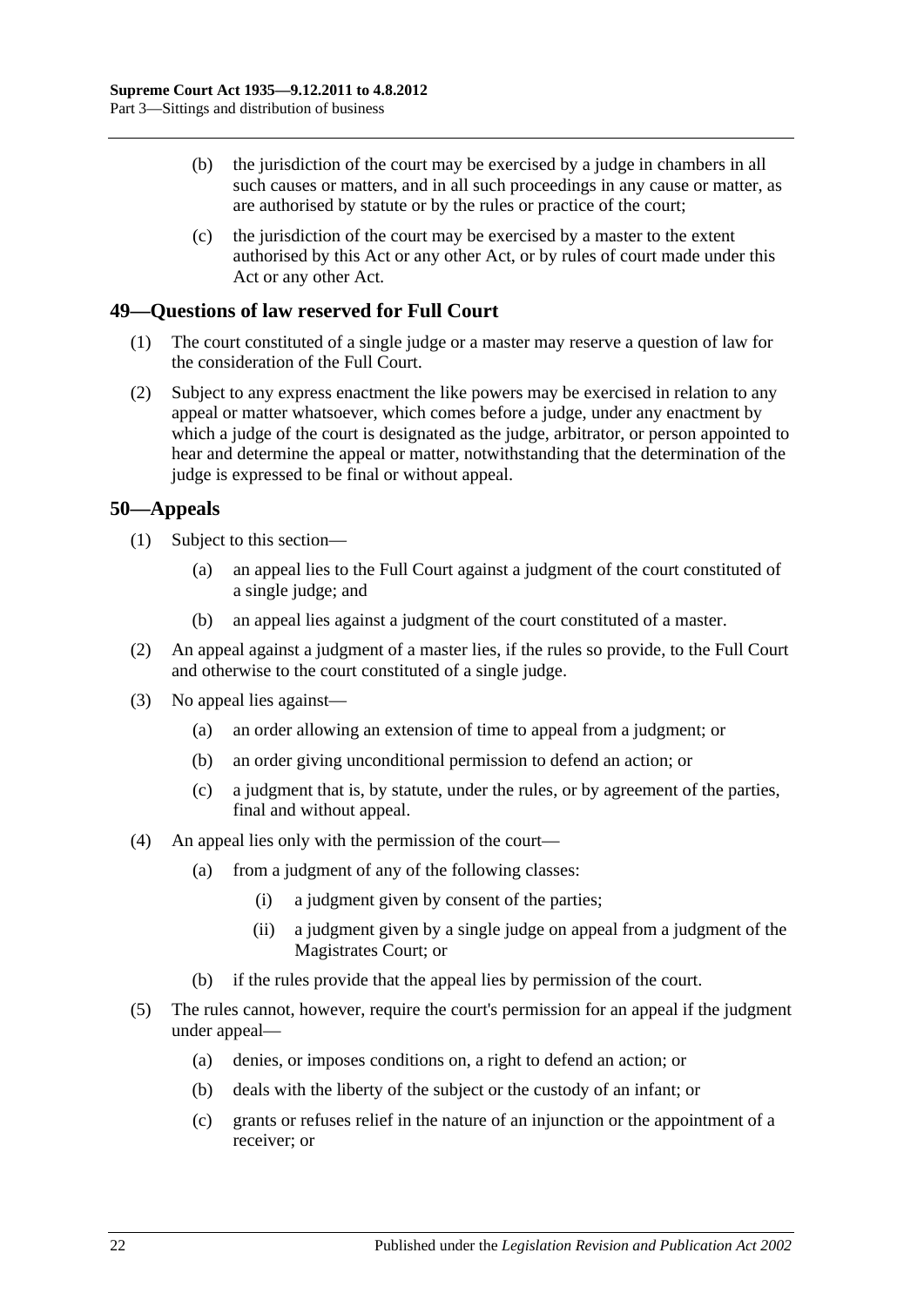(b) the jurisdiction of the court may be exercised by a judge in chambers in all such causes or matters, and in all such proceedings in any cause or matter, as are authorised by statute or by the rules or practice of the court;

(c) the jurisdiction of the court may be exercised by a master to the extent authorised by this Act or any other Act, or by rules of court made under this Act or any other Act.

## 49—Questions of law reserved for Full Court

(1) The court constituted of a single judge or a master may reserve a question of law for the consideration of the Full Court.

(2) Subject to any express enactment the like powers may be exercised in relation to any appeal or matter whatsoever, which comes before a judge, under any enactment by which a judge of the court is designated as the judge, arbitrator, or person appointed to hear and determine the appeal or matter, notwithstanding that the determination of the judge is expressed to be final or without appeal.

## 50—Appeals

(1) Subject to this section—

(a) an appeal lies to the Full Court against a judgment of the court constituted of a single judge; and

(b) an appeal lies against a judgment of the court constituted of a master.

(2) An appeal against a judgment of a master lies, if the rules so provide, to the Full Court and otherwise to the court constituted of a single judge.

(3) No appeal lies against—

(a) an order allowing an extension of time to appeal from a judgment; or

(b) an order giving unconditional permission to defend an action; or

(c) a judgment that is, by statute, under the rules, or by agreement of the parties, final and without appeal.

(4) An appeal lies only with the permission of the court—

(a) from a judgment of any of the following classes:

(i) a judgment given by consent of the parties;

(ii) a judgment given by a single judge on appeal from a judgment of the Magistrates Court; or

(b) if the rules provide that the appeal lies by permission of the court.

(5) The rules cannot, however, require the court's permission for an appeal if the judgment under appeal—

(a) denies, or imposes conditions on, a right to defend an action; or

(b) deals with the liberty of the subject or the custody of an infant; or

(c) grants or refuses relief in the nature of an injunction or the appointment of a receiver; or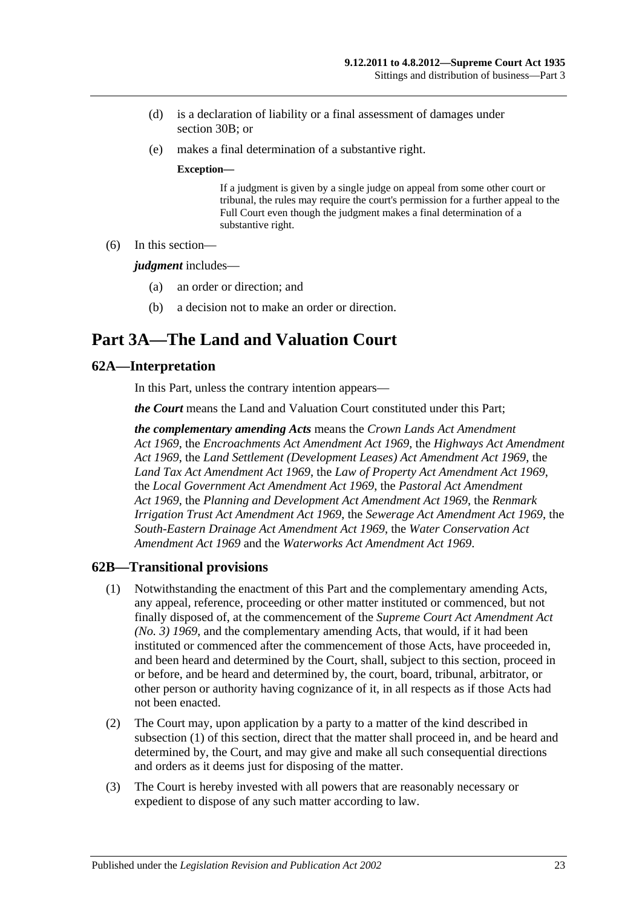(d) is a declaration of liability or a final assessment of damages under section 30B; or

(e) makes a final determination of a substantive right.

**Exception—**

If a judgment is given by a single judge on appeal from some other court or tribunal, the rules may require the court's permission for a further appeal to the Full Court even though the judgment makes a final determination of a substantive right.

(6) In this section—

***judgment*** includes—

(a) an order or direction; and

(b) a decision not to make an order or direction.

# Part 3A—The Land and Valuation Court

## 62A—Interpretation

In this Part, unless the contrary intention appears—

***the Court*** means the Land and Valuation Court constituted under this Part;

***the complementary amending Acts*** means the *Crown Lands Act Amendment Act 1969*, the *Encroachments Act Amendment Act 1969*, the *Highways Act Amendment Act 1969*, the *Land Settlement (Development Leases) Act Amendment Act 1969*, the *Land Tax Act Amendment Act 1969*, the *Law of Property Act Amendment Act 1969*, the *Local Government Act Amendment Act 1969*, the *Pastoral Act Amendment Act 1969*, the *Planning and Development Act Amendment Act 1969*, the *Renmark Irrigation Trust Act Amendment Act 1969*, the *Sewerage Act Amendment Act 1969*, the *South-Eastern Drainage Act Amendment Act 1969*, the *Water Conservation Act Amendment Act 1969* and the *Waterworks Act Amendment Act 1969*.

## 62B—Transitional provisions

(1) Notwithstanding the enactment of this Part and the complementary amending Acts, any appeal, reference, proceeding or other matter instituted or commenced, but not finally disposed of, at the commencement of the *Supreme Court Act Amendment Act (No. 3) 1969*, and the complementary amending Acts, that would, if it had been instituted or commenced after the commencement of those Acts, have proceeded in, and been heard and determined by the Court, shall, subject to this section, proceed in or before, and be heard and determined by, the court, board, tribunal, arbitrator, or other person or authority having cognizance of it, in all respects as if those Acts had not been enacted.

(2) The Court may, upon application by a party to a matter of the kind described in subsection (1) of this section, direct that the matter shall proceed in, and be heard and determined by, the Court, and may give and make all such consequential directions and orders as it deems just for disposing of the matter.

(3) The Court is hereby invested with all powers that are reasonably necessary or expedient to dispose of any such matter according to law.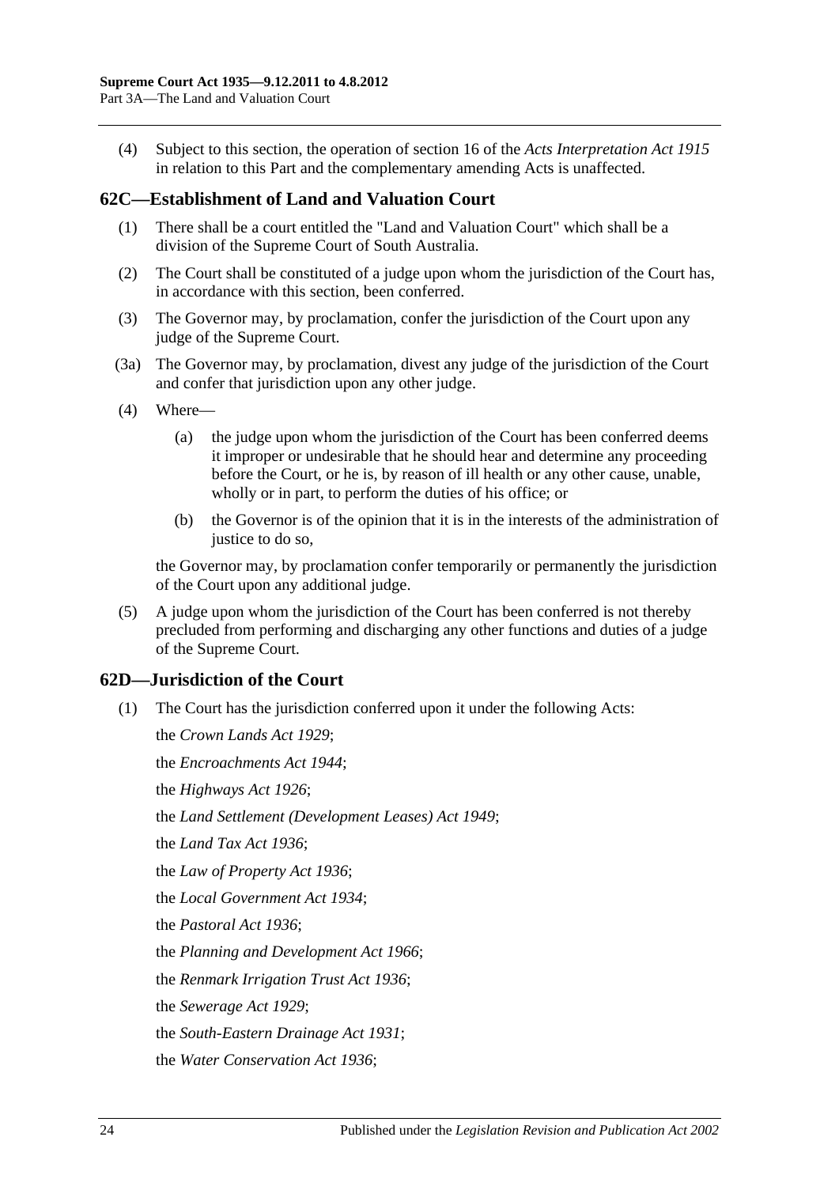(4) Subject to this section, the operation of section 16 of the *Acts Interpretation Act 1915* in relation to this Part and the complementary amending Acts is unaffected.

## 62C—Establishment of Land and Valuation Court

(1) There shall be a court entitled the "Land and Valuation Court" which shall be a division of the Supreme Court of South Australia.

(2) The Court shall be constituted of a judge upon whom the jurisdiction of the Court has, in accordance with this section, been conferred.

(3) The Governor may, by proclamation, confer the jurisdiction of the Court upon any judge of the Supreme Court.

(3a) The Governor may, by proclamation, divest any judge of the jurisdiction of the Court and confer that jurisdiction upon any other judge.

(4) Where—

   (a) the judge upon whom the jurisdiction of the Court has been conferred deems it improper or undesirable that he should hear and determine any proceeding before the Court, or he is, by reason of ill health or any other cause, unable, wholly or in part, to perform the duties of his office; or

   (b) the Governor is of the opinion that it is in the interests of the administration of justice to do so,

the Governor may, by proclamation confer temporarily or permanently the jurisdiction of the Court upon any additional judge.

(5) A judge upon whom the jurisdiction of the Court has been conferred is not thereby precluded from performing and discharging any other functions and duties of a judge of the Supreme Court.

## 62D—Jurisdiction of the Court

(1) The Court has the jurisdiction conferred upon it under the following Acts:

the *Crown Lands Act 1929*;

the *Encroachments Act 1944*;

the *Highways Act 1926*;

the *Land Settlement (Development Leases) Act 1949*;

the *Land Tax Act 1936*;

the *Law of Property Act 1936*;

the *Local Government Act 1934*;

the *Pastoral Act 1936*;

the *Planning and Development Act 1966*;

the *Renmark Irrigation Trust Act 1936*;

the *Sewerage Act 1929*;

the *South-Eastern Drainage Act 1931*;

the *Water Conservation Act 1936*;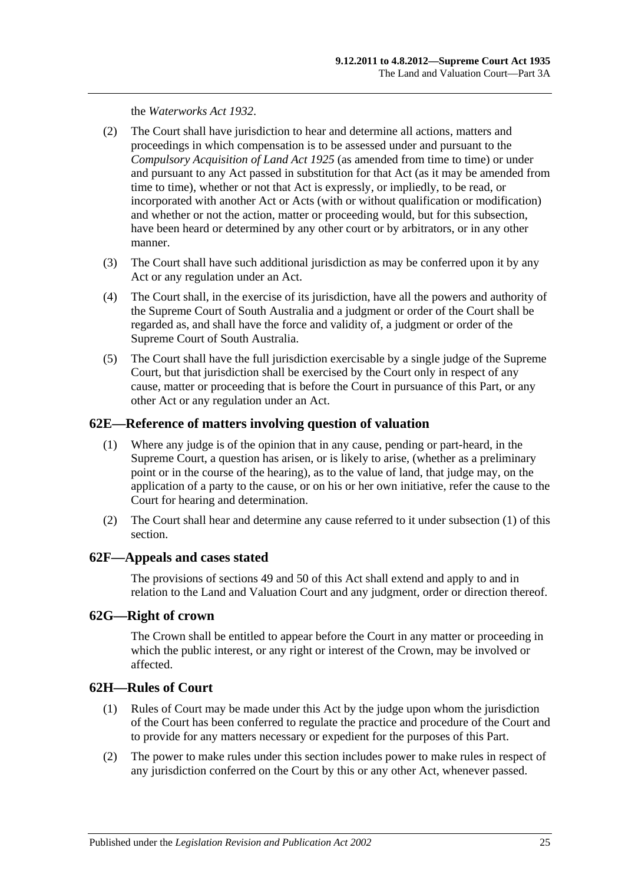the *Waterworks Act 1932*.

(2) The Court shall have jurisdiction to hear and determine all actions, matters and proceedings in which compensation is to be assessed under and pursuant to the *Compulsory Acquisition of Land Act 1925* (as amended from time to time) or under and pursuant to any Act passed in substitution for that Act (as it may be amended from time to time), whether or not that Act is expressly, or impliedly, to be read, or incorporated with another Act or Acts (with or without qualification or modification) and whether or not the action, matter or proceeding would, but for this subsection, have been heard or determined by any other court or by arbitrators, or in any other manner.

(3) The Court shall have such additional jurisdiction as may be conferred upon it by any Act or any regulation under an Act.

(4) The Court shall, in the exercise of its jurisdiction, have all the powers and authority of the Supreme Court of South Australia and a judgment or order of the Court shall be regarded as, and shall have the force and validity of, a judgment or order of the Supreme Court of South Australia.

(5) The Court shall have the full jurisdiction exercisable by a single judge of the Supreme Court, but that jurisdiction shall be exercised by the Court only in respect of any cause, matter or proceeding that is before the Court in pursuance of this Part, or any other Act or any regulation under an Act.

## 62E—Reference of matters involving question of valuation

(1) Where any judge is of the opinion that in any cause, pending or part-heard, in the Supreme Court, a question has arisen, or is likely to arise, (whether as a preliminary point or in the course of the hearing), as to the value of land, that judge may, on the application of a party to the cause, or on his or her own initiative, refer the cause to the Court for hearing and determination.

(2) The Court shall hear and determine any cause referred to it under subsection (1) of this section.

## 62F—Appeals and cases stated

The provisions of sections 49 and 50 of this Act shall extend and apply to and in relation to the Land and Valuation Court and any judgment, order or direction thereof.

## 62G—Right of crown

The Crown shall be entitled to appear before the Court in any matter or proceeding in which the public interest, or any right or interest of the Crown, may be involved or affected.

## 62H—Rules of Court

(1) Rules of Court may be made under this Act by the judge upon whom the jurisdiction of the Court has been conferred to regulate the practice and procedure of the Court and to provide for any matters necessary or expedient for the purposes of this Part.

(2) The power to make rules under this section includes power to make rules in respect of any jurisdiction conferred on the Court by this or any other Act, whenever passed.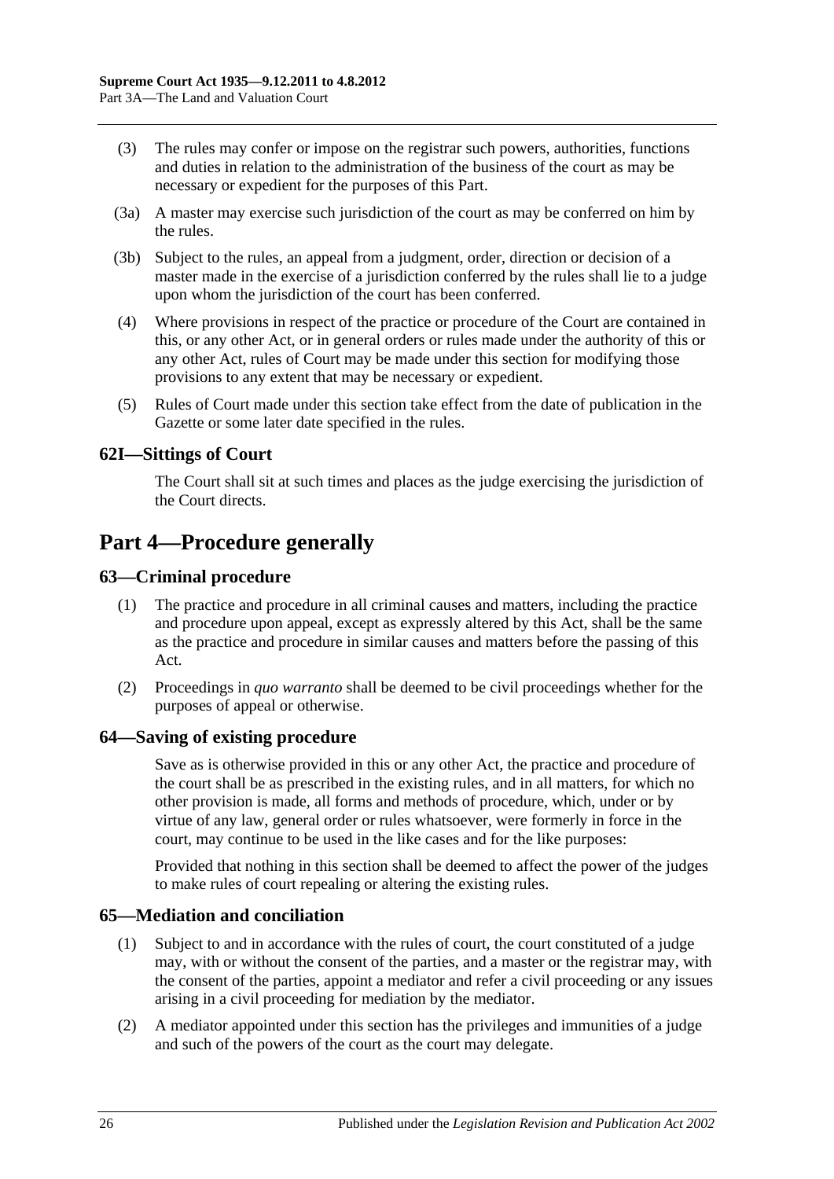(3) The rules may confer or impose on the registrar such powers, authorities, functions and duties in relation to the administration of the business of the court as may be necessary or expedient for the purposes of this Part.

(3a) A master may exercise such jurisdiction of the court as may be conferred on him by the rules.

(3b) Subject to the rules, an appeal from a judgment, order, direction or decision of a master made in the exercise of a jurisdiction conferred by the rules shall lie to a judge upon whom the jurisdiction of the court has been conferred.

(4) Where provisions in respect of the practice or procedure of the Court are contained in this, or any other Act, or in general orders or rules made under the authority of this or any other Act, rules of Court may be made under this section for modifying those provisions to any extent that may be necessary or expedient.

(5) Rules of Court made under this section take effect from the date of publication in the Gazette or some later date specified in the rules.

### 62I—Sittings of Court

The Court shall sit at such times and places as the judge exercising the jurisdiction of the Court directs.

## Part 4—Procedure generally

### 63—Criminal procedure

(1) The practice and procedure in all criminal causes and matters, including the practice and procedure upon appeal, except as expressly altered by this Act, shall be the same as the practice and procedure in similar causes and matters before the passing of this Act.

(2) Proceedings in *quo warranto* shall be deemed to be civil proceedings whether for the purposes of appeal or otherwise.

### 64—Saving of existing procedure

Save as is otherwise provided in this or any other Act, the practice and procedure of the court shall be as prescribed in the existing rules, and in all matters, for which no other provision is made, all forms and methods of procedure, which, under or by virtue of any law, general order or rules whatsoever, were formerly in force in the court, may continue to be used in the like cases and for the like purposes:

Provided that nothing in this section shall be deemed to affect the power of the judges to make rules of court repealing or altering the existing rules.

### 65—Mediation and conciliation

(1) Subject to and in accordance with the rules of court, the court constituted of a judge may, with or without the consent of the parties, and a master or the registrar may, with the consent of the parties, appoint a mediator and refer a civil proceeding or any issues arising in a civil proceeding for mediation by the mediator.

(2) A mediator appointed under this section has the privileges and immunities of a judge and such of the powers of the court as the court may delegate.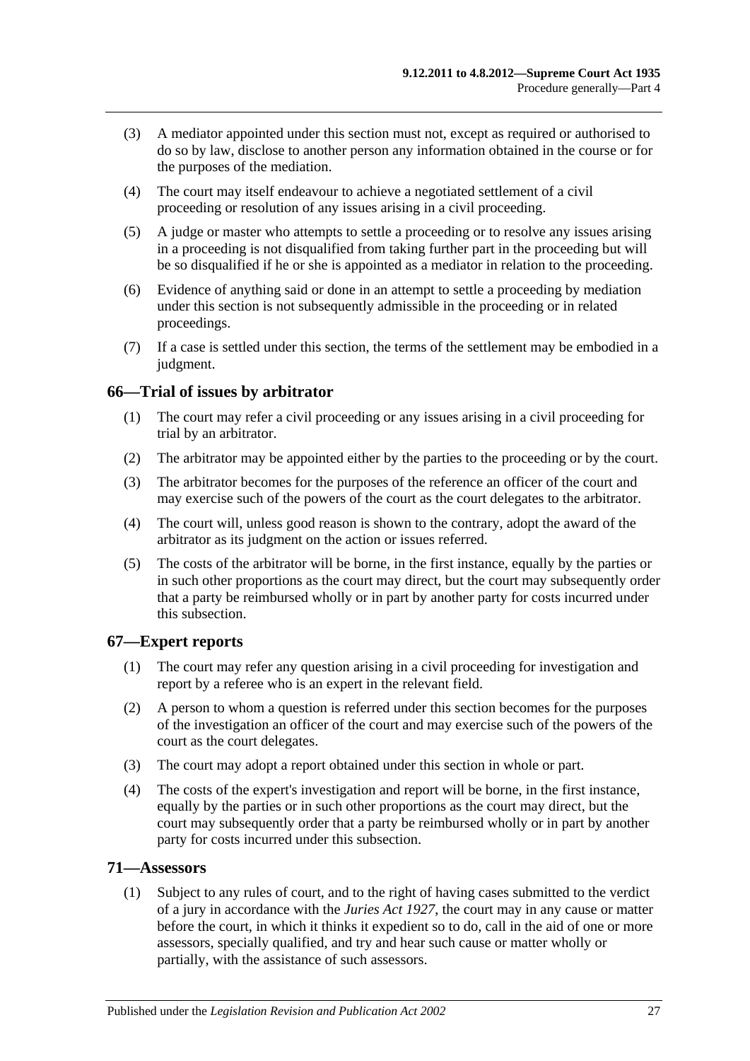(3) A mediator appointed under this section must not, except as required or authorised to do so by law, disclose to another person any information obtained in the course or for the purposes of the mediation.

(4) The court may itself endeavour to achieve a negotiated settlement of a civil proceeding or resolution of any issues arising in a civil proceeding.

(5) A judge or master who attempts to settle a proceeding or to resolve any issues arising in a proceeding is not disqualified from taking further part in the proceeding but will be so disqualified if he or she is appointed as a mediator in relation to the proceeding.

(6) Evidence of anything said or done in an attempt to settle a proceeding by mediation under this section is not subsequently admissible in the proceeding or in related proceedings.

(7) If a case is settled under this section, the terms of the settlement may be embodied in a judgment.

## 66—Trial of issues by arbitrator

(1) The court may refer a civil proceeding or any issues arising in a civil proceeding for trial by an arbitrator.

(2) The arbitrator may be appointed either by the parties to the proceeding or by the court.

(3) The arbitrator becomes for the purposes of the reference an officer of the court and may exercise such of the powers of the court as the court delegates to the arbitrator.

(4) The court will, unless good reason is shown to the contrary, adopt the award of the arbitrator as its judgment on the action or issues referred.

(5) The costs of the arbitrator will be borne, in the first instance, equally by the parties or in such other proportions as the court may direct, but the court may subsequently order that a party be reimbursed wholly or in part by another party for costs incurred under this subsection.

## 67—Expert reports

(1) The court may refer any question arising in a civil proceeding for investigation and report by a referee who is an expert in the relevant field.

(2) A person to whom a question is referred under this section becomes for the purposes of the investigation an officer of the court and may exercise such of the powers of the court as the court delegates.

(3) The court may adopt a report obtained under this section in whole or part.

(4) The costs of the expert's investigation and report will be borne, in the first instance, equally by the parties or in such other proportions as the court may direct, but the court may subsequently order that a party be reimbursed wholly or in part by another party for costs incurred under this subsection.

## 71—Assessors

(1) Subject to any rules of court, and to the right of having cases submitted to the verdict of a jury in accordance with the *Juries Act 1927*, the court may in any cause or matter before the court, in which it thinks it expedient so to do, call in the aid of one or more assessors, specially qualified, and try and hear such cause or matter wholly or partially, with the assistance of such assessors.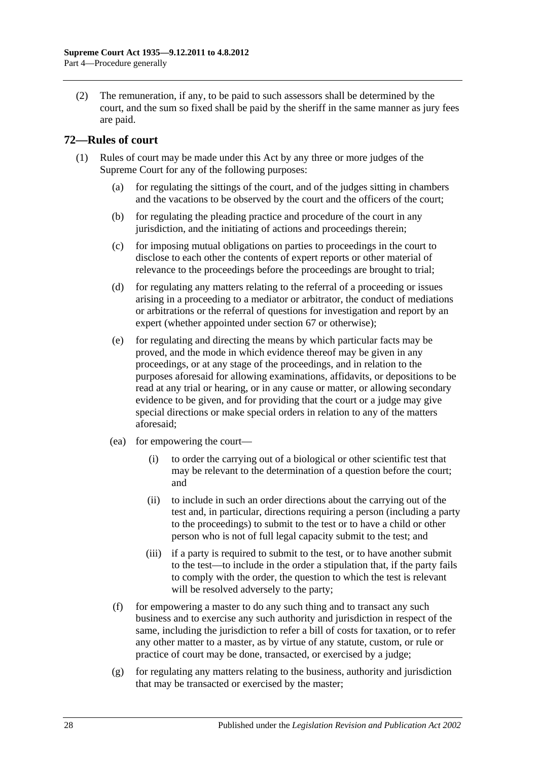(2) The remuneration, if any, to be paid to such assessors shall be determined by the court, and the sum so fixed shall be paid by the sheriff in the same manner as jury fees are paid.

## 72—Rules of court

(1) Rules of court may be made under this Act by any three or more judges of the Supreme Court for any of the following purposes:

(a) for regulating the sittings of the court, and of the judges sitting in chambers and the vacations to be observed by the court and the officers of the court;

(b) for regulating the pleading practice and procedure of the court in any jurisdiction, and the initiating of actions and proceedings therein;

(c) for imposing mutual obligations on parties to proceedings in the court to disclose to each other the contents of expert reports or other material of relevance to the proceedings before the proceedings are brought to trial;

(d) for regulating any matters relating to the referral of a proceeding or issues arising in a proceeding to a mediator or arbitrator, the conduct of mediations or arbitrations or the referral of questions for investigation and report by an expert (whether appointed under section 67 or otherwise);

(e) for regulating and directing the means by which particular facts may be proved, and the mode in which evidence thereof may be given in any proceedings, or at any stage of the proceedings, and in relation to the purposes aforesaid for allowing examinations, affidavits, or depositions to be read at any trial or hearing, or in any cause or matter, or allowing secondary evidence to be given, and for providing that the court or a judge may give special directions or make special orders in relation to any of the matters aforesaid;

(ea) for empowering the court—

(i) to order the carrying out of a biological or other scientific test that may be relevant to the determination of a question before the court; and

(ii) to include in such an order directions about the carrying out of the test and, in particular, directions requiring a person (including a party to the proceedings) to submit to the test or to have a child or other person who is not of full legal capacity submit to the test; and

(iii) if a party is required to submit to the test, or to have another submit to the test—to include in the order a stipulation that, if the party fails to comply with the order, the question to which the test is relevant will be resolved adversely to the party;

(f) for empowering a master to do any such thing and to transact any such business and to exercise any such authority and jurisdiction in respect of the same, including the jurisdiction to refer a bill of costs for taxation, or to refer any other matter to a master, as by virtue of any statute, custom, or rule or practice of court may be done, transacted, or exercised by a judge;

(g) for regulating any matters relating to the business, authority and jurisdiction that may be transacted or exercised by the master;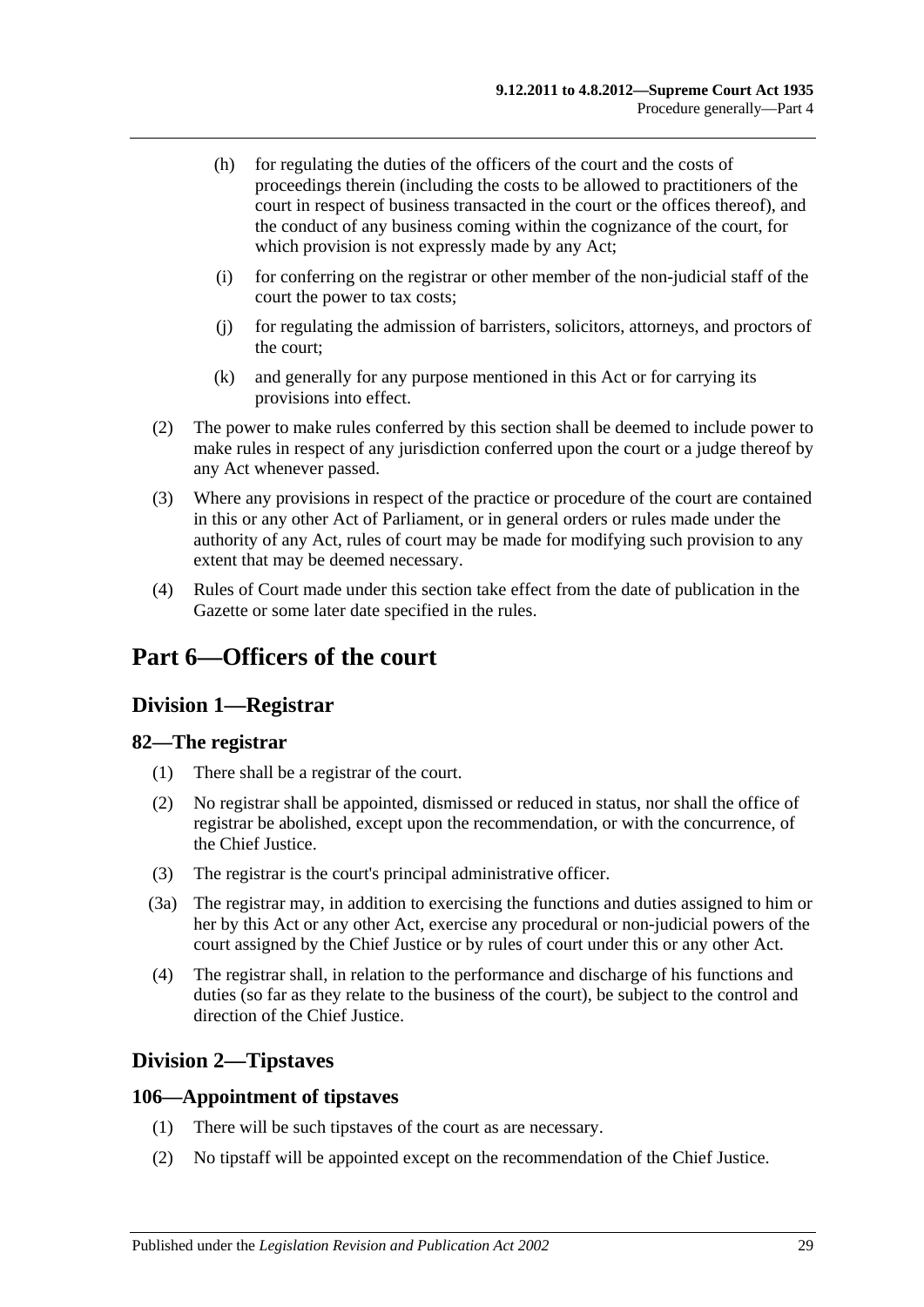(h) for regulating the duties of the officers of the court and the costs of proceedings therein (including the costs to be allowed to practitioners of the court in respect of business transacted in the court or the offices thereof), and the conduct of any business coming within the cognizance of the court, for which provision is not expressly made by any Act;

(i) for conferring on the registrar or other member of the non-judicial staff of the court the power to tax costs;

(j) for regulating the admission of barristers, solicitors, attorneys, and proctors of the court;

(k) and generally for any purpose mentioned in this Act or for carrying its provisions into effect.

(2) The power to make rules conferred by this section shall be deemed to include power to make rules in respect of any jurisdiction conferred upon the court or a judge thereof by any Act whenever passed.

(3) Where any provisions in respect of the practice or procedure of the court are contained in this or any other Act of Parliament, or in general orders or rules made under the authority of any Act, rules of court may be made for modifying such provision to any extent that may be deemed necessary.

(4) Rules of Court made under this section take effect from the date of publication in the Gazette or some later date specified in the rules.

# Part 6—Officers of the court

## Division 1—Registrar

### 82—The registrar

(1) There shall be a registrar of the court.

(2) No registrar shall be appointed, dismissed or reduced in status, nor shall the office of registrar be abolished, except upon the recommendation, or with the concurrence, of the Chief Justice.

(3) The registrar is the court's principal administrative officer.

(3a) The registrar may, in addition to exercising the functions and duties assigned to him or her by this Act or any other Act, exercise any procedural or non-judicial powers of the court assigned by the Chief Justice or by rules of court under this or any other Act.

(4) The registrar shall, in relation to the performance and discharge of his functions and duties (so far as they relate to the business of the court), be subject to the control and direction of the Chief Justice.

## Division 2—Tipstaves

### 106—Appointment of tipstaves

(1) There will be such tipstaves of the court as are necessary.

(2) No tipstaff will be appointed except on the recommendation of the Chief Justice.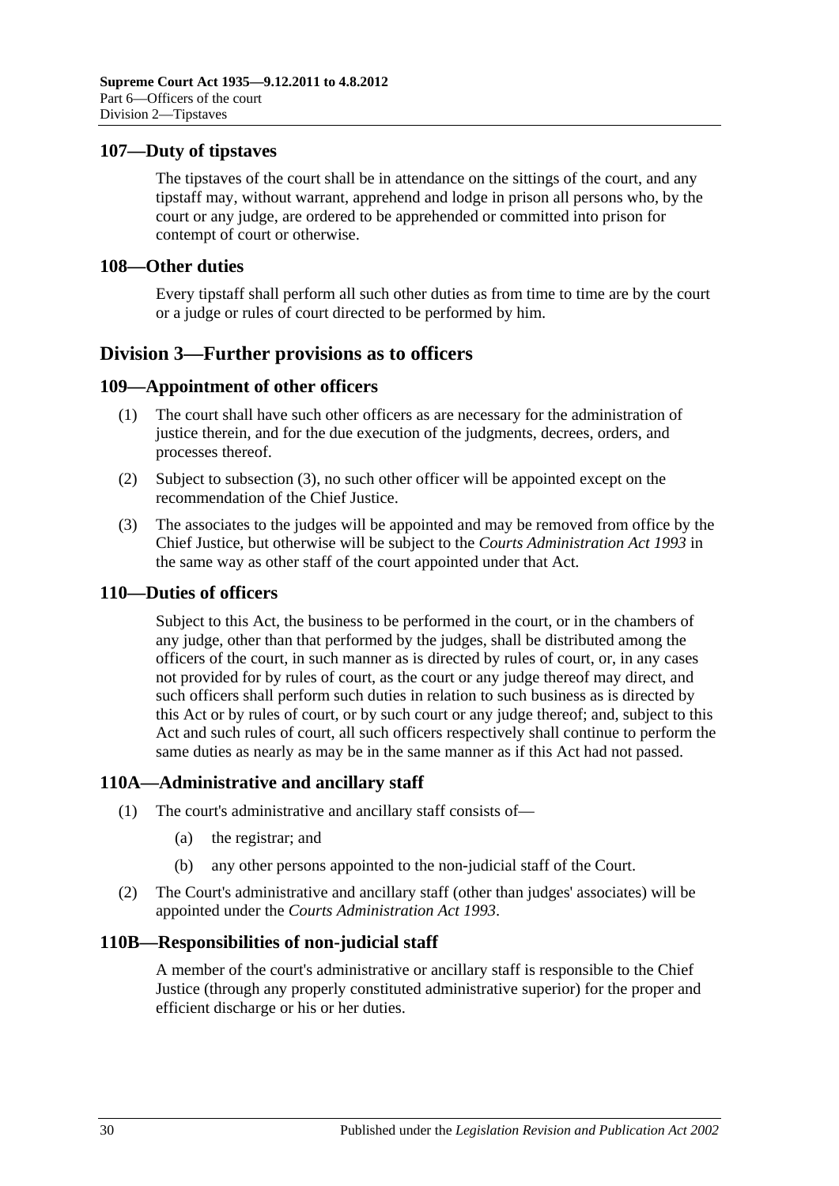## 107—Duty of tipstaves

The tipstaves of the court shall be in attendance on the sittings of the court, and any tipstaff may, without warrant, apprehend and lodge in prison all persons who, by the court or any judge, are ordered to be apprehended or committed into prison for contempt of court or otherwise.

## 108—Other duties

Every tipstaff shall perform all such other duties as from time to time are by the court or a judge or rules of court directed to be performed by him.

# Division 3—Further provisions as to officers

## 109—Appointment of other officers

(1) The court shall have such other officers as are necessary for the administration of justice therein, and for the due execution of the judgments, decrees, orders, and processes thereof.

(2) Subject to subsection (3), no such other officer will be appointed except on the recommendation of the Chief Justice.

(3) The associates to the judges will be appointed and may be removed from office by the Chief Justice, but otherwise will be subject to the *Courts Administration Act 1993* in the same way as other staff of the court appointed under that Act.

## 110—Duties of officers

Subject to this Act, the business to be performed in the court, or in the chambers of any judge, other than that performed by the judges, shall be distributed among the officers of the court, in such manner as is directed by rules of court, or, in any cases not provided for by rules of court, as the court or any judge thereof may direct, and such officers shall perform such duties in relation to such business as is directed by this Act or by rules of court, or by such court or any judge thereof; and, subject to this Act and such rules of court, all such officers respectively shall continue to perform the same duties as nearly as may be in the same manner as if this Act had not passed.

## 110A—Administrative and ancillary staff

(1) The court's administrative and ancillary staff consists of—

  (a) the registrar; and

  (b) any other persons appointed to the non-judicial staff of the Court.

(2) The Court's administrative and ancillary staff (other than judges' associates) will be appointed under the *Courts Administration Act 1993*.

## 110B—Responsibilities of non-judicial staff

A member of the court's administrative or ancillary staff is responsible to the Chief Justice (through any properly constituted administrative superior) for the proper and efficient discharge or his or her duties.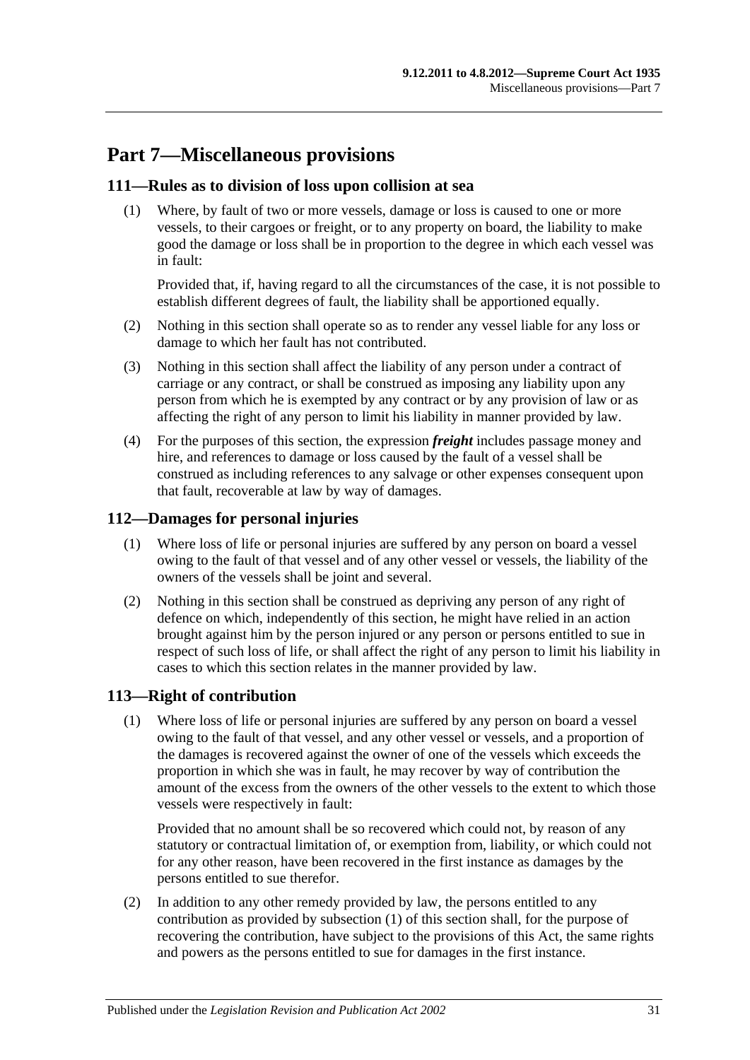# Part 7—Miscellaneous provisions

## 111—Rules as to division of loss upon collision at sea

(1) Where, by fault of two or more vessels, damage or loss is caused to one or more vessels, to their cargoes or freight, or to any property on board, the liability to make good the damage or loss shall be in proportion to the degree in which each vessel was in fault:

Provided that, if, having regard to all the circumstances of the case, it is not possible to establish different degrees of fault, the liability shall be apportioned equally.

(2) Nothing in this section shall operate so as to render any vessel liable for any loss or damage to which her fault has not contributed.

(3) Nothing in this section shall affect the liability of any person under a contract of carriage or any contract, or shall be construed as imposing any liability upon any person from which he is exempted by any contract or by any provision of law or as affecting the right of any person to limit his liability in manner provided by law.

(4) For the purposes of this section, the expression ***freight*** includes passage money and hire, and references to damage or loss caused by the fault of a vessel shall be construed as including references to any salvage or other expenses consequent upon that fault, recoverable at law by way of damages.

## 112—Damages for personal injuries

(1) Where loss of life or personal injuries are suffered by any person on board a vessel owing to the fault of that vessel and of any other vessel or vessels, the liability of the owners of the vessels shall be joint and several.

(2) Nothing in this section shall be construed as depriving any person of any right of defence on which, independently of this section, he might have relied in an action brought against him by the person injured or any person or persons entitled to sue in respect of such loss of life, or shall affect the right of any person to limit his liability in cases to which this section relates in the manner provided by law.

## 113—Right of contribution

(1) Where loss of life or personal injuries are suffered by any person on board a vessel owing to the fault of that vessel, and any other vessel or vessels, and a proportion of the damages is recovered against the owner of one of the vessels which exceeds the proportion in which she was in fault, he may recover by way of contribution the amount of the excess from the owners of the other vessels to the extent to which those vessels were respectively in fault:

Provided that no amount shall be so recovered which could not, by reason of any statutory or contractual limitation of, or exemption from, liability, or which could not for any other reason, have been recovered in the first instance as damages by the persons entitled to sue therefor.

(2) In addition to any other remedy provided by law, the persons entitled to any contribution as provided by subsection (1) of this section shall, for the purpose of recovering the contribution, have subject to the provisions of this Act, the same rights and powers as the persons entitled to sue for damages in the first instance.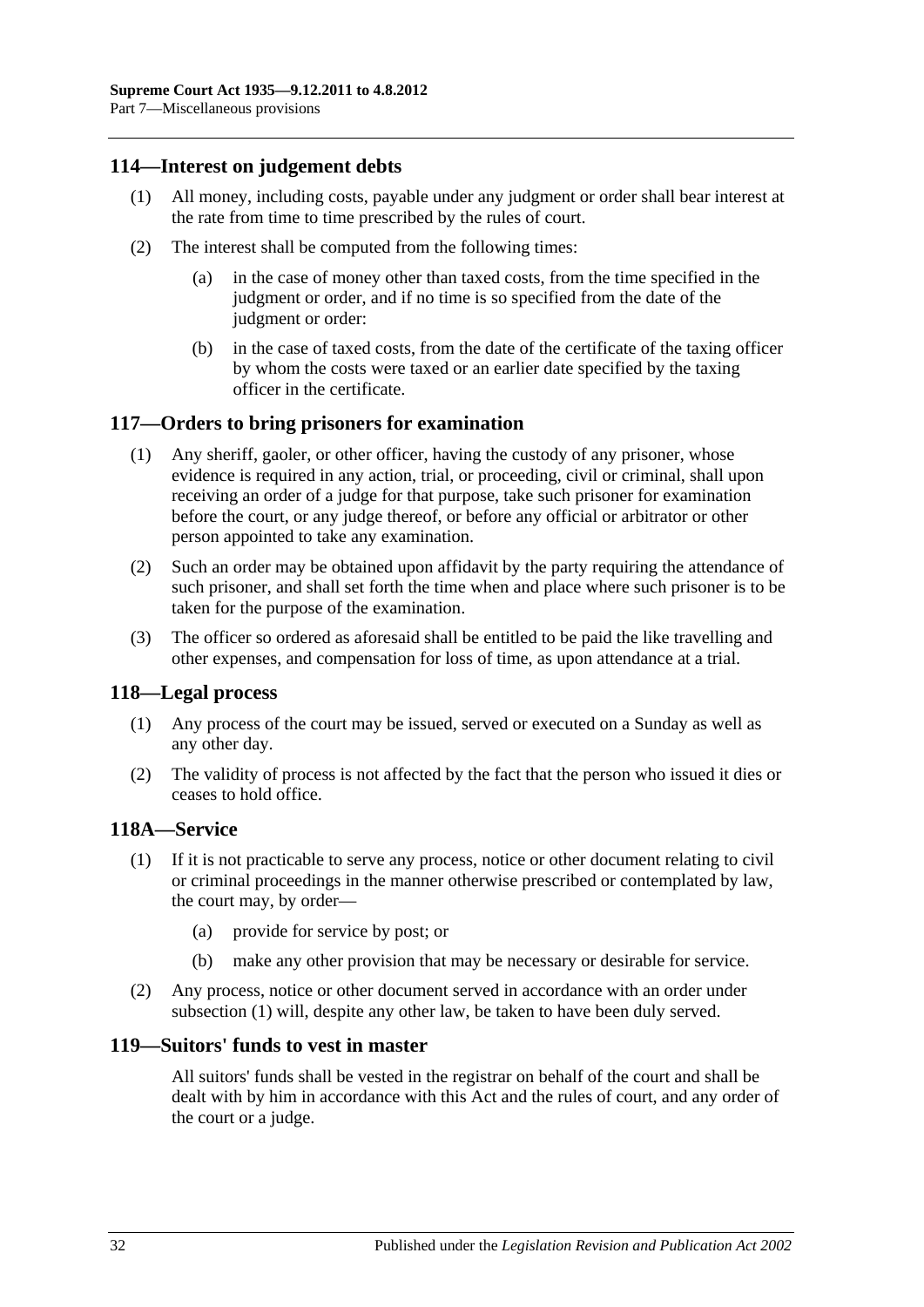## 114—Interest on judgement debts

(1) All money, including costs, payable under any judgment or order shall bear interest at the rate from time to time prescribed by the rules of court.

(2) The interest shall be computed from the following times:

(a) in the case of money other than taxed costs, from the time specified in the judgment or order, and if no time is so specified from the date of the judgment or order:

(b) in the case of taxed costs, from the date of the certificate of the taxing officer by whom the costs were taxed or an earlier date specified by the taxing officer in the certificate.

## 117—Orders to bring prisoners for examination

(1) Any sheriff, gaoler, or other officer, having the custody of any prisoner, whose evidence is required in any action, trial, or proceeding, civil or criminal, shall upon receiving an order of a judge for that purpose, take such prisoner for examination before the court, or any judge thereof, or before any official or arbitrator or other person appointed to take any examination.

(2) Such an order may be obtained upon affidavit by the party requiring the attendance of such prisoner, and shall set forth the time when and place where such prisoner is to be taken for the purpose of the examination.

(3) The officer so ordered as aforesaid shall be entitled to be paid the like travelling and other expenses, and compensation for loss of time, as upon attendance at a trial.

## 118—Legal process

(1) Any process of the court may be issued, served or executed on a Sunday as well as any other day.

(2) The validity of process is not affected by the fact that the person who issued it dies or ceases to hold office.

## 118A—Service

(1) If it is not practicable to serve any process, notice or other document relating to civil or criminal proceedings in the manner otherwise prescribed or contemplated by law, the court may, by order—

(a) provide for service by post; or

(b) make any other provision that may be necessary or desirable for service.

(2) Any process, notice or other document served in accordance with an order under subsection (1) will, despite any other law, be taken to have been duly served.

## 119—Suitors' funds to vest in master

All suitors' funds shall be vested in the registrar on behalf of the court and shall be dealt with by him in accordance with this Act and the rules of court, and any order of the court or a judge.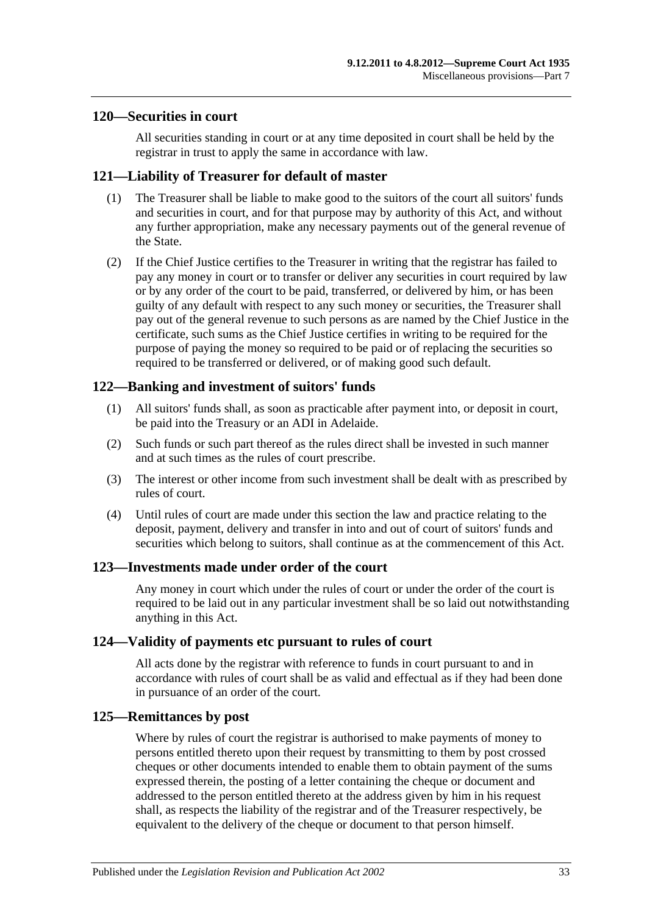## 120—Securities in court

All securities standing in court or at any time deposited in court shall be held by the registrar in trust to apply the same in accordance with law.

## 121—Liability of Treasurer for default of master

(1) The Treasurer shall be liable to make good to the suitors of the court all suitors' funds and securities in court, and for that purpose may by authority of this Act, and without any further appropriation, make any necessary payments out of the general revenue of the State.

(2) If the Chief Justice certifies to the Treasurer in writing that the registrar has failed to pay any money in court or to transfer or deliver any securities in court required by law or by any order of the court to be paid, transferred, or delivered by him, or has been guilty of any default with respect to any such money or securities, the Treasurer shall pay out of the general revenue to such persons as are named by the Chief Justice in the certificate, such sums as the Chief Justice certifies in writing to be required for the purpose of paying the money so required to be paid or of replacing the securities so required to be transferred or delivered, or of making good such default.

## 122—Banking and investment of suitors' funds

(1) All suitors' funds shall, as soon as practicable after payment into, or deposit in court, be paid into the Treasury or an ADI in Adelaide.

(2) Such funds or such part thereof as the rules direct shall be invested in such manner and at such times as the rules of court prescribe.

(3) The interest or other income from such investment shall be dealt with as prescribed by rules of court.

(4) Until rules of court are made under this section the law and practice relating to the deposit, payment, delivery and transfer in into and out of court of suitors' funds and securities which belong to suitors, shall continue as at the commencement of this Act.

## 123—Investments made under order of the court

Any money in court which under the rules of court or under the order of the court is required to be laid out in any particular investment shall be so laid out notwithstanding anything in this Act.

## 124—Validity of payments etc pursuant to rules of court

All acts done by the registrar with reference to funds in court pursuant to and in accordance with rules of court shall be as valid and effectual as if they had been done in pursuance of an order of the court.

## 125—Remittances by post

Where by rules of court the registrar is authorised to make payments of money to persons entitled thereto upon their request by transmitting to them by post crossed cheques or other documents intended to enable them to obtain payment of the sums expressed therein, the posting of a letter containing the cheque or document and addressed to the person entitled thereto at the address given by him in his request shall, as respects the liability of the registrar and of the Treasurer respectively, be equivalent to the delivery of the cheque or document to that person himself.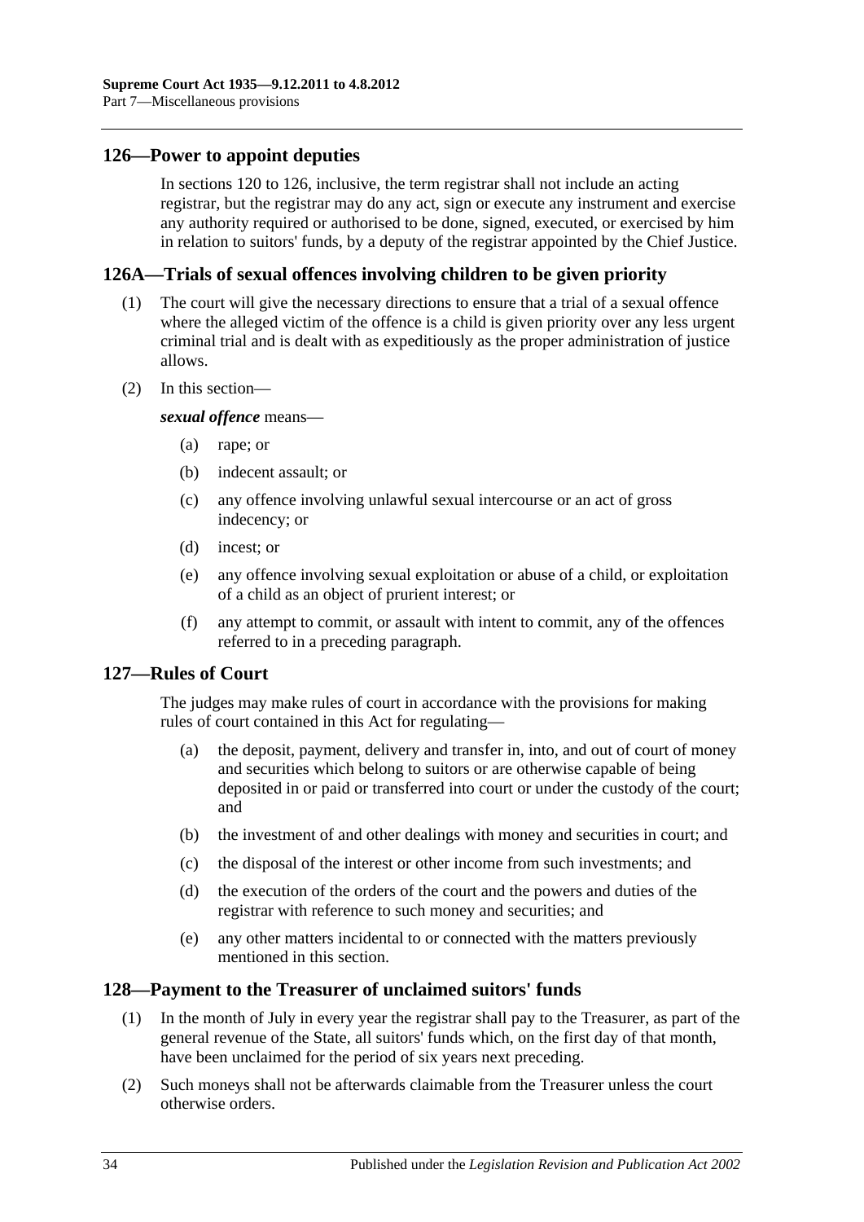## 126—Power to appoint deputies

In sections 120 to 126, inclusive, the term registrar shall not include an acting registrar, but the registrar may do any act, sign or execute any instrument and exercise any authority required or authorised to be done, signed, executed, or exercised by him in relation to suitors' funds, by a deputy of the registrar appointed by the Chief Justice.

## 126A—Trials of sexual offences involving children to be given priority

(1) The court will give the necessary directions to ensure that a trial of a sexual offence where the alleged victim of the offence is a child is given priority over any less urgent criminal trial and is dealt with as expeditiously as the proper administration of justice allows.

(2) In this section—

***sexual offence*** means—

- (a) rape; or
- (b) indecent assault; or
- (c) any offence involving unlawful sexual intercourse or an act of gross indecency; or
- (d) incest; or
- (e) any offence involving sexual exploitation or abuse of a child, or exploitation of a child as an object of prurient interest; or
- (f) any attempt to commit, or assault with intent to commit, any of the offences referred to in a preceding paragraph.

## 127—Rules of Court

The judges may make rules of court in accordance with the provisions for making rules of court contained in this Act for regulating—

- (a) the deposit, payment, delivery and transfer in, into, and out of court of money and securities which belong to suitors or are otherwise capable of being deposited in or paid or transferred into court or under the custody of the court; and
- (b) the investment of and other dealings with money and securities in court; and
- (c) the disposal of the interest or other income from such investments; and
- (d) the execution of the orders of the court and the powers and duties of the registrar with reference to such money and securities; and
- (e) any other matters incidental to or connected with the matters previously mentioned in this section.

## 128—Payment to the Treasurer of unclaimed suitors' funds

(1) In the month of July in every year the registrar shall pay to the Treasurer, as part of the general revenue of the State, all suitors' funds which, on the first day of that month, have been unclaimed for the period of six years next preceding.

(2) Such moneys shall not be afterwards claimable from the Treasurer unless the court otherwise orders.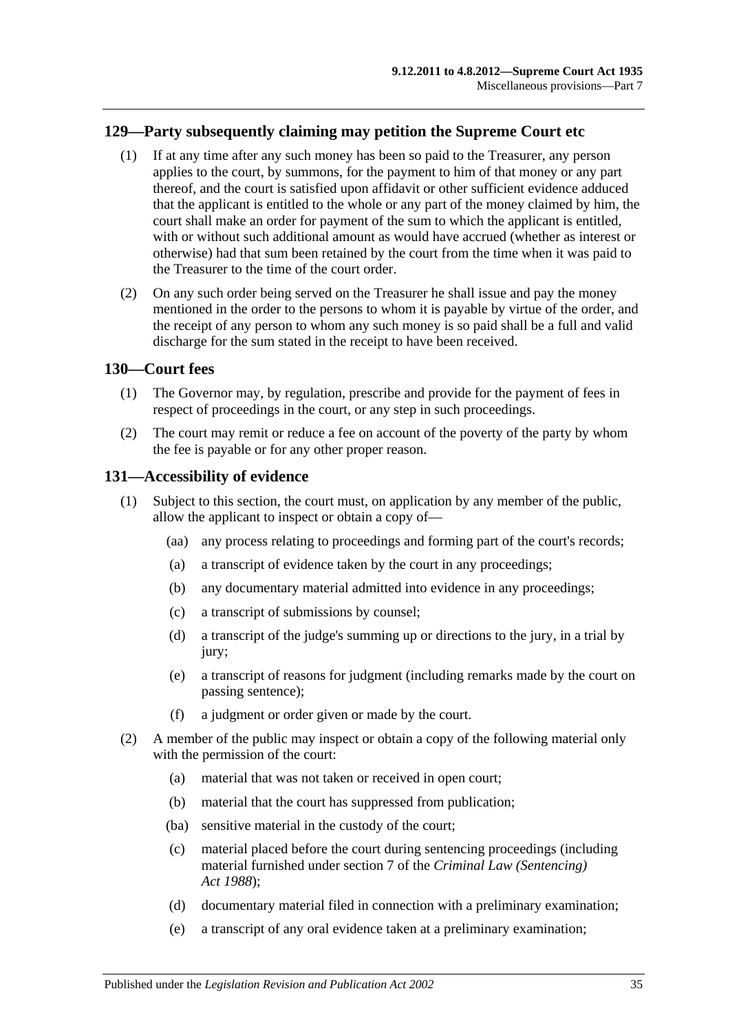## 129—Party subsequently claiming may petition the Supreme Court etc

(1) If at any time after any such money has been so paid to the Treasurer, any person applies to the court, by summons, for the payment to him of that money or any part thereof, and the court is satisfied upon affidavit or other sufficient evidence adduced that the applicant is entitled to the whole or any part of the money claimed by him, the court shall make an order for payment of the sum to which the applicant is entitled, with or without such additional amount as would have accrued (whether as interest or otherwise) had that sum been retained by the court from the time when it was paid to the Treasurer to the time of the court order.

(2) On any such order being served on the Treasurer he shall issue and pay the money mentioned in the order to the persons to whom it is payable by virtue of the order, and the receipt of any person to whom any such money is so paid shall be a full and valid discharge for the sum stated in the receipt to have been received.

## 130—Court fees

(1) The Governor may, by regulation, prescribe and provide for the payment of fees in respect of proceedings in the court, or any step in such proceedings.

(2) The court may remit or reduce a fee on account of the poverty of the party by whom the fee is payable or for any other proper reason.

## 131—Accessibility of evidence

(1) Subject to this section, the court must, on application by any member of the public, allow the applicant to inspect or obtain a copy of—

- (aa) any process relating to proceedings and forming part of the court's records;
- (a) a transcript of evidence taken by the court in any proceedings;
- (b) any documentary material admitted into evidence in any proceedings;
- (c) a transcript of submissions by counsel;
- (d) a transcript of the judge's summing up or directions to the jury, in a trial by jury;
- (e) a transcript of reasons for judgment (including remarks made by the court on passing sentence);
- (f) a judgment or order given or made by the court.

(2) A member of the public may inspect or obtain a copy of the following material only with the permission of the court:

- (a) material that was not taken or received in open court;
- (b) material that the court has suppressed from publication;
- (ba) sensitive material in the custody of the court;
- (c) material placed before the court during sentencing proceedings (including material furnished under section 7 of the *Criminal Law (Sentencing) Act 1988*);
- (d) documentary material filed in connection with a preliminary examination;
- (e) a transcript of any oral evidence taken at a preliminary examination;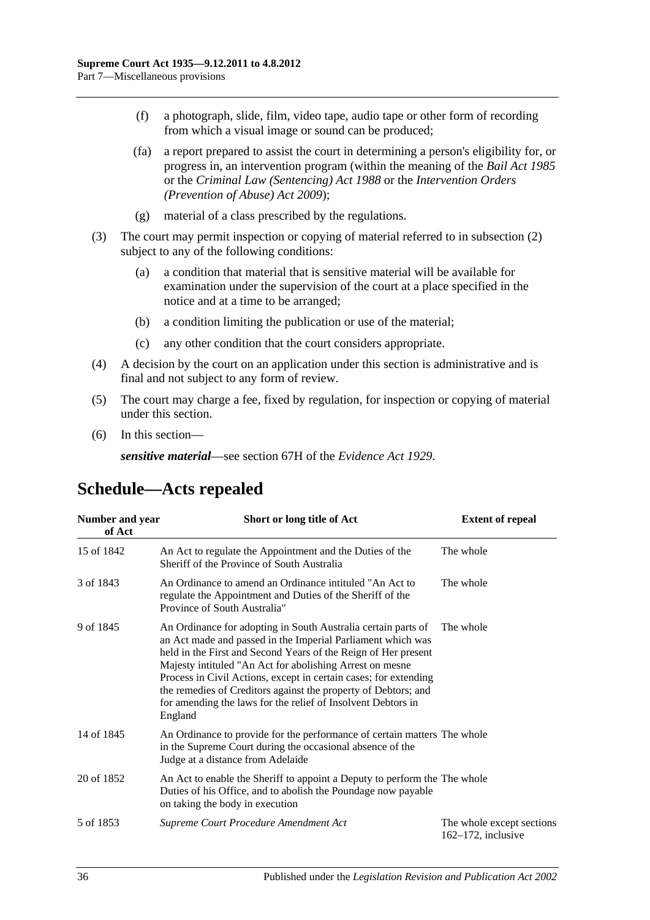(f) a photograph, slide, film, video tape, audio tape or other form of recording from which a visual image or sound can be produced;

(fa) a report prepared to assist the court in determining a person's eligibility for, or progress in, an intervention program (within the meaning of the *Bail Act 1985* or the *Criminal Law (Sentencing) Act 1988* or the *Intervention Orders (Prevention of Abuse) Act 2009*);

(g) material of a class prescribed by the regulations.

(3) The court may permit inspection or copying of material referred to in subsection (2) subject to any of the following conditions:

(a) a condition that material that is sensitive material will be available for examination under the supervision of the court at a place specified in the notice and at a time to be arranged;

(b) a condition limiting the publication or use of the material;

(c) any other condition that the court considers appropriate.

(4) A decision by the court on an application under this section is administrative and is final and not subject to any form of review.

(5) The court may charge a fee, fixed by regulation, for inspection or copying of material under this section.

(6) In this section—

***sensitive material***—see section 67H of the *Evidence Act 1929*.

# Schedule—Acts repealed

| Number and year of Act | Short or long title of Act | Extent of repeal |
|---|---|---|
| 15 of 1842 | An Act to regulate the Appointment and the Duties of the Sheriff of the Province of South Australia | The whole |
| 3 of 1843 | An Ordinance to amend an Ordinance intituled "An Act to regulate the Appointment and Duties of the Sheriff of the Province of South Australia" | The whole |
| 9 of 1845 | An Ordinance for adopting in South Australia certain parts of an Act made and passed in the Imperial Parliament which was held in the First and Second Years of the Reign of Her present Majesty intituled "An Act for abolishing Arrest on mesne Process in Civil Actions, except in certain cases; for extending the remedies of Creditors against the property of Debtors; and for amending the laws for the relief of Insolvent Debtors in England | The whole |
| 14 of 1845 | An Ordinance to provide for the performance of certain matters in the Supreme Court during the occasional absence of the Judge at a distance from Adelaide | The whole |
| 20 of 1852 | An Act to enable the Sheriff to appoint a Deputy to perform the Duties of his Office, and to abolish the Poundage now payable on taking the body in execution | The whole |
| 5 of 1853 | *Supreme Court Procedure Amendment Act* | The whole except sections 162–172, inclusive |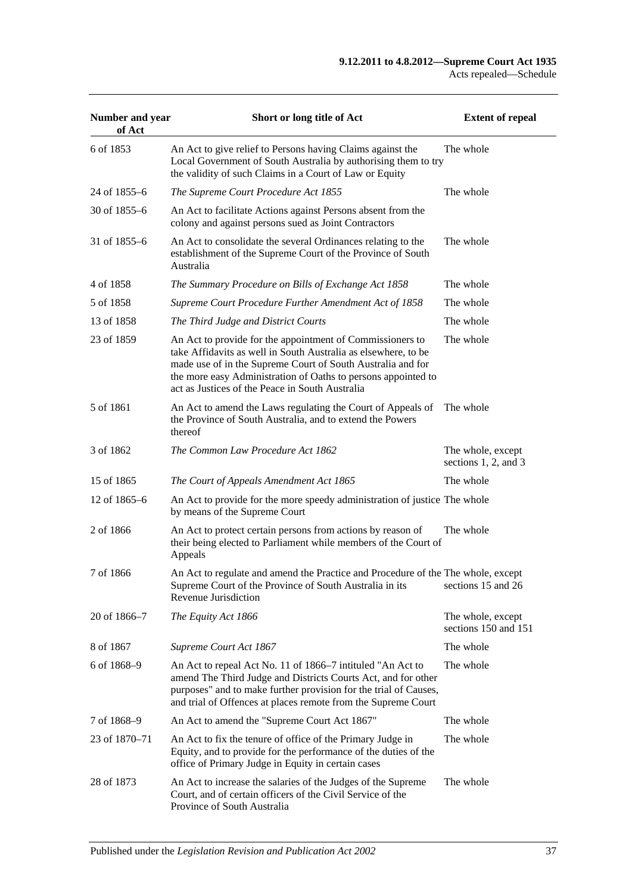| Number and year of Act | Short or long title of Act | Extent of repeal |
|---|---|---|
| 6 of 1853 | An Act to give relief to Persons having Claims against the Local Government of South Australia by authorising them to try the validity of such Claims in a Court of Law or Equity | The whole |
| 24 of 1855–6 | *The Supreme Court Procedure Act 1855* | The whole |
| 30 of 1855–6 | An Act to facilitate Actions against Persons absent from the colony and against persons sued as Joint Contractors | |
| 31 of 1855–6 | An Act to consolidate the several Ordinances relating to the establishment of the Supreme Court of the Province of South Australia | The whole |
| 4 of 1858 | *The Summary Procedure on Bills of Exchange Act 1858* | The whole |
| 5 of 1858 | *Supreme Court Procedure Further Amendment Act of 1858* | The whole |
| 13 of 1858 | *The Third Judge and District Courts* | The whole |
| 23 of 1859 | An Act to provide for the appointment of Commissioners to take Affidavits as well in South Australia as elsewhere, to be made use of in the Supreme Court of South Australia and for the more easy Administration of Oaths to persons appointed to act as Justices of the Peace in South Australia | The whole |
| 5 of 1861 | An Act to amend the Laws regulating the Court of Appeals of the Province of South Australia, and to extend the Powers thereof | The whole |
| 3 of 1862 | *The Common Law Procedure Act 1862* | The whole, except sections 1, 2, and 3 |
| 15 of 1865 | *The Court of Appeals Amendment Act 1865* | The whole |
| 12 of 1865–6 | An Act to provide for the more speedy administration of justice by means of the Supreme Court | The whole |
| 2 of 1866 | An Act to protect certain persons from actions by reason of their being elected to Parliament while members of the Court of Appeals | The whole |
| 7 of 1866 | An Act to regulate and amend the Practice and Procedure of the Supreme Court of the Province of South Australia in its Revenue Jurisdiction | The whole, except sections 15 and 26 |
| 20 of 1866–7 | *The Equity Act 1866* | The whole, except sections 150 and 151 |
| 8 of 1867 | *Supreme Court Act 1867* | The whole |
| 6 of 1868–9 | An Act to repeal Act No. 11 of 1866–7 intituled "An Act to amend The Third Judge and Districts Courts Act, and for other purposes" and to make further provision for the trial of Causes, and trial of Offences at places remote from the Supreme Court | The whole |
| 7 of 1868–9 | An Act to amend the "Supreme Court Act 1867" | The whole |
| 23 of 1870–71 | An Act to fix the tenure of office of the Primary Judge in Equity, and to provide for the performance of the duties of the office of Primary Judge in Equity in certain cases | The whole |
| 28 of 1873 | An Act to increase the salaries of the Judges of the Supreme Court, and of certain officers of the Civil Service of the Province of South Australia | The whole |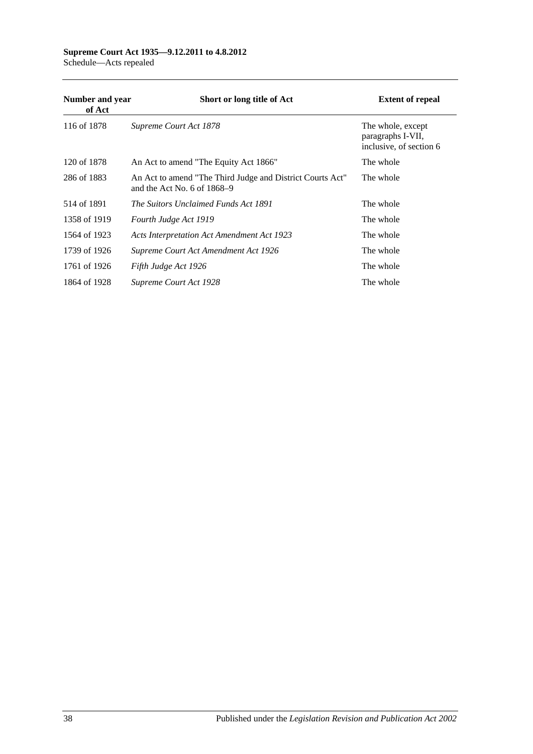| Number and year of Act | Short or long title of Act | Extent of repeal |
|---|---|---|
| 116 of 1878 | *Supreme Court Act 1878* | The whole, except paragraphs I-VII, inclusive, of section 6 |
| 120 of 1878 | An Act to amend "The Equity Act 1866" | The whole |
| 286 of 1883 | An Act to amend "The Third Judge and District Courts Act" and the Act No. 6 of 1868–9 | The whole |
| 514 of 1891 | *The Suitors Unclaimed Funds Act 1891* | The whole |
| 1358 of 1919 | *Fourth Judge Act 1919* | The whole |
| 1564 of 1923 | *Acts Interpretation Act Amendment Act 1923* | The whole |
| 1739 of 1926 | *Supreme Court Act Amendment Act 1926* | The whole |
| 1761 of 1926 | *Fifth Judge Act 1926* | The whole |
| 1864 of 1928 | *Supreme Court Act 1928* | The whole |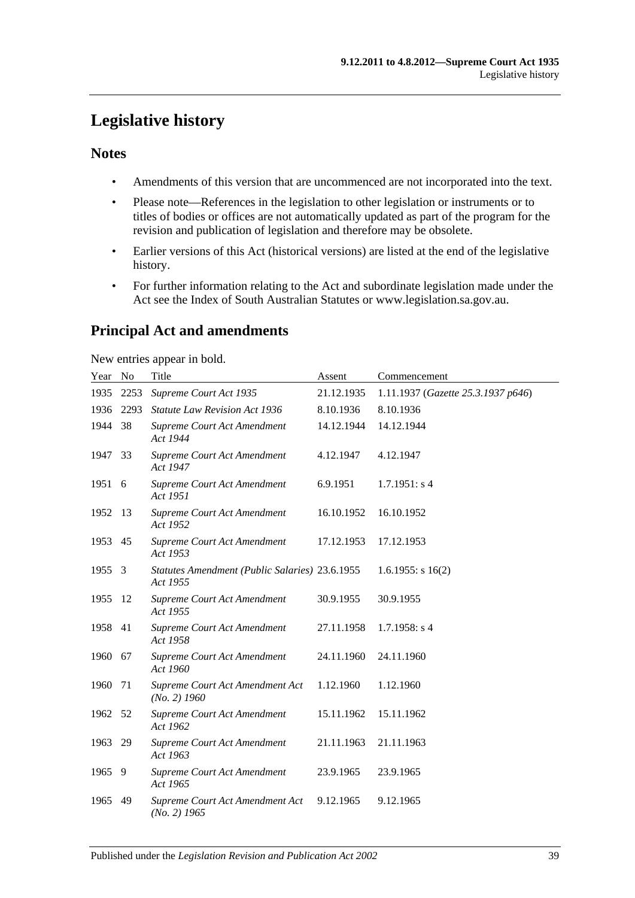# Legislative history

## Notes

- Amendments of this version that are uncommenced are not incorporated into the text.
- Please note—References in the legislation to other legislation or instruments or to titles of bodies or offices are not automatically updated as part of the program for the revision and publication of legislation and therefore may be obsolete.
- Earlier versions of this Act (historical versions) are listed at the end of the legislative history.
- For further information relating to the Act and subordinate legislation made under the Act see the Index of South Australian Statutes or www.legislation.sa.gov.au.

## Principal Act and amendments

New entries appear in bold.

| Year | No | Title | Assent | Commencement |
|---|---|---|---|---|
| 1935 | 2253 | *Supreme Court Act 1935* | 21.12.1935 | 1.11.1937 (*Gazette 25.3.1937 p646*) |
| 1936 | 2293 | *Statute Law Revision Act 1936* | 8.10.1936 | 8.10.1936 |
| 1944 | 38 | *Supreme Court Act Amendment Act 1944* | 14.12.1944 | 14.12.1944 |
| 1947 | 33 | *Supreme Court Act Amendment Act 1947* | 4.12.1947 | 4.12.1947 |
| 1951 | 6 | *Supreme Court Act Amendment Act 1951* | 6.9.1951 | 1.7.1951: s 4 |
| 1952 | 13 | *Supreme Court Act Amendment Act 1952* | 16.10.1952 | 16.10.1952 |
| 1953 | 45 | *Supreme Court Act Amendment Act 1953* | 17.12.1953 | 17.12.1953 |
| 1955 | 3 | *Statutes Amendment (Public Salaries) Act 1955* | 23.6.1955 | 1.6.1955: s 16(2) |
| 1955 | 12 | *Supreme Court Act Amendment Act 1955* | 30.9.1955 | 30.9.1955 |
| 1958 | 41 | *Supreme Court Act Amendment Act 1958* | 27.11.1958 | 1.7.1958: s 4 |
| 1960 | 67 | *Supreme Court Act Amendment Act 1960* | 24.11.1960 | 24.11.1960 |
| 1960 | 71 | *Supreme Court Act Amendment Act (No. 2) 1960* | 1.12.1960 | 1.12.1960 |
| 1962 | 52 | *Supreme Court Act Amendment Act 1962* | 15.11.1962 | 15.11.1962 |
| 1963 | 29 | *Supreme Court Act Amendment Act 1963* | 21.11.1963 | 21.11.1963 |
| 1965 | 9 | *Supreme Court Act Amendment Act 1965* | 23.9.1965 | 23.9.1965 |
| 1965 | 49 | *Supreme Court Act Amendment Act (No. 2) 1965* | 9.12.1965 | 9.12.1965 |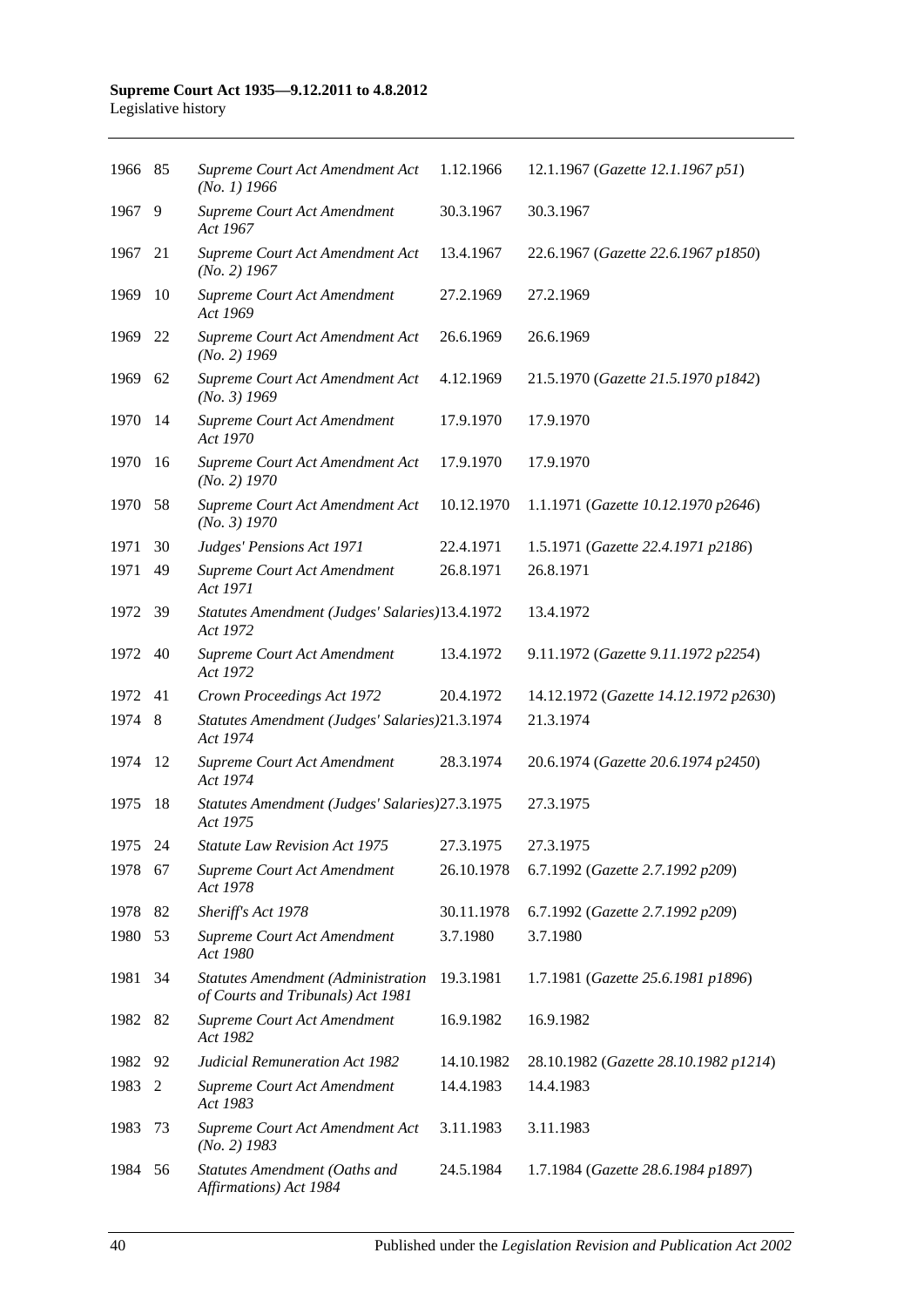| | | | | |
|---|---|---|---|---|
| 1966 | 85 | *Supreme Court Act Amendment Act (No. 1) 1966* | 1.12.1966 | 12.1.1967 (*Gazette 12.1.1967 p51*) |
| 1967 | 9 | *Supreme Court Act Amendment Act 1967* | 30.3.1967 | 30.3.1967 |
| 1967 | 21 | *Supreme Court Act Amendment Act (No. 2) 1967* | 13.4.1967 | 22.6.1967 (*Gazette 22.6.1967 p1850*) |
| 1969 | 10 | *Supreme Court Act Amendment Act 1969* | 27.2.1969 | 27.2.1969 |
| 1969 | 22 | *Supreme Court Act Amendment Act (No. 2) 1969* | 26.6.1969 | 26.6.1969 |
| 1969 | 62 | *Supreme Court Act Amendment Act (No. 3) 1969* | 4.12.1969 | 21.5.1970 (*Gazette 21.5.1970 p1842*) |
| 1970 | 14 | *Supreme Court Act Amendment Act 1970* | 17.9.1970 | 17.9.1970 |
| 1970 | 16 | *Supreme Court Act Amendment Act (No. 2) 1970* | 17.9.1970 | 17.9.1970 |
| 1970 | 58 | *Supreme Court Act Amendment Act (No. 3) 1970* | 10.12.1970 | 1.1.1971 (*Gazette 10.12.1970 p2646*) |
| 1971 | 30 | *Judges' Pensions Act 1971* | 22.4.1971 | 1.5.1971 (*Gazette 22.4.1971 p2186*) |
| 1971 | 49 | *Supreme Court Act Amendment Act 1971* | 26.8.1971 | 26.8.1971 |
| 1972 | 39 | *Statutes Amendment (Judges' Salaries) Act 1972* | 13.4.1972 | 13.4.1972 |
| 1972 | 40 | *Supreme Court Act Amendment Act 1972* | 13.4.1972 | 9.11.1972 (*Gazette 9.11.1972 p2254*) |
| 1972 | 41 | *Crown Proceedings Act 1972* | 20.4.1972 | 14.12.1972 (*Gazette 14.12.1972 p2630*) |
| 1974 | 8 | *Statutes Amendment (Judges' Salaries) Act 1974* | 21.3.1974 | 21.3.1974 |
| 1974 | 12 | *Supreme Court Act Amendment Act 1974* | 28.3.1974 | 20.6.1974 (*Gazette 20.6.1974 p2450*) |
| 1975 | 18 | *Statutes Amendment (Judges' Salaries) Act 1975* | 27.3.1975 | 27.3.1975 |
| 1975 | 24 | *Statute Law Revision Act 1975* | 27.3.1975 | 27.3.1975 |
| 1978 | 67 | *Supreme Court Act Amendment Act 1978* | 26.10.1978 | 6.7.1992 (*Gazette 2.7.1992 p209*) |
| 1978 | 82 | *Sheriff's Act 1978* | 30.11.1978 | 6.7.1992 (*Gazette 2.7.1992 p209*) |
| 1980 | 53 | *Supreme Court Act Amendment Act 1980* | 3.7.1980 | 3.7.1980 |
| 1981 | 34 | *Statutes Amendment (Administration of Courts and Tribunals) Act 1981* | 19.3.1981 | 1.7.1981 (*Gazette 25.6.1981 p1896*) |
| 1982 | 82 | *Supreme Court Act Amendment Act 1982* | 16.9.1982 | 16.9.1982 |
| 1982 | 92 | *Judicial Remuneration Act 1982* | 14.10.1982 | 28.10.1982 (*Gazette 28.10.1982 p1214*) |
| 1983 | 2 | *Supreme Court Act Amendment Act 1983* | 14.4.1983 | 14.4.1983 |
| 1983 | 73 | *Supreme Court Act Amendment Act (No. 2) 1983* | 3.11.1983 | 3.11.1983 |
| 1984 | 56 | *Statutes Amendment (Oaths and Affirmations) Act 1984* | 24.5.1984 | 1.7.1984 (*Gazette 28.6.1984 p1897*) |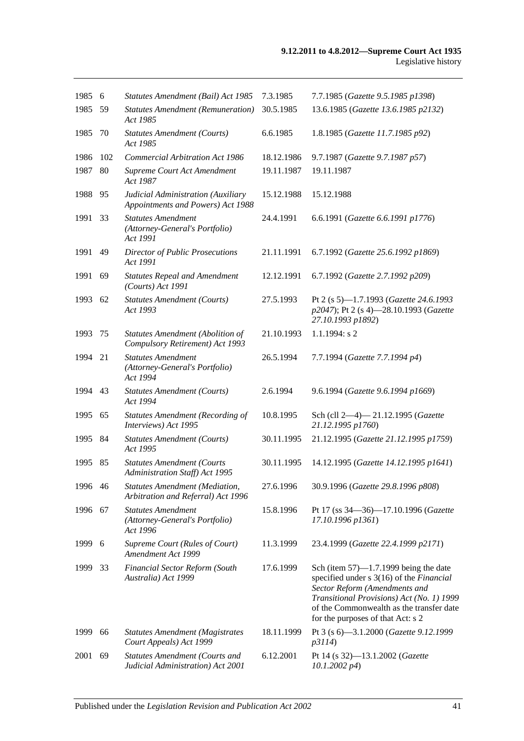| | | | | |
|---|---|---|---|---|
| 1985 | 6 | *Statutes Amendment (Bail) Act 1985* | 7.3.1985 | 7.7.1985 (*Gazette 9.5.1985 p1398*) |
| 1985 | 59 | *Statutes Amendment (Remuneration) Act 1985* | 30.5.1985 | 13.6.1985 (*Gazette 13.6.1985 p2132*) |
| 1985 | 70 | *Statutes Amendment (Courts) Act 1985* | 6.6.1985 | 1.8.1985 (*Gazette 11.7.1985 p92*) |
| 1986 | 102 | *Commercial Arbitration Act 1986* | 18.12.1986 | 9.7.1987 (*Gazette 9.7.1987 p57*) |
| 1987 | 80 | *Supreme Court Act Amendment Act 1987* | 19.11.1987 | 19.11.1987 |
| 1988 | 95 | *Judicial Administration (Auxiliary Appointments and Powers) Act 1988* | 15.12.1988 | 15.12.1988 |
| 1991 | 33 | *Statutes Amendment (Attorney-General's Portfolio) Act 1991* | 24.4.1991 | 6.6.1991 (*Gazette 6.6.1991 p1776*) |
| 1991 | 49 | *Director of Public Prosecutions Act 1991* | 21.11.1991 | 6.7.1992 (*Gazette 25.6.1992 p1869*) |
| 1991 | 69 | *Statutes Repeal and Amendment (Courts) Act 1991* | 12.12.1991 | 6.7.1992 (*Gazette 2.7.1992 p209*) |
| 1993 | 62 | *Statutes Amendment (Courts) Act 1993* | 27.5.1993 | Pt 2 (s 5)—1.7.1993 (*Gazette 24.6.1993 p2047*); Pt 2 (s 4)—28.10.1993 (*Gazette 27.10.1993 p1892*) |
| 1993 | 75 | *Statutes Amendment (Abolition of Compulsory Retirement) Act 1993* | 21.10.1993 | 1.1.1994: s 2 |
| 1994 | 21 | *Statutes Amendment (Attorney-General's Portfolio) Act 1994* | 26.5.1994 | 7.7.1994 (*Gazette 7.7.1994 p4*) |
| 1994 | 43 | *Statutes Amendment (Courts) Act 1994* | 2.6.1994 | 9.6.1994 (*Gazette 9.6.1994 p1669*) |
| 1995 | 65 | *Statutes Amendment (Recording of Interviews) Act 1995* | 10.8.1995 | Sch (cll 2—4)— 21.12.1995 (*Gazette 21.12.1995 p1760*) |
| 1995 | 84 | *Statutes Amendment (Courts) Act 1995* | 30.11.1995 | 21.12.1995 (*Gazette 21.12.1995 p1759*) |
| 1995 | 85 | *Statutes Amendment (Courts Administration Staff) Act 1995* | 30.11.1995 | 14.12.1995 (*Gazette 14.12.1995 p1641*) |
| 1996 | 46 | *Statutes Amendment (Mediation, Arbitration and Referral) Act 1996* | 27.6.1996 | 30.9.1996 (*Gazette 29.8.1996 p808*) |
| 1996 | 67 | *Statutes Amendment (Attorney-General's Portfolio) Act 1996* | 15.8.1996 | Pt 17 (ss 34—36)—17.10.1996 (*Gazette 17.10.1996 p1361*) |
| 1999 | 6 | *Supreme Court (Rules of Court) Amendment Act 1999* | 11.3.1999 | 23.4.1999 (*Gazette 22.4.1999 p2171*) |
| 1999 | 33 | *Financial Sector Reform (South Australia) Act 1999* | 17.6.1999 | Sch (item 57)—1.7.1999 being the date specified under s 3(16) of the *Financial Sector Reform (Amendments and Transitional Provisions) Act (No. 1) 1999* of the Commonwealth as the transfer date for the purposes of that Act: s 2 |
| 1999 | 66 | *Statutes Amendment (Magistrates Court Appeals) Act 1999* | 18.11.1999 | Pt 3 (s 6)—3.1.2000 (*Gazette 9.12.1999 p3114*) |
| 2001 | 69 | *Statutes Amendment (Courts and Judicial Administration) Act 2001* | 6.12.2001 | Pt 14 (s 32)—13.1.2002 (*Gazette 10.1.2002 p4*) |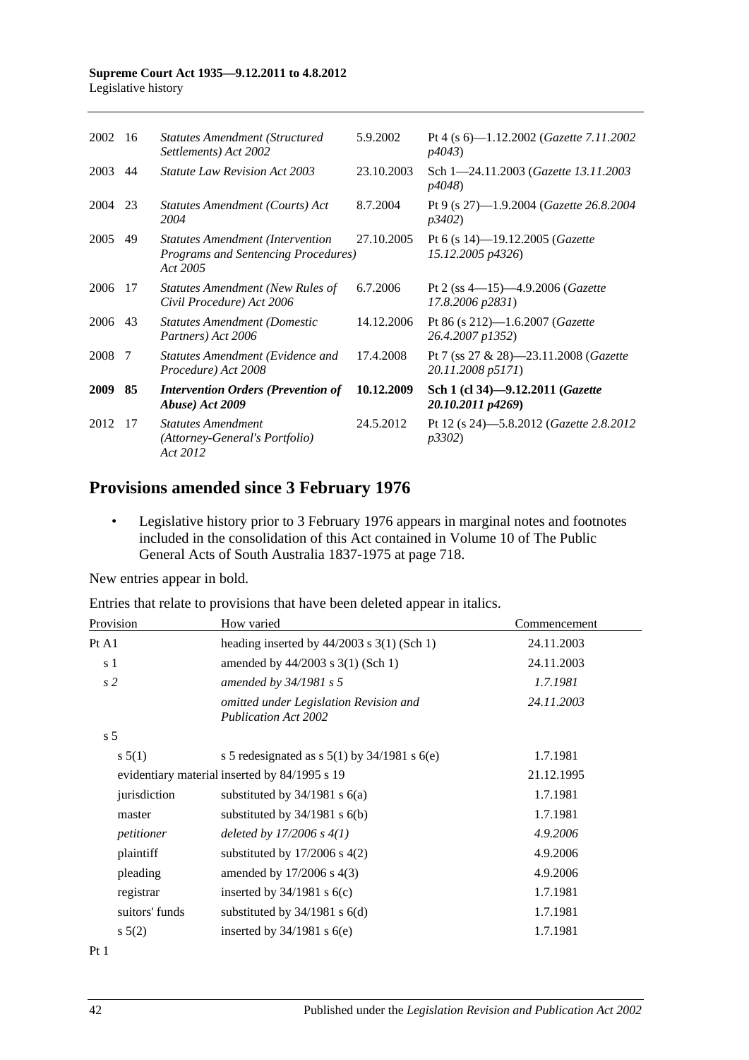| | | | | |
|---|---|---|---|---|
| 2002 | 16 | *Statutes Amendment (Structured Settlements) Act 2002* | 5.9.2002 | Pt 4 (s 6)—1.12.2002 (*Gazette 7.11.2002 p4043*) |
| 2003 | 44 | *Statute Law Revision Act 2003* | 23.10.2003 | Sch 1—24.11.2003 (*Gazette 13.11.2003 p4048*) |
| 2004 | 23 | *Statutes Amendment (Courts) Act 2004* | 8.7.2004 | Pt 9 (s 27)—1.9.2004 (*Gazette 26.8.2004 p3402*) |
| 2005 | 49 | *Statutes Amendment (Intervention Programs and Sentencing Procedures) Act 2005* | 27.10.2005 | Pt 6 (s 14)—19.12.2005 (*Gazette 15.12.2005 p4326*) |
| 2006 | 17 | *Statutes Amendment (New Rules of Civil Procedure) Act 2006* | 6.7.2006 | Pt 2 (ss 4—15)—4.9.2006 (*Gazette 17.8.2006 p2831*) |
| 2006 | 43 | *Statutes Amendment (Domestic Partners) Act 2006* | 14.12.2006 | Pt 86 (s 212)—1.6.2007 (*Gazette 26.4.2007 p1352*) |
| 2008 | 7 | *Statutes Amendment (Evidence and Procedure) Act 2008* | 17.4.2008 | Pt 7 (ss 27 & 28)—23.11.2008 (*Gazette 20.11.2008 p5171*) |
| **2009** | **85** | ***Intervention Orders (Prevention of Abuse) Act 2009*** | **10.12.2009** | **Sch 1 (cl 34)—9.12.2011 (*Gazette 20.10.2011 p4269*)** |
| 2012 | 17 | *Statutes Amendment (Attorney-General's Portfolio) Act 2012* | 24.5.2012 | Pt 12 (s 24)—5.8.2012 (*Gazette 2.8.2012 p3302*) |

## Provisions amended since 3 February 1976

- Legislative history prior to 3 February 1976 appears in marginal notes and footnotes included in the consolidation of this Act contained in Volume 10 of The Public General Acts of South Australia 1837-1975 at page 718.

New entries appear in bold.

Entries that relate to provisions that have been deleted appear in italics.

| Provision | How varied | Commencement |
|---|---|---|
| Pt A1 | heading inserted by 44/2003 s 3(1) (Sch 1) | 24.11.2003 |
| s 1 | amended by 44/2003 s 3(1) (Sch 1) | 24.11.2003 |
| *s 2* | *amended by 34/1981 s 5* | *1.7.1981* |
| | *omitted under Legislation Revision and Publication Act 2002* | *24.11.2003* |
| s 5 | | |
| s 5(1) | s 5 redesignated as s 5(1) by 34/1981 s 6(e) | 1.7.1981 |
| evidentiary material | inserted by 84/1995 s 19 | 21.12.1995 |
| jurisdiction | substituted by 34/1981 s 6(a) | 1.7.1981 |
| master | substituted by 34/1981 s 6(b) | 1.7.1981 |
| *petitioner* | *deleted by 17/2006 s 4(1)* | *4.9.2006* |
| plaintiff | substituted by 17/2006 s 4(2) | 4.9.2006 |
| pleading | amended by 17/2006 s 4(3) | 4.9.2006 |
| registrar | inserted by 34/1981 s 6(c) | 1.7.1981 |
| suitors' funds | substituted by 34/1981 s 6(d) | 1.7.1981 |
| s 5(2) | inserted by 34/1981 s 6(e) | 1.7.1981 |
| Pt 1 | | |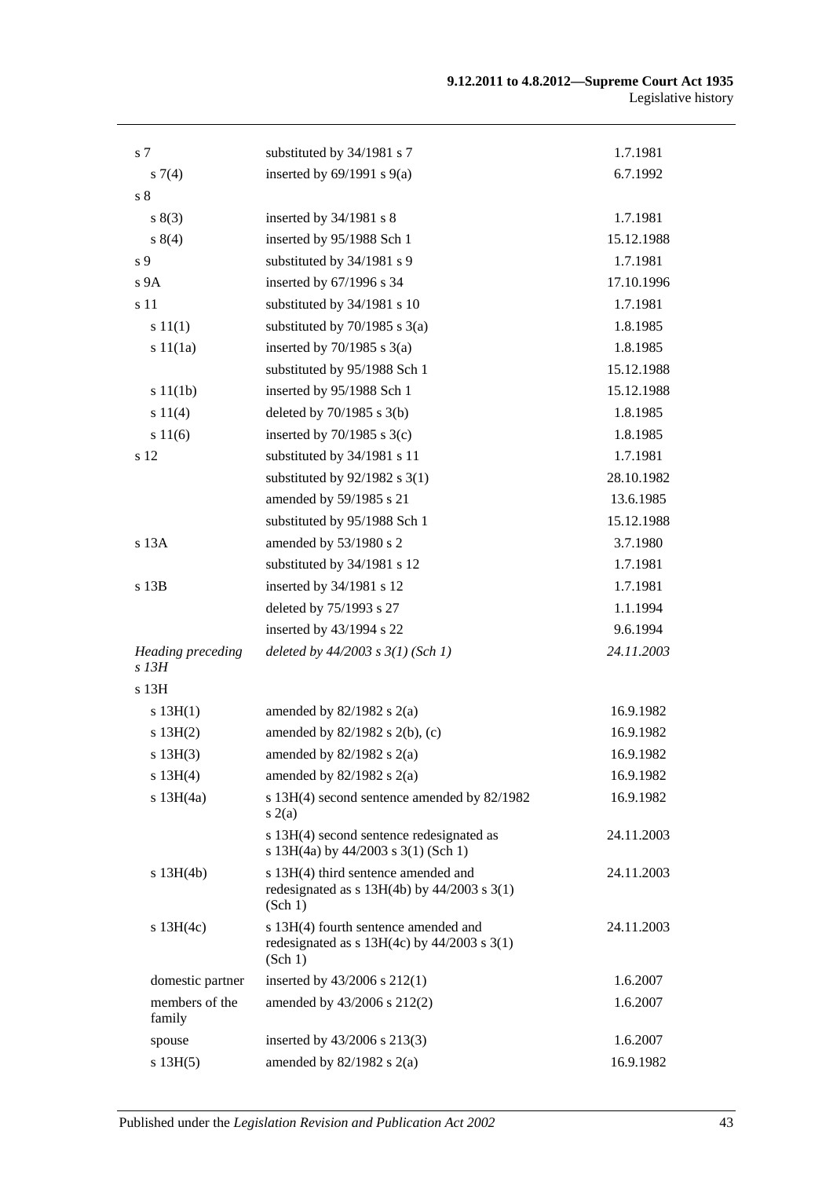| | | |
|---|---|---|
| s 7 | substituted by 34/1981 s 7 | 1.7.1981 |
| s 7(4) | inserted by 69/1991 s 9(a) | 6.7.1992 |
| s 8 | | |
| s 8(3) | inserted by 34/1981 s 8 | 1.7.1981 |
| s 8(4) | inserted by 95/1988 Sch 1 | 15.12.1988 |
| s 9 | substituted by 34/1981 s 9 | 1.7.1981 |
| s 9A | inserted by 67/1996 s 34 | 17.10.1996 |
| s 11 | substituted by 34/1981 s 10 | 1.7.1981 |
| s 11(1) | substituted by 70/1985 s 3(a) | 1.8.1985 |
| s 11(1a) | inserted by 70/1985 s 3(a) | 1.8.1985 |
| | substituted by 95/1988 Sch 1 | 15.12.1988 |
| s 11(1b) | inserted by 95/1988 Sch 1 | 15.12.1988 |
| s 11(4) | deleted by 70/1985 s 3(b) | 1.8.1985 |
| s 11(6) | inserted by 70/1985 s 3(c) | 1.8.1985 |
| s 12 | substituted by 34/1981 s 11 | 1.7.1981 |
| | substituted by 92/1982 s 3(1) | 28.10.1982 |
| | amended by 59/1985 s 21 | 13.6.1985 |
| | substituted by 95/1988 Sch 1 | 15.12.1988 |
| s 13A | amended by 53/1980 s 2 | 3.7.1980 |
| | substituted by 34/1981 s 12 | 1.7.1981 |
| s 13B | inserted by 34/1981 s 12 | 1.7.1981 |
| | deleted by 75/1993 s 27 | 1.1.1994 |
| | inserted by 43/1994 s 22 | 9.6.1994 |
| *Heading preceding s 13H* | *deleted by 44/2003 s 3(1) (Sch 1)* | *24.11.2003* |
| s 13H | | |
| s 13H(1) | amended by 82/1982 s 2(a) | 16.9.1982 |
| s 13H(2) | amended by 82/1982 s 2(b), (c) | 16.9.1982 |
| s 13H(3) | amended by 82/1982 s 2(a) | 16.9.1982 |
| s 13H(4) | amended by 82/1982 s 2(a) | 16.9.1982 |
| s 13H(4a) | s 13H(4) second sentence amended by 82/1982 s 2(a) | 16.9.1982 |
| | s 13H(4) second sentence redesignated as s 13H(4a) by 44/2003 s 3(1) (Sch 1) | 24.11.2003 |
| s 13H(4b) | s 13H(4) third sentence amended and redesignated as s 13H(4b) by 44/2003 s 3(1) (Sch 1) | 24.11.2003 |
| s 13H(4c) | s 13H(4) fourth sentence amended and redesignated as s 13H(4c) by 44/2003 s 3(1) (Sch 1) | 24.11.2003 |
| domestic partner | inserted by 43/2006 s 212(1) | 1.6.2007 |
| members of the family | amended by 43/2006 s 212(2) | 1.6.2007 |
| spouse | inserted by 43/2006 s 213(3) | 1.6.2007 |
| s 13H(5) | amended by 82/1982 s 2(a) | 16.9.1982 |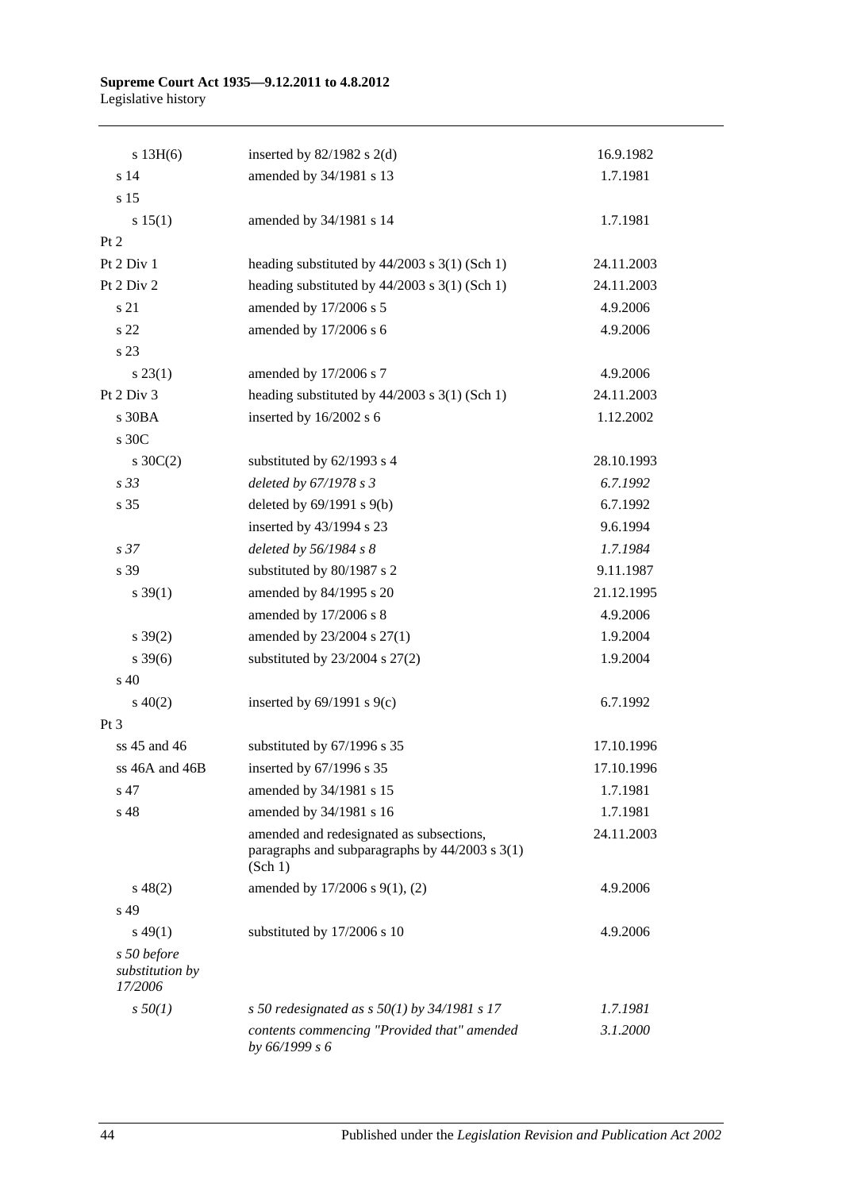| | | |
|---|---|---|
| s 13H(6) | inserted by 82/1982 s 2(d) | 16.9.1982 |
| s 14 | amended by 34/1981 s 13 | 1.7.1981 |
| s 15 | | |
| s 15(1) | amended by 34/1981 s 14 | 1.7.1981 |
| Pt 2 | | |
| Pt 2 Div 1 | heading substituted by 44/2003 s 3(1) (Sch 1) | 24.11.2003 |
| Pt 2 Div 2 | heading substituted by 44/2003 s 3(1) (Sch 1) | 24.11.2003 |
| s 21 | amended by 17/2006 s 5 | 4.9.2006 |
| s 22 | amended by 17/2006 s 6 | 4.9.2006 |
| s 23 | | |
| s 23(1) | amended by 17/2006 s 7 | 4.9.2006 |
| Pt 2 Div 3 | heading substituted by 44/2003 s 3(1) (Sch 1) | 24.11.2003 |
| s 30BA | inserted by 16/2002 s 6 | 1.12.2002 |
| s 30C | | |
| s 30C(2) | substituted by 62/1993 s 4 | 28.10.1993 |
| *s 33* | *deleted by 67/1978 s 3* | *6.7.1992* |
| s 35 | deleted by 69/1991 s 9(b) | 6.7.1992 |
| | inserted by 43/1994 s 23 | 9.6.1994 |
| *s 37* | *deleted by 56/1984 s 8* | *1.7.1984* |
| s 39 | substituted by 80/1987 s 2 | 9.11.1987 |
| s 39(1) | amended by 84/1995 s 20 | 21.12.1995 |
| | amended by 17/2006 s 8 | 4.9.2006 |
| s 39(2) | amended by 23/2004 s 27(1) | 1.9.2004 |
| s 39(6) | substituted by 23/2004 s 27(2) | 1.9.2004 |
| s 40 | | |
| s 40(2) | inserted by 69/1991 s 9(c) | 6.7.1992 |
| Pt 3 | | |
| ss 45 and 46 | substituted by 67/1996 s 35 | 17.10.1996 |
| ss 46A and 46B | inserted by 67/1996 s 35 | 17.10.1996 |
| s 47 | amended by 34/1981 s 15 | 1.7.1981 |
| s 48 | amended by 34/1981 s 16 | 1.7.1981 |
| | amended and redesignated as subsections, paragraphs and subparagraphs by 44/2003 s 3(1) (Sch 1) | 24.11.2003 |
| s 48(2) | amended by 17/2006 s 9(1), (2) | 4.9.2006 |
| s 49 | | |
| s 49(1) | substituted by 17/2006 s 10 | 4.9.2006 |
| *s 50 before substitution by 17/2006* | | |
| *s 50(1)* | *s 50 redesignated as s 50(1) by 34/1981 s 17* | *1.7.1981* |
| | *contents commencing "Provided that" amended by 66/1999 s 6* | *3.1.2000* |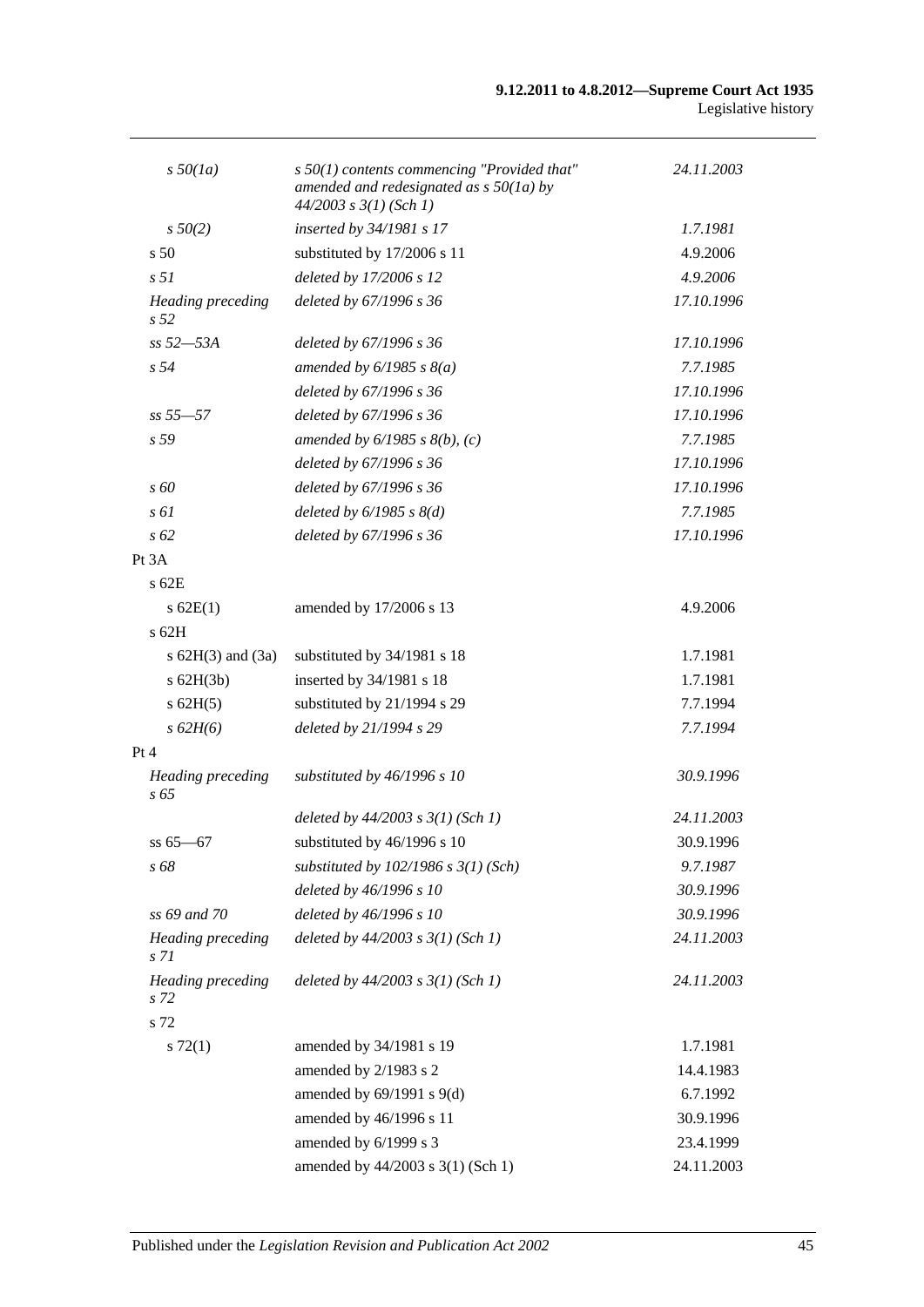| | | |
|---|---|---|
| *s 50(1a)* | *s 50(1) contents commencing "Provided that" amended and redesignated as s 50(1a) by 44/2003 s 3(1) (Sch 1)* | *24.11.2003* |
| *s 50(2)* | *inserted by 34/1981 s 17* | *1.7.1981* |
| s 50 | substituted by 17/2006 s 11 | 4.9.2006 |
| *s 51* | *deleted by 17/2006 s 12* | *4.9.2006* |
| *Heading preceding s 52* | *deleted by 67/1996 s 36* | *17.10.1996* |
| *ss 52—53A* | *deleted by 67/1996 s 36* | *17.10.1996* |
| *s 54* | *amended by 6/1985 s 8(a)* | *7.7.1985* |
| | *deleted by 67/1996 s 36* | *17.10.1996* |
| *ss 55—57* | *deleted by 67/1996 s 36* | *17.10.1996* |
| *s 59* | *amended by 6/1985 s 8(b), (c)* | *7.7.1985* |
| | *deleted by 67/1996 s 36* | *17.10.1996* |
| *s 60* | *deleted by 67/1996 s 36* | *17.10.1996* |
| *s 61* | *deleted by 6/1985 s 8(d)* | *7.7.1985* |
| *s 62* | *deleted by 67/1996 s 36* | *17.10.1996* |
| Pt 3A | | |
| s 62E | | |
| s 62E(1) | amended by 17/2006 s 13 | 4.9.2006 |
| s 62H | | |
| s 62H(3) and (3a) | substituted by 34/1981 s 18 | 1.7.1981 |
| s 62H(3b) | inserted by 34/1981 s 18 | 1.7.1981 |
| s 62H(5) | substituted by 21/1994 s 29 | 7.7.1994 |
| *s 62H(6)* | *deleted by 21/1994 s 29* | *7.7.1994* |
| Pt 4 | | |
| *Heading preceding s 65* | *substituted by 46/1996 s 10* | *30.9.1996* |
| | *deleted by 44/2003 s 3(1) (Sch 1)* | *24.11.2003* |
| ss 65—67 | substituted by 46/1996 s 10 | 30.9.1996 |
| *s 68* | *substituted by 102/1986 s 3(1) (Sch)* | *9.7.1987* |
| | *deleted by 46/1996 s 10* | *30.9.1996* |
| *ss 69 and 70* | *deleted by 46/1996 s 10* | *30.9.1996* |
| *Heading preceding s 71* | *deleted by 44/2003 s 3(1) (Sch 1)* | *24.11.2003* |
| *Heading preceding s 72* | *deleted by 44/2003 s 3(1) (Sch 1)* | *24.11.2003* |
| s 72 | | |
| s 72(1) | amended by 34/1981 s 19 | 1.7.1981 |
| | amended by 2/1983 s 2 | 14.4.1983 |
| | amended by 69/1991 s 9(d) | 6.7.1992 |
| | amended by 46/1996 s 11 | 30.9.1996 |
| | amended by 6/1999 s 3 | 23.4.1999 |
| | amended by 44/2003 s 3(1) (Sch 1) | 24.11.2003 |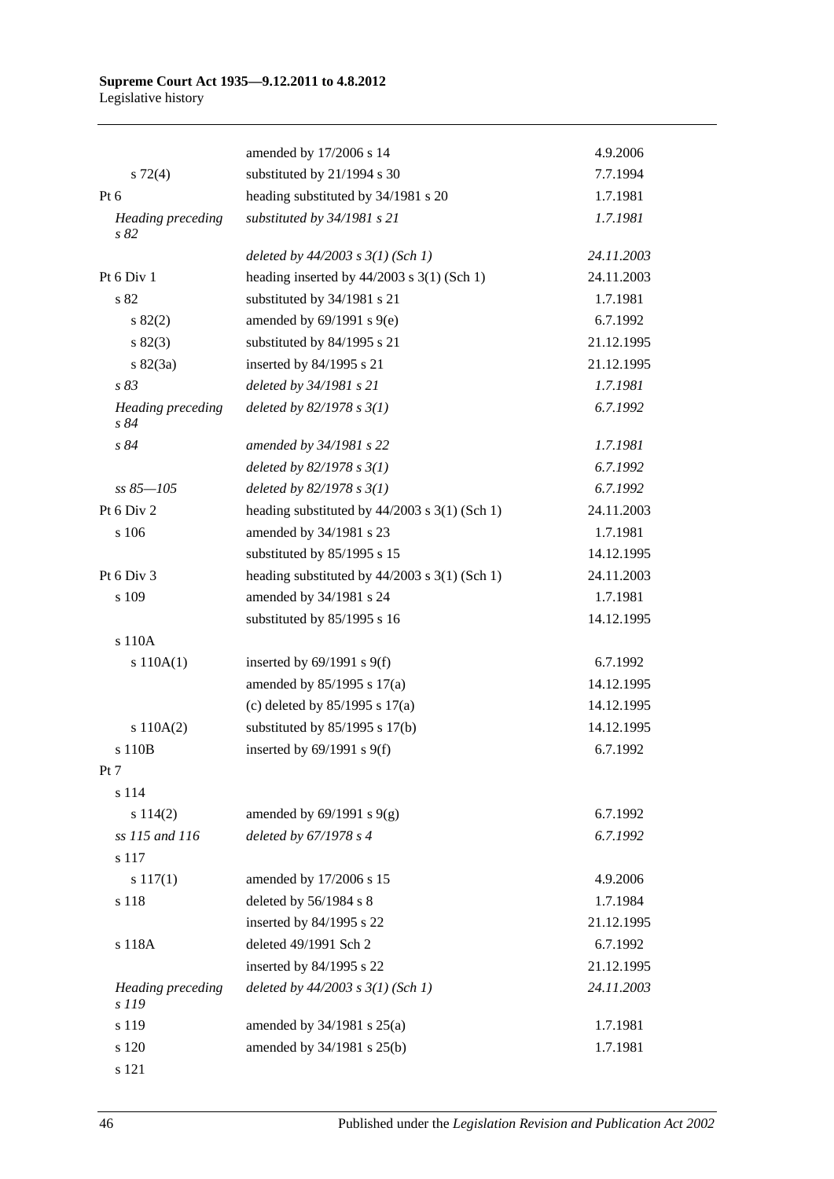| | | |
|---|---|---|
| | amended by 17/2006 s 14 | 4.9.2006 |
| s 72(4) | substituted by 21/1994 s 30 | 7.7.1994 |
| Pt 6 | heading substituted by 34/1981 s 20 | 1.7.1981 |
| *Heading preceding s 82* | *substituted by 34/1981 s 21* | *1.7.1981* |
| | *deleted by 44/2003 s 3(1) (Sch 1)* | *24.11.2003* |
| Pt 6 Div 1 | heading inserted by 44/2003 s 3(1) (Sch 1) | 24.11.2003 |
| s 82 | substituted by 34/1981 s 21 | 1.7.1981 |
| s 82(2) | amended by 69/1991 s 9(e) | 6.7.1992 |
| s 82(3) | substituted by 84/1995 s 21 | 21.12.1995 |
| s 82(3a) | inserted by 84/1995 s 21 | 21.12.1995 |
| *s 83* | *deleted by 34/1981 s 21* | *1.7.1981* |
| *Heading preceding s 84* | *deleted by 82/1978 s 3(1)* | *6.7.1992* |
| *s 84* | *amended by 34/1981 s 22* | *1.7.1981* |
| | *deleted by 82/1978 s 3(1)* | *6.7.1992* |
| *ss 85—105* | *deleted by 82/1978 s 3(1)* | *6.7.1992* |
| Pt 6 Div 2 | heading substituted by 44/2003 s 3(1) (Sch 1) | 24.11.2003 |
| s 106 | amended by 34/1981 s 23 | 1.7.1981 |
| | substituted by 85/1995 s 15 | 14.12.1995 |
| Pt 6 Div 3 | heading substituted by 44/2003 s 3(1) (Sch 1) | 24.11.2003 |
| s 109 | amended by 34/1981 s 24 | 1.7.1981 |
| | substituted by 85/1995 s 16 | 14.12.1995 |
| s 110A | | |
| s 110A(1) | inserted by 69/1991 s 9(f) | 6.7.1992 |
| | amended by 85/1995 s 17(a) | 14.12.1995 |
| | (c) deleted by 85/1995 s 17(a) | 14.12.1995 |
| s 110A(2) | substituted by 85/1995 s 17(b) | 14.12.1995 |
| s 110B | inserted by 69/1991 s 9(f) | 6.7.1992 |
| Pt 7 | | |
| s 114 | | |
| s 114(2) | amended by 69/1991 s 9(g) | 6.7.1992 |
| *ss 115 and 116* | *deleted by 67/1978 s 4* | *6.7.1992* |
| s 117 | | |
| s 117(1) | amended by 17/2006 s 15 | 4.9.2006 |
| s 118 | deleted by 56/1984 s 8 | 1.7.1984 |
| | inserted by 84/1995 s 22 | 21.12.1995 |
| s 118A | deleted 49/1991 Sch 2 | 6.7.1992 |
| | inserted by 84/1995 s 22 | 21.12.1995 |
| *Heading preceding s 119* | *deleted by 44/2003 s 3(1) (Sch 1)* | *24.11.2003* |
| s 119 | amended by 34/1981 s 25(a) | 1.7.1981 |
| s 120 | amended by 34/1981 s 25(b) | 1.7.1981 |
| s 121 | | |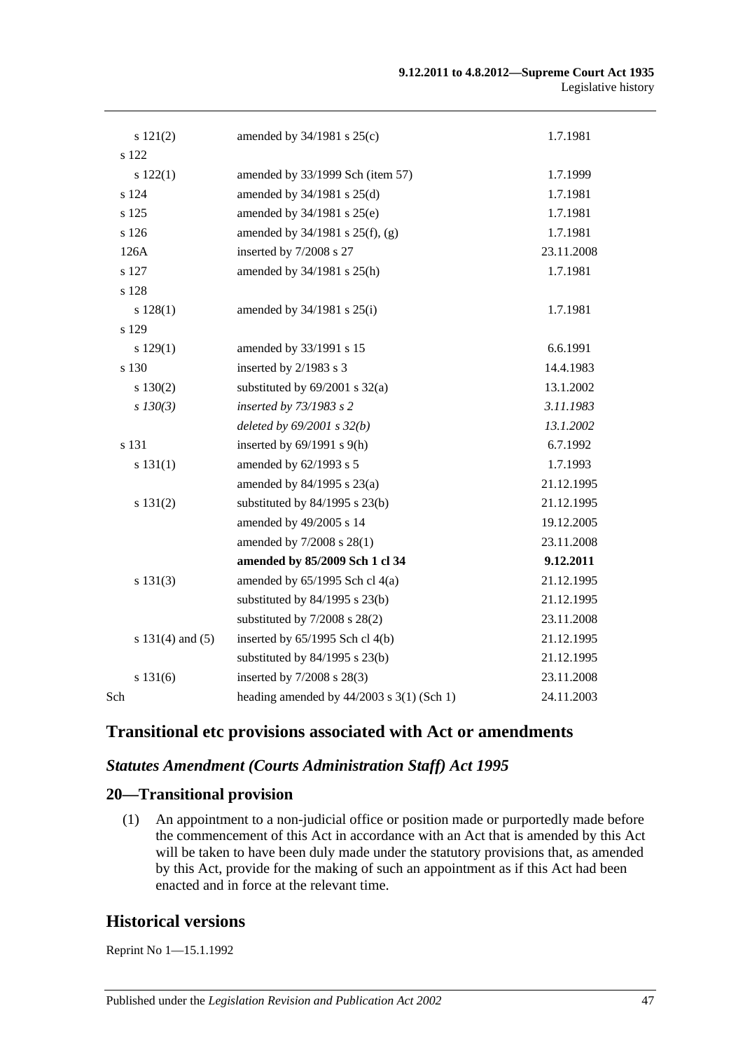| | | |
|---|---|---|
| s 121(2) | amended by 34/1981 s 25(c) | 1.7.1981 |
| s 122 | | |
| s 122(1) | amended by 33/1999 Sch (item 57) | 1.7.1999 |
| s 124 | amended by 34/1981 s 25(d) | 1.7.1981 |
| s 125 | amended by 34/1981 s 25(e) | 1.7.1981 |
| s 126 | amended by 34/1981 s 25(f), (g) | 1.7.1981 |
| 126A | inserted by 7/2008 s 27 | 23.11.2008 |
| s 127 | amended by 34/1981 s 25(h) | 1.7.1981 |
| s 128 | | |
| s 128(1) | amended by 34/1981 s 25(i) | 1.7.1981 |
| s 129 | | |
| s 129(1) | amended by 33/1991 s 15 | 6.6.1991 |
| s 130 | inserted by 2/1983 s 3 | 14.4.1983 |
| s 130(2) | substituted by 69/2001 s 32(a) | 13.1.2002 |
| *s 130(3)* | *inserted by 73/1983 s 2* | *3.11.1983* |
| | *deleted by 69/2001 s 32(b)* | *13.1.2002* |
| s 131 | inserted by 69/1991 s 9(h) | 6.7.1992 |
| s 131(1) | amended by 62/1993 s 5 | 1.7.1993 |
| | amended by 84/1995 s 23(a) | 21.12.1995 |
| s 131(2) | substituted by 84/1995 s 23(b) | 21.12.1995 |
| | amended by 49/2005 s 14 | 19.12.2005 |
| | amended by 7/2008 s 28(1) | 23.11.2008 |
| | **amended by 85/2009 Sch 1 cl 34** | **9.12.2011** |
| s 131(3) | amended by 65/1995 Sch cl 4(a) | 21.12.1995 |
| | substituted by 84/1995 s 23(b) | 21.12.1995 |
| | substituted by 7/2008 s 28(2) | 23.11.2008 |
| s 131(4) and (5) | inserted by 65/1995 Sch cl 4(b) | 21.12.1995 |
| | substituted by 84/1995 s 23(b) | 21.12.1995 |
| s 131(6) | inserted by 7/2008 s 28(3) | 23.11.2008 |
| Sch | heading amended by 44/2003 s 3(1) (Sch 1) | 24.11.2003 |

## Transitional etc provisions associated with Act or amendments

### *Statutes Amendment (Courts Administration Staff) Act 1995*

## 20—Transitional provision

(1) An appointment to a non-judicial office or position made or purportedly made before the commencement of this Act in accordance with an Act that is amended by this Act will be taken to have been duly made under the statutory provisions that, as amended by this Act, provide for the making of such an appointment as if this Act had been enacted and in force at the relevant time.

## Historical versions

Reprint No 1—15.1.1992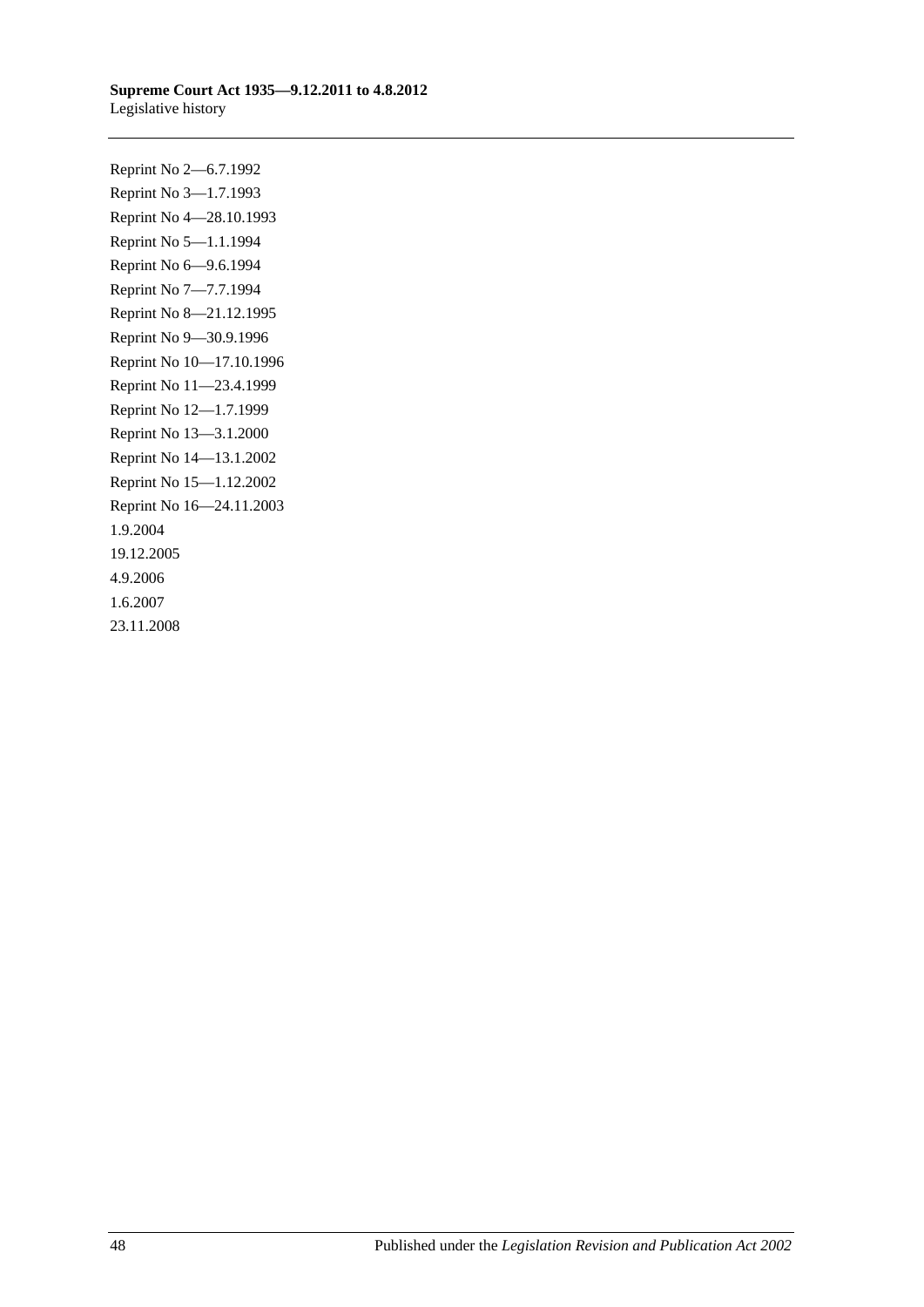Reprint No 2—6.7.1992

Reprint No 3—1.7.1993

Reprint No 4—28.10.1993

Reprint No 5—1.1.1994

Reprint No 6—9.6.1994

Reprint No 7—7.7.1994

Reprint No 8—21.12.1995

Reprint No 9—30.9.1996

Reprint No 10—17.10.1996

Reprint No 11—23.4.1999

Reprint No 12—1.7.1999

Reprint No 13—3.1.2000

Reprint No 14—13.1.2002

Reprint No 15—1.12.2002

Reprint No 16—24.11.2003

1.9.2004

19.12.2005

4.9.2006

1.6.2007

23.11.2008